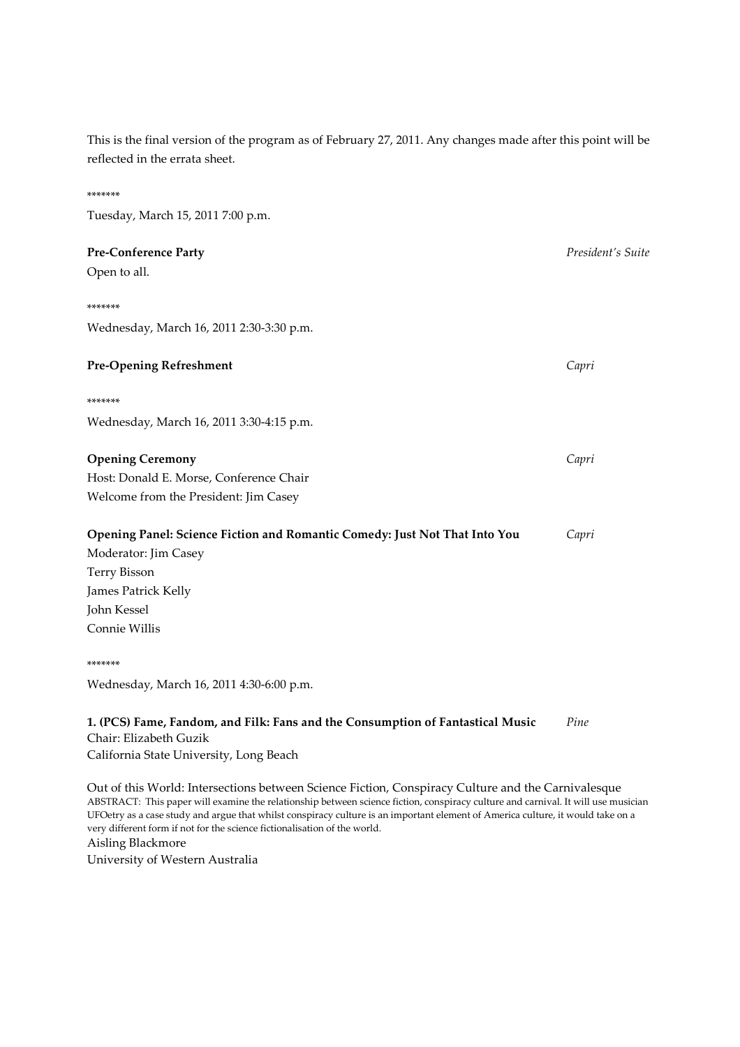This is the final version of the program as of February 27, 2011. Any changes made after this point will be reflected in the errata sheet.

*******

Tuesday, March 15, 2011 7:00 p.m.

**Pre-Conference Party** *President's Suite*

Open to all.

*******

Wednesday, March 16, 2011 2:30-3:30 p.m.

**Pre-Opening Refreshment** *Capri*

*******

Wednesday, March 16, 2011 3:30-4:15 p.m.

**Opening Ceremony** *Capri*

Host: Donald E. Morse, Conference Chair

Welcome from the President: Jim Casey

**Opening Panel: Science Fiction and Romantic Comedy: Just Not That Into You** *Capri*

Moderator: Jim Casey

Terry Bisson

James Patrick Kelly

John Kessel

Connie Willis

*******

Wednesday, March 16, 2011 4:30-6:00 p.m.

**1. (PCS) Fame, Fandom, and Filk: Fans and the Consumption of Fantastical Music** *Pine*

Chair: Elizabeth Guzik

California State University, Long Beach

Out of this World: Intersections between Science Fiction, Conspiracy Culture and the Carnivalesque

ABSTRACT: This paper will examine the relationship between science fiction, conspiracy culture and carnival. It will use musician UFOetry as a case study and argue that whilst conspiracy culture is an important element of America culture, it would take on a very different form if not for the science fictionalisation of the world.

Aisling Blackmore

University of Western Australia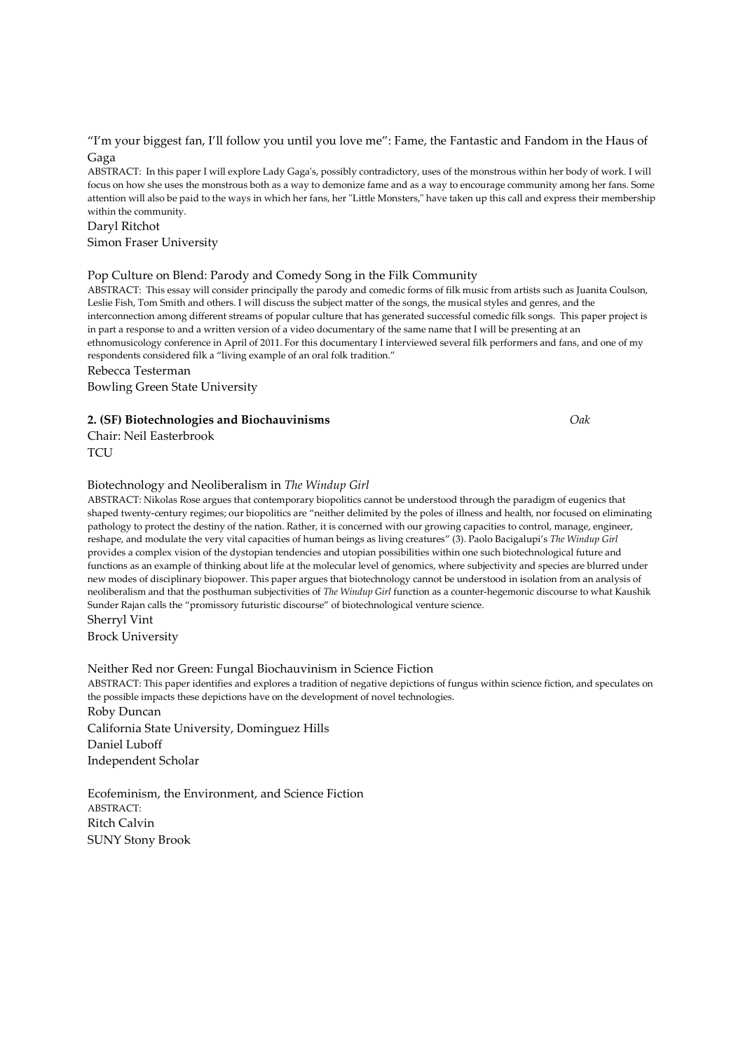"I'm your biggest fan, I'll follow you until you love me": Fame, the Fantastic and Fandom in the Haus of Gaga

ABSTRACT: In this paper I will explore Lady Gaga's, possibly contradictory, uses of the monstrous within her body of work. I will focus on how she uses the monstrous both as a way to demonize fame and as a way to encourage community among her fans. Some attention will also be paid to the ways in which her fans, her "Little Monsters," have taken up this call and express their membership within the community.

Daryl Ritchot
Simon Fraser University

Pop Culture on Blend: Parody and Comedy Song in the Filk Community

ABSTRACT: This essay will consider principally the parody and comedic forms of filk music from artists such as Juanita Coulson, Leslie Fish, Tom Smith and others. I will discuss the subject matter of the songs, the musical styles and genres, and the interconnection among different streams of popular culture that has generated successful comedic filk songs. This paper project is in part a response to and a written version of a video documentary of the same name that I will be presenting at an ethnomusicology conference in April of 2011. For this documentary I interviewed several filk performers and fans, and one of my respondents considered filk a "living example of an oral folk tradition."

Rebecca Testerman
Bowling Green State University

**2. (SF) Biotechnologies and Biochauvinisms** *Oak*

Chair: Neil Easterbrook
TCU

Biotechnology and Neoliberalism in *The Windup Girl*

ABSTRACT: Nikolas Rose argues that contemporary biopolitics cannot be understood through the paradigm of eugenics that shaped twenty-century regimes; our biopolitics are "neither delimited by the poles of illness and health, nor focused on eliminating pathology to protect the destiny of the nation. Rather, it is concerned with our growing capacities to control, manage, engineer, reshape, and modulate the very vital capacities of human beings as living creatures" (3). Paolo Bacigalupi's *The Windup Girl* provides a complex vision of the dystopian tendencies and utopian possibilities within one such biotechnological future and functions as an example of thinking about life at the molecular level of genomics, where subjectivity and species are blurred under new modes of disciplinary biopower. This paper argues that biotechnology cannot be understood in isolation from an analysis of neoliberalism and that the posthuman subjectivities of *The Windup Girl* function as a counter-hegemonic discourse to what Kaushik Sunder Rajan calls the "promissory futuristic discourse" of biotechnological venture science.

Sherryl Vint
Brock University

Neither Red nor Green: Fungal Biochauvinism in Science Fiction

ABSTRACT: This paper identifies and explores a tradition of negative depictions of fungus within science fiction, and speculates on the possible impacts these depictions have on the development of novel technologies.

Roby Duncan
California State University, Dominguez Hills
Daniel Luboff
Independent Scholar

Ecofeminism, the Environment, and Science Fiction

ABSTRACT:

Ritch Calvin
SUNY Stony Brook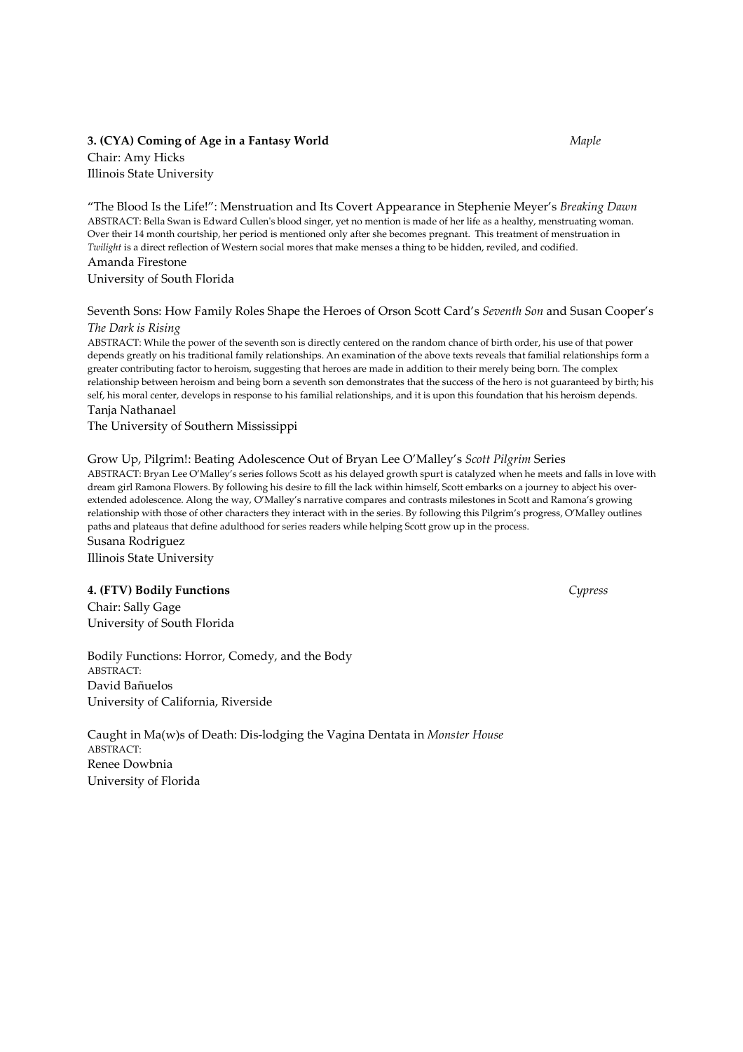**3. (CYA) Coming of Age in a Fantasy World** *Maple*

Chair: Amy Hicks
Illinois State University

"The Blood Is the Life!": Menstruation and Its Covert Appearance in Stephenie Meyer's *Breaking Dawn*

ABSTRACT: Bella Swan is Edward Cullen's blood singer, yet no mention is made of her life as a healthy, menstruating woman. Over their 14 month courtship, her period is mentioned only after she becomes pregnant. This treatment of menstruation in *Twilight* is a direct reflection of Western social mores that make menses a thing to be hidden, reviled, and codified.

Amanda Firestone
University of South Florida

Seventh Sons: How Family Roles Shape the Heroes of Orson Scott Card's *Seventh Son* and Susan Cooper's *The Dark is Rising*

ABSTRACT: While the power of the seventh son is directly centered on the random chance of birth order, his use of that power depends greatly on his traditional family relationships. An examination of the above texts reveals that familial relationships form a greater contributing factor to heroism, suggesting that heroes are made in addition to their merely being born. The complex relationship between heroism and being born a seventh son demonstrates that the success of the hero is not guaranteed by birth; his self, his moral center, develops in response to his familial relationships, and it is upon this foundation that his heroism depends.

Tanja Nathanael
The University of Southern Mississippi

Grow Up, Pilgrim!: Beating Adolescence Out of Bryan Lee O'Malley's *Scott Pilgrim* Series

ABSTRACT: Bryan Lee O'Malley's series follows Scott as his delayed growth spurt is catalyzed when he meets and falls in love with dream girl Ramona Flowers. By following his desire to fill the lack within himself, Scott embarks on a journey to abject his over-extended adolescence. Along the way, O'Malley's narrative compares and contrasts milestones in Scott and Ramona's growing relationship with those of other characters they interact with in the series. By following this Pilgrim's progress, O'Malley outlines paths and plateaus that define adulthood for series readers while helping Scott grow up in the process.

Susana Rodriguez
Illinois State University

**4. (FTV) Bodily Functions** *Cypress*

Chair: Sally Gage
University of South Florida

Bodily Functions: Horror, Comedy, and the Body

ABSTRACT:

David Bañuelos
University of California, Riverside

Caught in Ma(w)s of Death: Dis-lodging the Vagina Dentata in *Monster House*

ABSTRACT:

Renee Dowbnia
University of Florida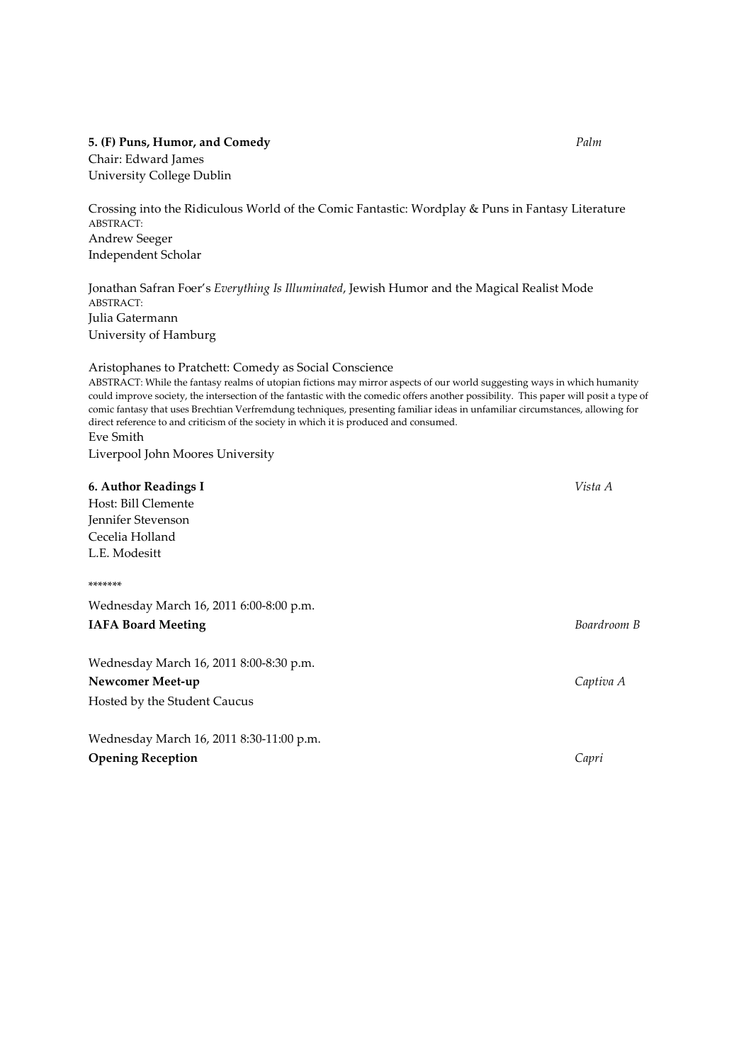**5. (F) Puns, Humor, and Comedy** *Palm*

Chair: Edward James
University College Dublin

Crossing into the Ridiculous World of the Comic Fantastic: Wordplay & Puns in Fantasy Literature
ABSTRACT:
Andrew Seeger
Independent Scholar

Jonathan Safran Foer's *Everything Is Illuminated*, Jewish Humor and the Magical Realist Mode
ABSTRACT:
Julia Gatermann
University of Hamburg

Aristophanes to Pratchett: Comedy as Social Conscience
ABSTRACT: While the fantasy realms of utopian fictions may mirror aspects of our world suggesting ways in which humanity could improve society, the intersection of the fantastic with the comedic offers another possibility. This paper will posit a type of comic fantasy that uses Brechtian Verfremdung techniques, presenting familiar ideas in unfamiliar circumstances, allowing for direct reference to and criticism of the society in which it is produced and consumed.
Eve Smith
Liverpool John Moores University

**6. Author Readings I** *Vista A*

Host: Bill Clemente
Jennifer Stevenson
Cecelia Holland
L.E. Modesitt

*******

Wednesday March 16, 2011 6:00-8:00 p.m.
**IAFA Board Meeting** *Boardroom B*

Wednesday March 16, 2011 8:00-8:30 p.m.
**Newcomer Meet-up** *Captiva A*
Hosted by the Student Caucus

Wednesday March 16, 2011 8:30-11:00 p.m.
**Opening Reception** *Capri*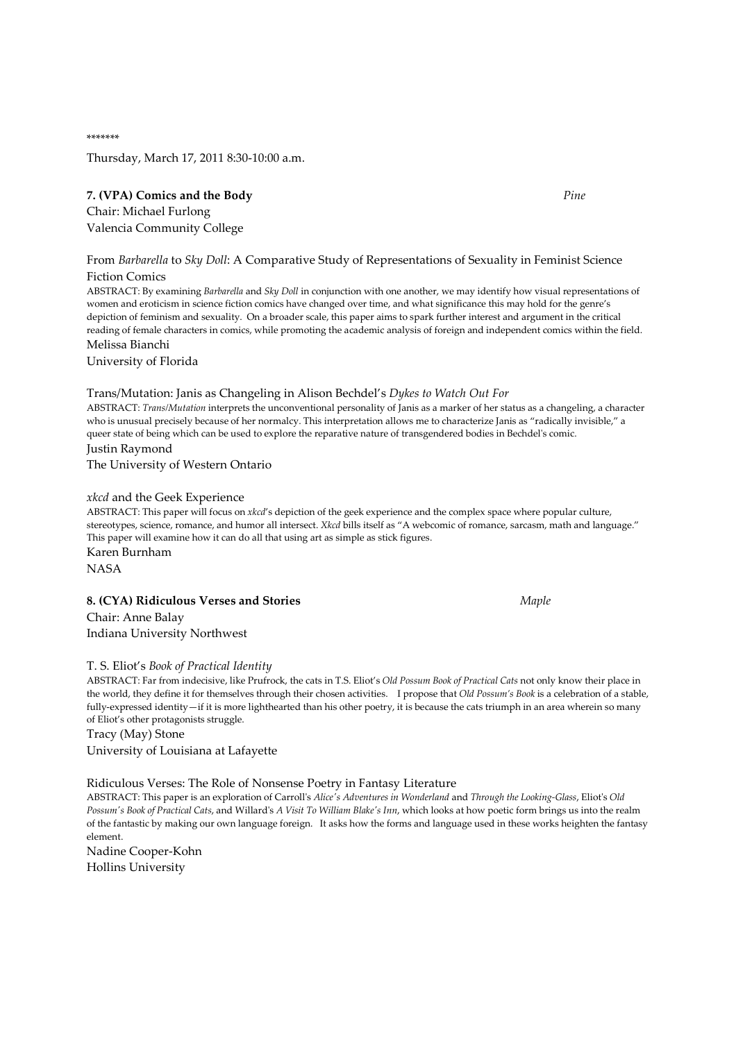*******

Thursday, March 17, 2011 8:30-10:00 a.m.

**7. (VPA) Comics and the Body** *Pine*

Chair: Michael Furlong
Valencia Community College

From *Barbarella* to *Sky Doll*: A Comparative Study of Representations of Sexuality in Feminist Science Fiction Comics

ABSTRACT: By examining *Barbarella* and *Sky Doll* in conjunction with one another, we may identify how visual representations of women and eroticism in science fiction comics have changed over time, and what significance this may hold for the genre's depiction of feminism and sexuality. On a broader scale, this paper aims to spark further interest and argument in the critical reading of female characters in comics, while promoting the academic analysis of foreign and independent comics within the field.

Melissa Bianchi
University of Florida

Trans/Mutation: Janis as Changeling in Alison Bechdel's *Dykes to Watch Out For*

ABSTRACT: *Trans/Mutation* interprets the unconventional personality of Janis as a marker of her status as a changeling, a character who is unusual precisely because of her normalcy. This interpretation allows me to characterize Janis as "radically invisible," a queer state of being which can be used to explore the reparative nature of transgendered bodies in Bechdel's comic.

Justin Raymond
The University of Western Ontario

*xkcd* and the Geek Experience

ABSTRACT: This paper will focus on *xkcd*'s depiction of the geek experience and the complex space where popular culture, stereotypes, science, romance, and humor all intersect. *Xkcd* bills itself as "A webcomic of romance, sarcasm, math and language." This paper will examine how it can do all that using art as simple as stick figures.

Karen Burnham
NASA

**8. (CYA) Ridiculous Verses and Stories** *Maple*

Chair: Anne Balay
Indiana University Northwest

T. S. Eliot's *Book of Practical Identity*

ABSTRACT: Far from indecisive, like Prufrock, the cats in T.S. Eliot's *Old Possum Book of Practical Cats* not only know their place in the world, they define it for themselves through their chosen activities. I propose that *Old Possum's Book* is a celebration of a stable, fully-expressed identity—if it is more lighthearted than his other poetry, it is because the cats triumph in an area wherein so many of Eliot's other protagonists struggle.

Tracy (May) Stone
University of Louisiana at Lafayette

Ridiculous Verses: The Role of Nonsense Poetry in Fantasy Literature

ABSTRACT: This paper is an exploration of Carroll's *Alice's Adventures in Wonderland* and *Through the Looking-Glass*, Eliot's *Old Possum's Book of Practical Cats*, and Willard's *A Visit To William Blake's Inn*, which looks at how poetic form brings us into the realm of the fantastic by making our own language foreign. It asks how the forms and language used in these works heighten the fantasy element.

Nadine Cooper-Kohn
Hollins University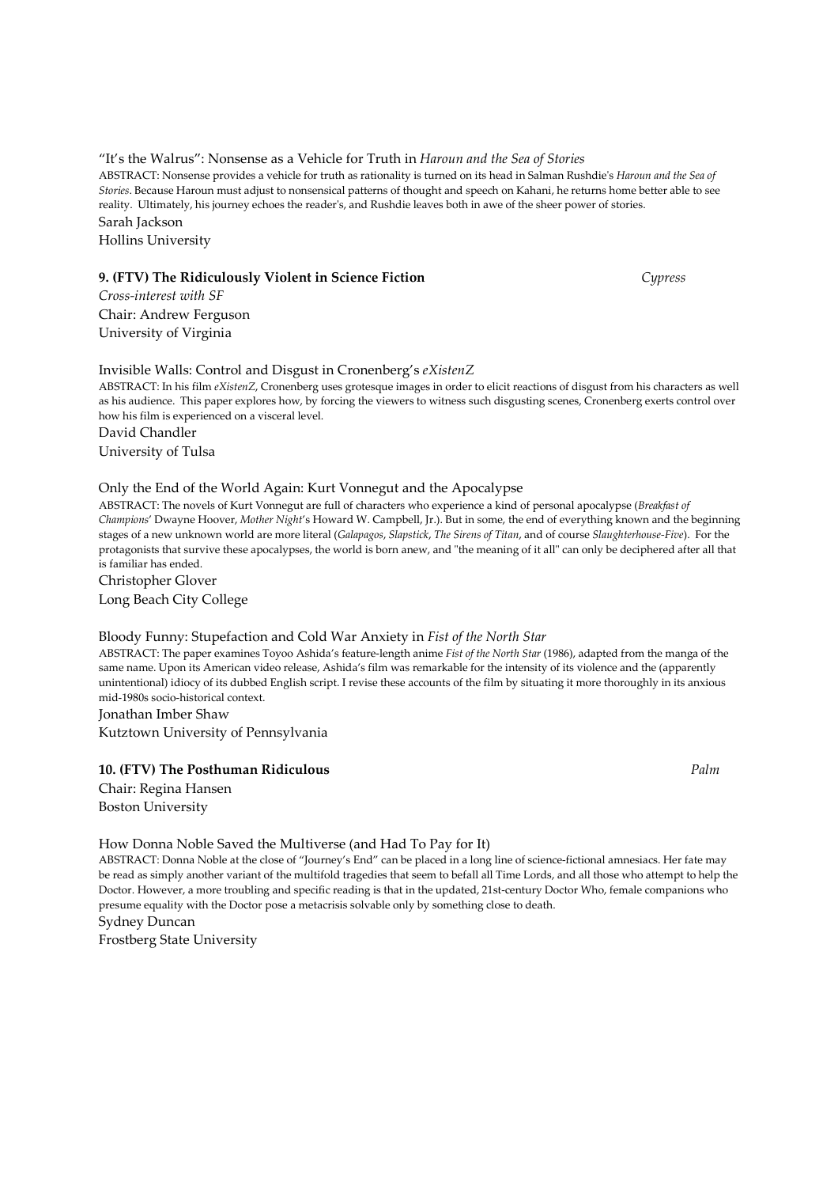"It's the Walrus": Nonsense as a Vehicle for Truth in *Haroun and the Sea of Stories*

ABSTRACT: Nonsense provides a vehicle for truth as rationality is turned on its head in Salman Rushdie's *Haroun and the Sea of Stories*. Because Haroun must adjust to nonsensical patterns of thought and speech on Kahani, he returns home better able to see reality. Ultimately, his journey echoes the reader's, and Rushdie leaves both in awe of the sheer power of stories.

Sarah Jackson
Hollins University

### 9. (FTV) The Ridiculously Violent in Science Fiction — *Cypress*

*Cross-interest with SF*
Chair: Andrew Ferguson
University of Virginia

Invisible Walls: Control and Disgust in Cronenberg's *eXistenZ*

ABSTRACT: In his film *eXistenZ*, Cronenberg uses grotesque images in order to elicit reactions of disgust from his characters as well as his audience. This paper explores how, by forcing the viewers to witness such disgusting scenes, Cronenberg exerts control over how his film is experienced on a visceral level.

David Chandler
University of Tulsa

Only the End of the World Again: Kurt Vonnegut and the Apocalypse

ABSTRACT: The novels of Kurt Vonnegut are full of characters who experience a kind of personal apocalypse (*Breakfast of Champions*' Dwayne Hoover, *Mother Night*'s Howard W. Campbell, Jr.). But in some, the end of everything known and the beginning stages of a new unknown world are more literal (*Galapagos*, *Slapstick*, *The Sirens of Titan*, and of course *Slaughterhouse-Five*). For the protagonists that survive these apocalypses, the world is born anew, and "the meaning of it all" can only be deciphered after all that is familiar has ended.

Christopher Glover
Long Beach City College

Bloody Funny: Stupefaction and Cold War Anxiety in *Fist of the North Star*

ABSTRACT: The paper examines Toyoo Ashida's feature-length anime *Fist of the North Star* (1986), adapted from the manga of the same name. Upon its American video release, Ashida's film was remarkable for the intensity of its violence and the (apparently unintentional) idiocy of its dubbed English script. I revise these accounts of the film by situating it more thoroughly in its anxious mid-1980s socio-historical context.

Jonathan Imber Shaw
Kutztown University of Pennsylvania

### 10. (FTV) The Posthuman Ridiculous — *Palm*

Chair: Regina Hansen
Boston University

How Donna Noble Saved the Multiverse (and Had To Pay for It)

ABSTRACT: Donna Noble at the close of "Journey's End" can be placed in a long line of science-fictional amnesiacs. Her fate may be read as simply another variant of the multifold tragedies that seem to befall all Time Lords, and all those who attempt to help the Doctor. However, a more troubling and specific reading is that in the updated, 21st-century Doctor Who, female companions who presume equality with the Doctor pose a metacrisis solvable only by something close to death.

Sydney Duncan
Frostberg State University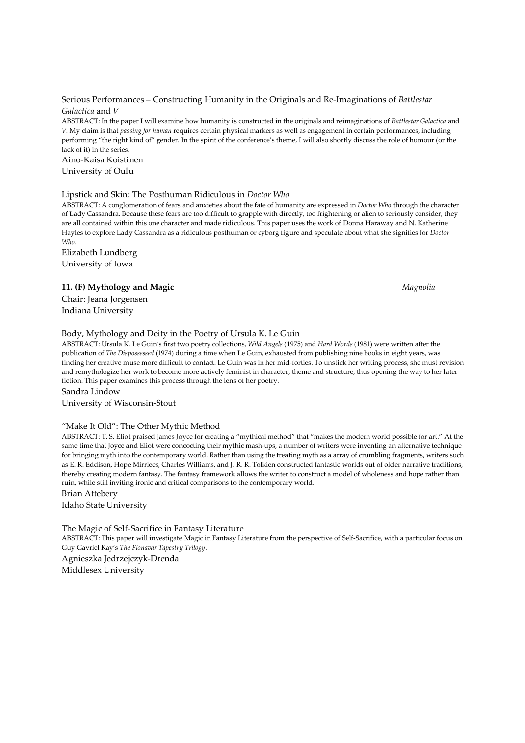Serious Performances – Constructing Humanity in the Originals and Re-Imaginations of *Battlestar Galactica* and *V*

ABSTRACT: In the paper I will examine how humanity is constructed in the originals and reimaginations of *Battlestar Galactica* and *V*. My claim is that *passing for human* requires certain physical markers as well as engagement in certain performances, including performing "the right kind of" gender. In the spirit of the conference's theme, I will also shortly discuss the role of humour (or the lack of it) in the series.

Aino-Kaisa Koistinen
University of Oulu

Lipstick and Skin: The Posthuman Ridiculous in *Doctor Who*

ABSTRACT: A conglomeration of fears and anxieties about the fate of humanity are expressed in *Doctor Who* through the character of Lady Cassandra. Because these fears are too difficult to grapple with directly, too frightening or alien to seriously consider, they are all contained within this one character and made ridiculous. This paper uses the work of Donna Haraway and N. Katherine Hayles to explore Lady Cassandra as a ridiculous posthuman or cyborg figure and speculate about what she signifies for *Doctor Who*.

Elizabeth Lundberg
University of Iowa

**11. (F) Mythology and Magic** *Magnolia*

Chair: Jeana Jorgensen
Indiana University

Body, Mythology and Deity in the Poetry of Ursula K. Le Guin

ABSTRACT: Ursula K. Le Guin's first two poetry collections, *Wild Angels* (1975) and *Hard Words* (1981) were written after the publication of *The Dispossessed* (1974) during a time when Le Guin, exhausted from publishing nine books in eight years, was finding her creative muse more difficult to contact. Le Guin was in her mid-forties. To unstick her writing process, she must revision and remythologize her work to become more actively feminist in character, theme and structure, thus opening the way to her later fiction. This paper examines this process through the lens of her poetry.

Sandra Lindow
University of Wisconsin-Stout

"Make It Old": The Other Mythic Method

ABSTRACT: T. S. Eliot praised James Joyce for creating a "mythical method" that "makes the modern world possible for art." At the same time that Joyce and Eliot were concocting their mythic mash-ups, a number of writers were inventing an alternative technique for bringing myth into the contemporary world. Rather than using the treating myth as a array of crumbling fragments, writers such as E. R. Eddison, Hope Mirrlees, Charles Williams, and J. R. R. Tolkien constructed fantastic worlds out of older narrative traditions, thereby creating modern fantasy. The fantasy framework allows the writer to construct a model of wholeness and hope rather than ruin, while still inviting ironic and critical comparisons to the contemporary world.

Brian Attebery
Idaho State University

The Magic of Self-Sacrifice in Fantasy Literature

ABSTRACT: This paper will investigate Magic in Fantasy Literature from the perspective of Self-Sacrifice, with a particular focus on Guy Gavriel Kay's *The Fionavar Tapestry Trilogy*.

Agnieszka Jedrzejczyk-Drenda
Middlesex University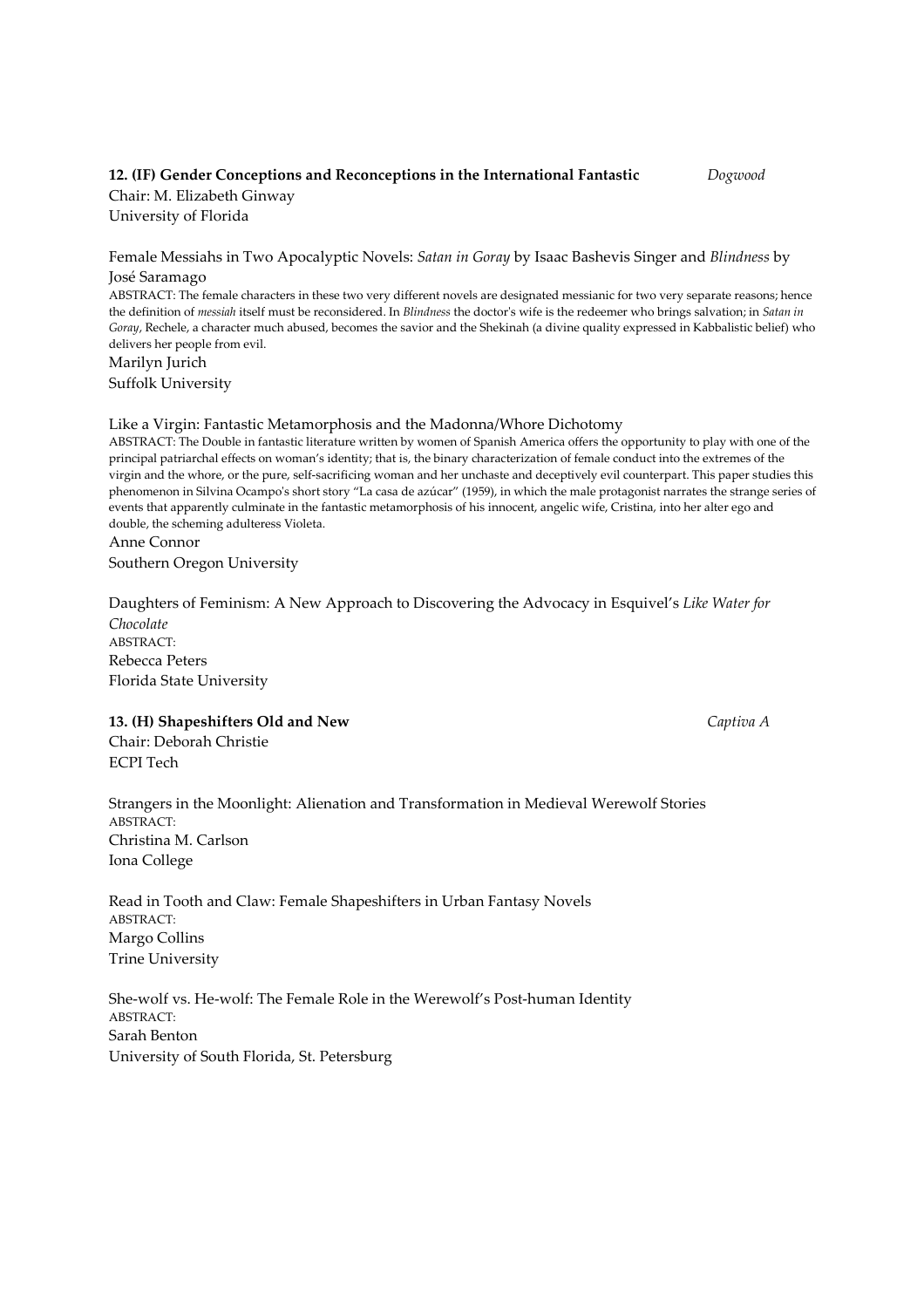**12. (IF) Gender Conceptions and Reconceptions in the International Fantastic** *Dogwood*

Chair: M. Elizabeth Ginway
University of Florida

Female Messiahs in Two Apocalyptic Novels: *Satan in Goray* by Isaac Bashevis Singer and *Blindness* by José Saramago

ABSTRACT: The female characters in these two very different novels are designated messianic for two very separate reasons; hence the definition of *messiah* itself must be reconsidered. In *Blindness* the doctor's wife is the redeemer who brings salvation; in *Satan in Goray*, Rechele, a character much abused, becomes the savior and the Shekinah (a divine quality expressed in Kabbalistic belief) who delivers her people from evil.

Marilyn Jurich
Suffolk University

Like a Virgin: Fantastic Metamorphosis and the Madonna/Whore Dichotomy

ABSTRACT: The Double in fantastic literature written by women of Spanish America offers the opportunity to play with one of the principal patriarchal effects on woman's identity; that is, the binary characterization of female conduct into the extremes of the virgin and the whore, or the pure, self-sacrificing woman and her unchaste and deceptively evil counterpart. This paper studies this phenomenon in Silvina Ocampo's short story "La casa de azúcar" (1959), in which the male protagonist narrates the strange series of events that apparently culminate in the fantastic metamorphosis of his innocent, angelic wife, Cristina, into her alter ego and double, the scheming adulteress Violeta.

Anne Connor
Southern Oregon University

Daughters of Feminism: A New Approach to Discovering the Advocacy in Esquivel's *Like Water for Chocolate*

ABSTRACT:

Rebecca Peters
Florida State University

**13. (H) Shapeshifters Old and New** *Captiva A*

Chair: Deborah Christie
ECPI Tech

Strangers in the Moonlight: Alienation and Transformation in Medieval Werewolf Stories

ABSTRACT:

Christina M. Carlson
Iona College

Read in Tooth and Claw: Female Shapeshifters in Urban Fantasy Novels

ABSTRACT:

Margo Collins
Trine University

She-wolf vs. He-wolf: The Female Role in the Werewolf's Post-human Identity

ABSTRACT:

Sarah Benton
University of South Florida, St. Petersburg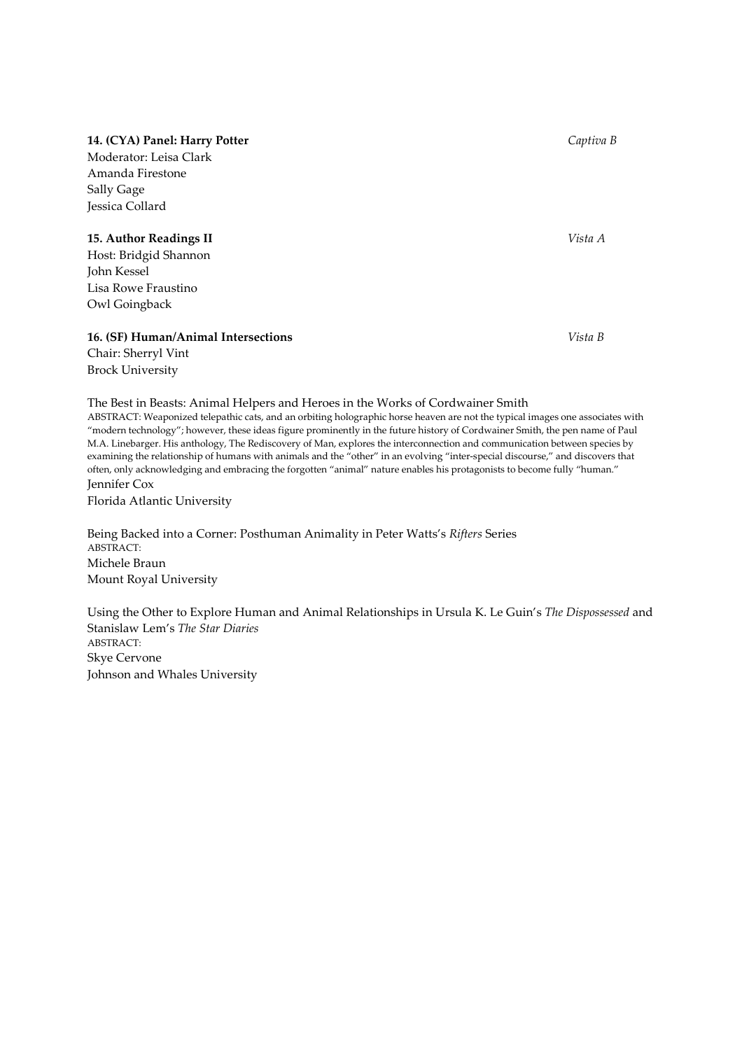**14. (CYA) Panel: Harry Potter** *Captiva B*

Moderator: Leisa Clark
Amanda Firestone
Sally Gage
Jessica Collard

**15. Author Readings II** *Vista A*

Host: Bridgid Shannon
John Kessel
Lisa Rowe Fraustino
Owl Goingback

**16. (SF) Human/Animal Intersections** *Vista B*

Chair: Sherryl Vint
Brock University

The Best in Beasts: Animal Helpers and Heroes in the Works of Cordwainer Smith
ABSTRACT: Weaponized telepathic cats, and an orbiting holographic horse heaven are not the typical images one associates with "modern technology"; however, these ideas figure prominently in the future history of Cordwainer Smith, the pen name of Paul M.A. Linebarger. His anthology, The Rediscovery of Man, explores the interconnection and communication between species by examining the relationship of humans with animals and the "other" in an evolving "inter-special discourse," and discovers that often, only acknowledging and embracing the forgotten "animal" nature enables his protagonists to become fully "human."
Jennifer Cox
Florida Atlantic University

Being Backed into a Corner: Posthuman Animality in Peter Watts's *Rifters* Series
ABSTRACT:
Michele Braun
Mount Royal University

Using the Other to Explore Human and Animal Relationships in Ursula K. Le Guin's *The Dispossessed* and Stanislaw Lem's *The Star Diaries*
ABSTRACT:
Skye Cervone
Johnson and Whales University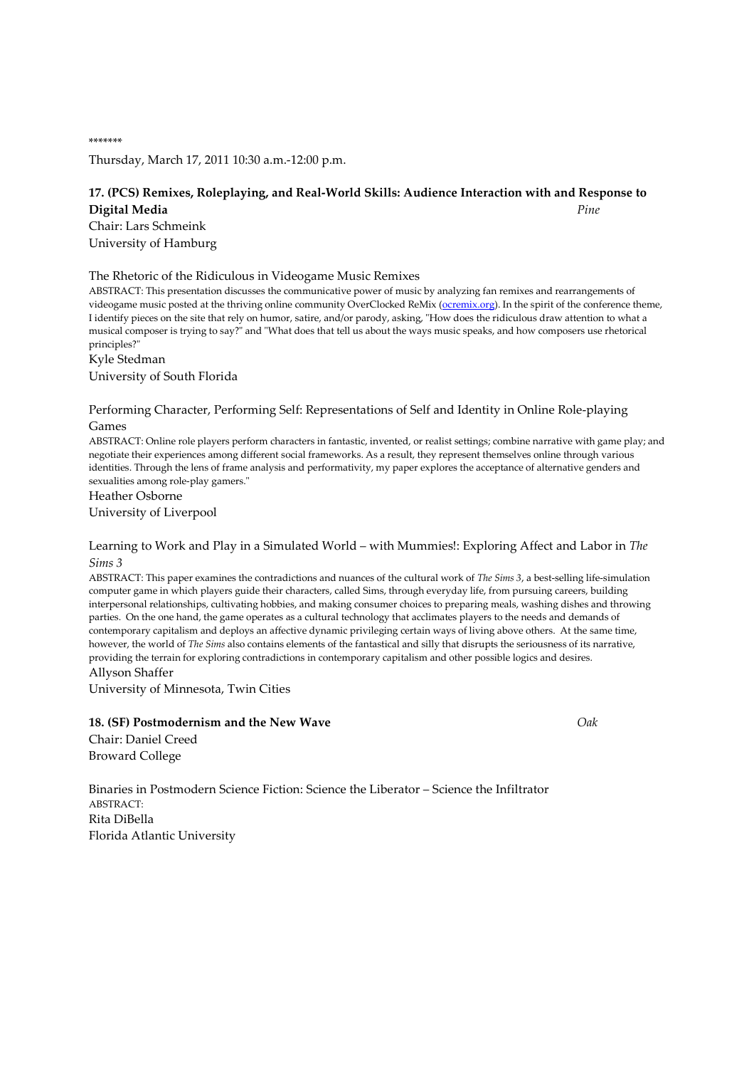*******

Thursday, March 17, 2011 10:30 a.m.-12:00 p.m.

**17. (PCS) Remixes, Roleplaying, and Real-World Skills: Audience Interaction with and Response to Digital Media** *Pine*

Chair: Lars Schmeink
University of Hamburg

The Rhetoric of the Ridiculous in Videogame Music Remixes

ABSTRACT: This presentation discusses the communicative power of music by analyzing fan remixes and rearrangements of videogame music posted at the thriving online community OverClocked ReMix (ocremix.org). In the spirit of the conference theme, I identify pieces on the site that rely on humor, satire, and/or parody, asking, "How does the ridiculous draw attention to what a musical composer is trying to say?" and "What does that tell us about the ways music speaks, and how composers use rhetorical principles?"

Kyle Stedman
University of South Florida

Performing Character, Performing Self: Representations of Self and Identity in Online Role-playing Games

ABSTRACT: Online role players perform characters in fantastic, invented, or realist settings; combine narrative with game play; and negotiate their experiences among different social frameworks. As a result, they represent themselves online through various identities. Through the lens of frame analysis and performativity, my paper explores the acceptance of alternative genders and sexualities among role-play gamers."

Heather Osborne
University of Liverpool

Learning to Work and Play in a Simulated World – with Mummies!: Exploring Affect and Labor in *The Sims 3*

ABSTRACT: This paper examines the contradictions and nuances of the cultural work of *The Sims 3*, a best-selling life-simulation computer game in which players guide their characters, called Sims, through everyday life, from pursuing careers, building interpersonal relationships, cultivating hobbies, and making consumer choices to preparing meals, washing dishes and throwing parties. On the one hand, the game operates as a cultural technology that acclimates players to the needs and demands of contemporary capitalism and deploys an affective dynamic privileging certain ways of living above others. At the same time, however, the world of *The Sims* also contains elements of the fantastical and silly that disrupts the seriousness of its narrative, providing the terrain for exploring contradictions in contemporary capitalism and other possible logics and desires.

Allyson Shaffer
University of Minnesota, Twin Cities

**18. (SF) Postmodernism and the New Wave** *Oak*

Chair: Daniel Creed
Broward College

Binaries in Postmodern Science Fiction: Science the Liberator – Science the Infiltrator

ABSTRACT:

Rita DiBella
Florida Atlantic University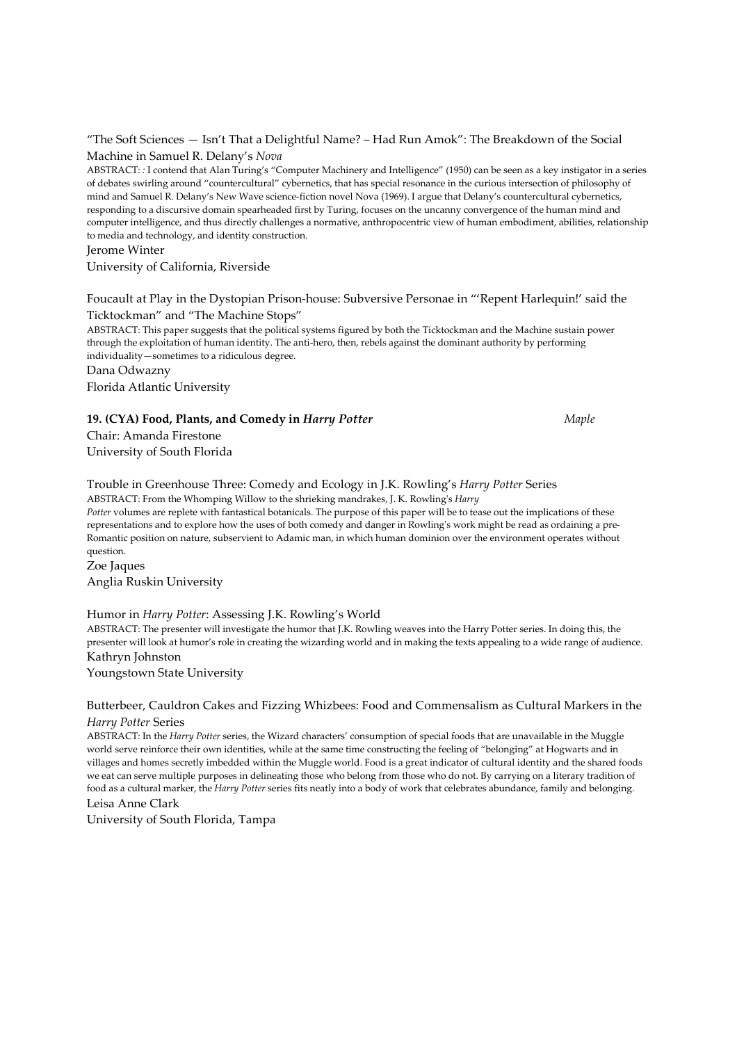"The Soft Sciences — Isn't That a Delightful Name? – Had Run Amok": The Breakdown of the Social Machine in Samuel R. Delany's *Nova*

ABSTRACT: : I contend that Alan Turing's "Computer Machinery and Intelligence" (1950) can be seen as a key instigator in a series of debates swirling around "countercultural" cybernetics, that has special resonance in the curious intersection of philosophy of mind and Samuel R. Delany's New Wave science-fiction novel Nova (1969). I argue that Delany's countercultural cybernetics, responding to a discursive domain spearheaded first by Turing, focuses on the uncanny convergence of the human mind and computer intelligence, and thus directly challenges a normative, anthropocentric view of human embodiment, abilities, relationship to media and technology, and identity construction.

Jerome Winter
University of California, Riverside

Foucault at Play in the Dystopian Prison-house: Subversive Personae in "'Repent Harlequin!' said the Ticktockman" and "The Machine Stops"

ABSTRACT: This paper suggests that the political systems figured by both the Ticktockman and the Machine sustain power through the exploitation of human identity. The anti-hero, then, rebels against the dominant authority by performing individuality—sometimes to a ridiculous degree.

Dana Odwazny
Florida Atlantic University

**19. (CYA) Food, Plants, and Comedy in *Harry Potter*** *Maple*

Chair: Amanda Firestone
University of South Florida

Trouble in Greenhouse Three: Comedy and Ecology in J.K. Rowling's *Harry Potter* Series

ABSTRACT: From the Whomping Willow to the shrieking mandrakes, J. K. Rowling's *Harry Potter* volumes are replete with fantastical botanicals. The purpose of this paper will be to tease out the implications of these representations and to explore how the uses of both comedy and danger in Rowling's work might be read as ordaining a pre-Romantic position on nature, subservient to Adamic man, in which human dominion over the environment operates without question.

Zoe Jaques
Anglia Ruskin University

Humor in *Harry Potter*: Assessing J.K. Rowling's World

ABSTRACT: The presenter will investigate the humor that J.K. Rowling weaves into the Harry Potter series. In doing this, the presenter will look at humor's role in creating the wizarding world and in making the texts appealing to a wide range of audience.

Kathryn Johnston
Youngstown State University

Butterbeer, Cauldron Cakes and Fizzing Whizbees: Food and Commensalism as Cultural Markers in the *Harry Potter* Series

ABSTRACT: In the *Harry Potter* series, the Wizard characters' consumption of special foods that are unavailable in the Muggle world serve reinforce their own identities, while at the same time constructing the feeling of "belonging" at Hogwarts and in villages and homes secretly imbedded within the Muggle world. Food is a great indicator of cultural identity and the shared foods we eat can serve multiple purposes in delineating those who belong from those who do not. By carrying on a literary tradition of food as a cultural marker, the *Harry Potter* series fits neatly into a body of work that celebrates abundance, family and belonging.

Leisa Anne Clark
University of South Florida, Tampa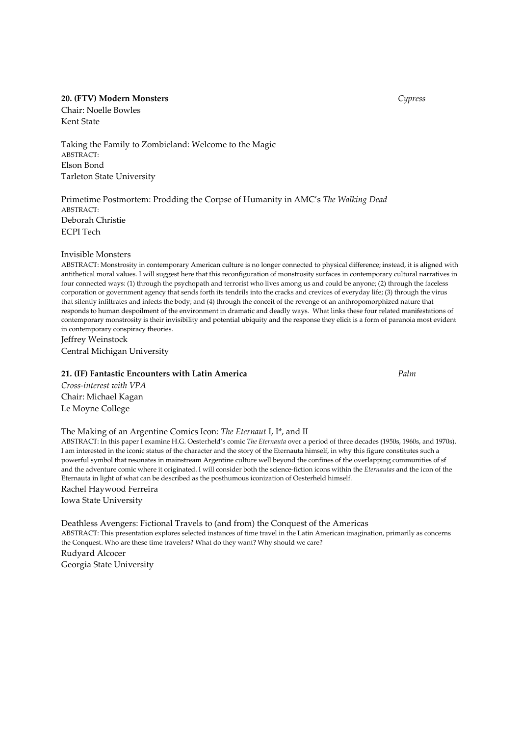**20. (FTV) Modern Monsters** *Cypress*

Chair: Noelle Bowles
Kent State

Taking the Family to Zombieland: Welcome to the Magic
ABSTRACT:
Elson Bond
Tarleton State University

Primetime Postmortem: Prodding the Corpse of Humanity in AMC's *The Walking Dead*
ABSTRACT:
Deborah Christie
ECPI Tech

Invisible Monsters
ABSTRACT: Monstrosity in contemporary American culture is no longer connected to physical difference; instead, it is aligned with antithetical moral values. I will suggest here that this reconfiguration of monstrosity surfaces in contemporary cultural narratives in four connected ways: (1) through the psychopath and terrorist who lives among us and could be anyone; (2) through the faceless corporation or government agency that sends forth its tendrils into the cracks and crevices of everyday life; (3) through the virus that silently infiltrates and infects the body; and (4) through the conceit of the revenge of an anthropomorphized nature that responds to human despoilment of the environment in dramatic and deadly ways. What links these four related manifestations of contemporary monstrosity is their invisibility and potential ubiquity and the response they elicit is a form of paranoia most evident in contemporary conspiracy theories.
Jeffrey Weinstock
Central Michigan University

**21. (IF) Fantastic Encounters with Latin America** *Palm*

*Cross-interest with VPA*
Chair: Michael Kagan
Le Moyne College

The Making of an Argentine Comics Icon: *The Eternaut* I, I*, and II
ABSTRACT: In this paper I examine H.G. Oesterheld's comic *The Eternauta* over a period of three decades (1950s, 1960s, and 1970s). I am interested in the iconic status of the character and the story of the Eternauta himself, in why this figure constitutes such a powerful symbol that resonates in mainstream Argentine culture well beyond the confines of the overlapping communities of sf and the adventure comic where it originated. I will consider both the science-fiction icons within the *Eternautas* and the icon of the Eternauta in light of what can be described as the posthumous iconization of Oesterheld himself.
Rachel Haywood Ferreira
Iowa State University

Deathless Avengers: Fictional Travels to (and from) the Conquest of the Americas
ABSTRACT: This presentation explores selected instances of time travel in the Latin American imagination, primarily as concerns the Conquest. Who are these time travelers? What do they want? Why should we care?
Rudyard Alcocer
Georgia State University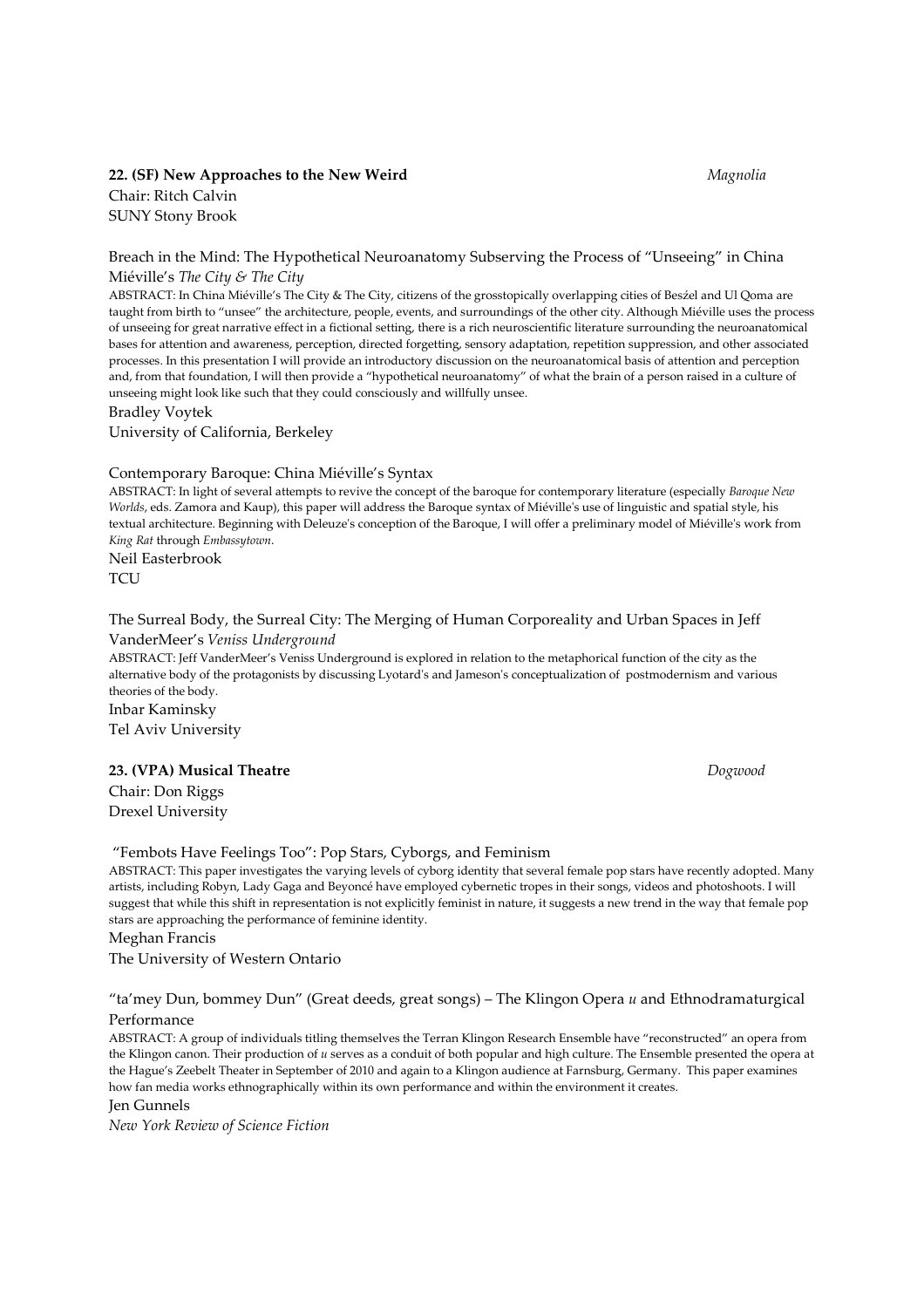**22. (SF) New Approaches to the New Weird** *Magnolia*

Chair: Ritch Calvin
SUNY Stony Brook

Breach in the Mind: The Hypothetical Neuroanatomy Subserving the Process of "Unseeing" in China Miéville's *The City & The City*

ABSTRACT: In China Miéville's The City & The City, citizens of the grosstopically overlapping cities of Besźel and Ul Qoma are taught from birth to "unsee" the architecture, people, events, and surroundings of the other city. Although Miéville uses the process of unseeing for great narrative effect in a fictional setting, there is a rich neuroscientific literature surrounding the neuroanatomical bases for attention and awareness, perception, directed forgetting, sensory adaptation, repetition suppression, and other associated processes. In this presentation I will provide an introductory discussion on the neuroanatomical basis of attention and perception and, from that foundation, I will then provide a "hypothetical neuroanatomy" of what the brain of a person raised in a culture of unseeing might look like such that they could consciously and willfully unsee.

Bradley Voytek
University of California, Berkeley

Contemporary Baroque: China Miéville's Syntax

ABSTRACT: In light of several attempts to revive the concept of the baroque for contemporary literature (especially *Baroque New Worlds*, eds. Zamora and Kaup), this paper will address the Baroque syntax of Miéville's use of linguistic and spatial style, his textual architecture. Beginning with Deleuze's conception of the Baroque, I will offer a preliminary model of Miéville's work from *King Rat* through *Embassytown*.

Neil Easterbrook
TCU

The Surreal Body, the Surreal City: The Merging of Human Corporeality and Urban Spaces in Jeff VanderMeer's *Veniss Underground*

ABSTRACT: Jeff VanderMeer's Veniss Underground is explored in relation to the metaphorical function of the city as the alternative body of the protagonists by discussing Lyotard's and Jameson's conceptualization of postmodernism and various theories of the body.

Inbar Kaminsky
Tel Aviv University

**23. (VPA) Musical Theatre** *Dogwood*

Chair: Don Riggs
Drexel University

"Fembots Have Feelings Too": Pop Stars, Cyborgs, and Feminism

ABSTRACT: This paper investigates the varying levels of cyborg identity that several female pop stars have recently adopted. Many artists, including Robyn, Lady Gaga and Beyoncé have employed cybernetic tropes in their songs, videos and photoshoots. I will suggest that while this shift in representation is not explicitly feminist in nature, it suggests a new trend in the way that female pop stars are approaching the performance of feminine identity.

Meghan Francis
The University of Western Ontario

"ta'mey Dun, bommey Dun" (Great deeds, great songs) – The Klingon Opera *u* and Ethnodramaturgical Performance

ABSTRACT: A group of individuals titling themselves the Terran Klingon Research Ensemble have "reconstructed" an opera from the Klingon canon. Their production of *u* serves as a conduit of both popular and high culture. The Ensemble presented the opera at the Hague's Zeebelt Theater in September of 2010 and again to a Klingon audience at Farnsburg, Germany. This paper examines how fan media works ethnographically within its own performance and within the environment it creates.

Jen Gunnels
*New York Review of Science Fiction*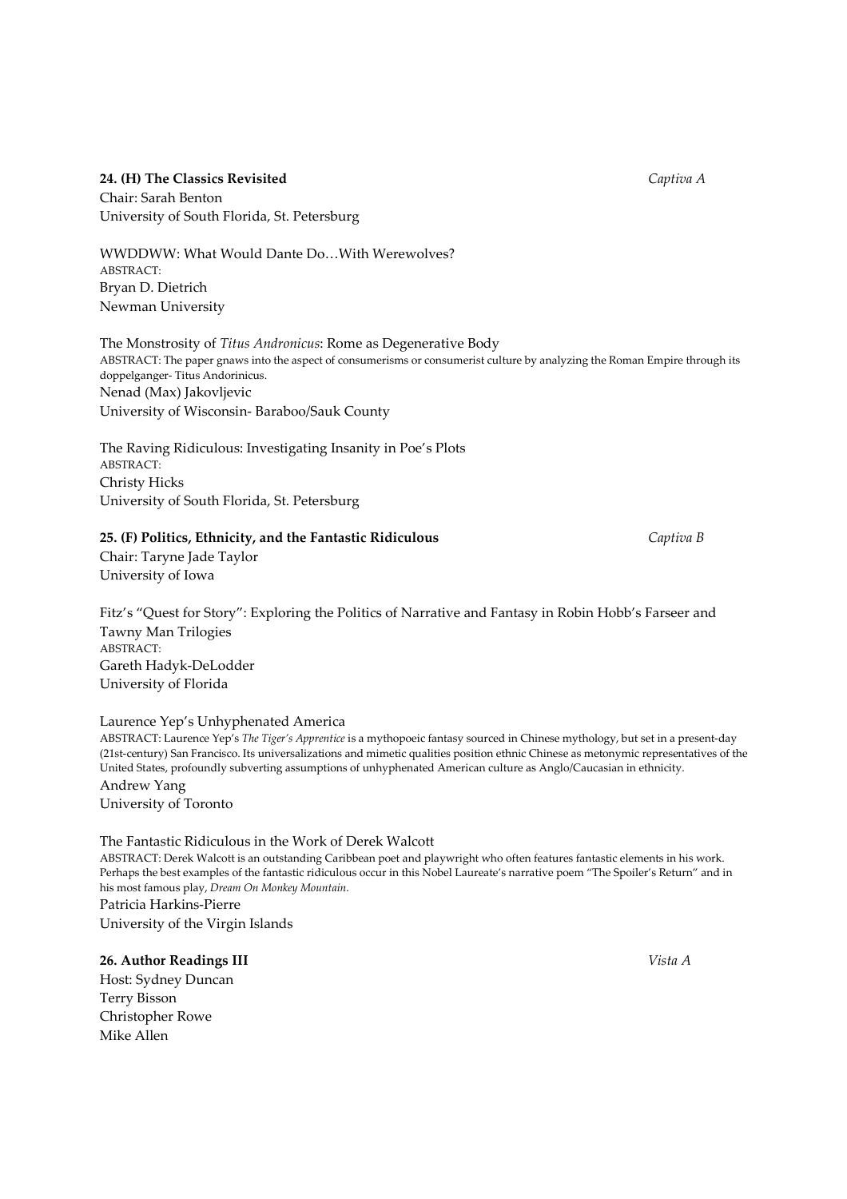**24. (H) The Classics Revisited** *Captiva A*

Chair: Sarah Benton
University of South Florida, St. Petersburg

WWDDWW: What Would Dante Do…With Werewolves?
ABSTRACT:
Bryan D. Dietrich
Newman University

The Monstrosity of *Titus Andronicus*: Rome as Degenerative Body
ABSTRACT: The paper gnaws into the aspect of consumerisms or consumerist culture by analyzing the Roman Empire through its doppelganger- Titus Andorinicus.
Nenad (Max) Jakovljevic
University of Wisconsin- Baraboo/Sauk County

The Raving Ridiculous: Investigating Insanity in Poe's Plots
ABSTRACT:
Christy Hicks
University of South Florida, St. Petersburg

**25. (F) Politics, Ethnicity, and the Fantastic Ridiculous** *Captiva B*

Chair: Taryne Jade Taylor
University of Iowa

Fitz's "Quest for Story": Exploring the Politics of Narrative and Fantasy in Robin Hobb's Farseer and Tawny Man Trilogies
ABSTRACT:
Gareth Hadyk-DeLodder
University of Florida

Laurence Yep's Unhyphenated America
ABSTRACT: Laurence Yep's *The Tiger's Apprentice* is a mythopoeic fantasy sourced in Chinese mythology, but set in a present-day (21st-century) San Francisco. Its universalizations and mimetic qualities position ethnic Chinese as metonymic representatives of the United States, profoundly subverting assumptions of unhyphenated American culture as Anglo/Caucasian in ethnicity.
Andrew Yang
University of Toronto

The Fantastic Ridiculous in the Work of Derek Walcott
ABSTRACT: Derek Walcott is an outstanding Caribbean poet and playwright who often features fantastic elements in his work. Perhaps the best examples of the fantastic ridiculous occur in this Nobel Laureate's narrative poem "The Spoiler's Return" and in his most famous play, *Dream On Monkey Mountain*.
Patricia Harkins-Pierre
University of the Virgin Islands

**26. Author Readings III** *Vista A*

Host: Sydney Duncan
Terry Bisson
Christopher Rowe
Mike Allen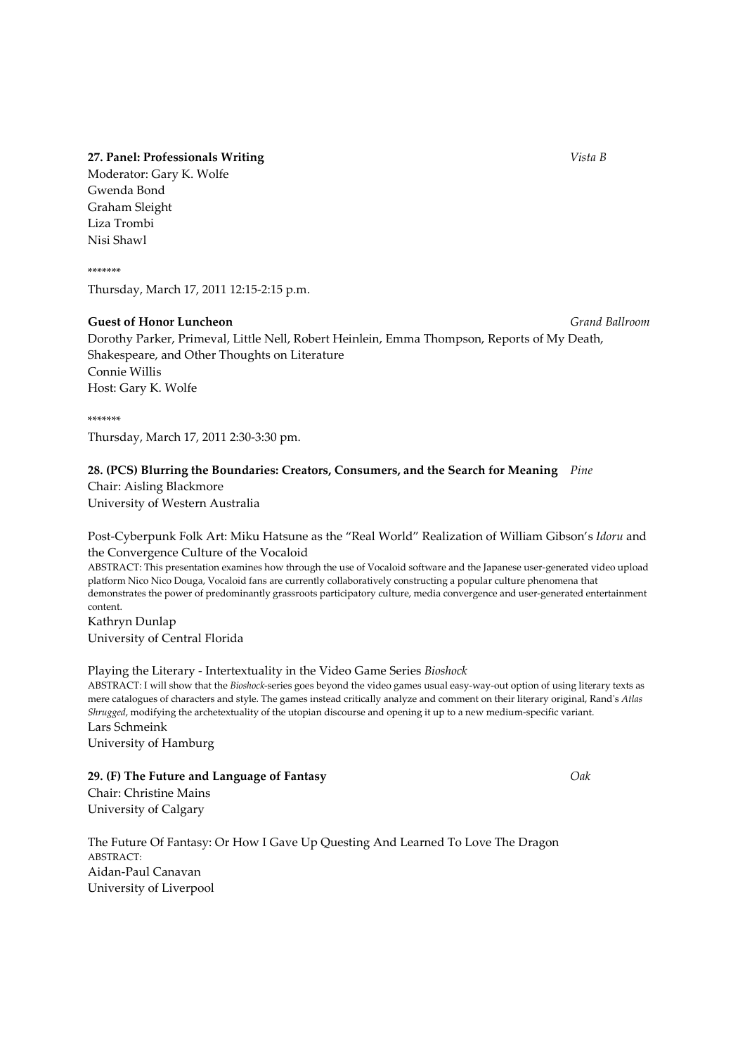**27. Panel: Professionals Writing** *Vista B*

Moderator: Gary K. Wolfe
Gwenda Bond
Graham Sleight
Liza Trombi
Nisi Shawl

*******

Thursday, March 17, 2011 12:15-2:15 p.m.

**Guest of Honor Luncheon** *Grand Ballroom*

Dorothy Parker, Primeval, Little Nell, Robert Heinlein, Emma Thompson, Reports of My Death, Shakespeare, and Other Thoughts on Literature
Connie Willis
Host: Gary K. Wolfe

*******

Thursday, March 17, 2011 2:30-3:30 pm.

**28. (PCS) Blurring the Boundaries: Creators, Consumers, and the Search for Meaning** *Pine*

Chair: Aisling Blackmore
University of Western Australia

Post-Cyberpunk Folk Art: Miku Hatsune as the "Real World" Realization of William Gibson's *Idoru* and the Convergence Culture of the Vocaloid
ABSTRACT: This presentation examines how through the use of Vocaloid software and the Japanese user-generated video upload platform Nico Nico Douga, Vocaloid fans are currently collaboratively constructing a popular culture phenomena that demonstrates the power of predominantly grassroots participatory culture, media convergence and user-generated entertainment content.
Kathryn Dunlap
University of Central Florida

Playing the Literary - Intertextuality in the Video Game Series *Bioshock*
ABSTRACT: I will show that the *Bioshock*-series goes beyond the video games usual easy-way-out option of using literary texts as mere catalogues of characters and style. The games instead critically analyze and comment on their literary original, Rand's *Atlas Shrugged*, modifying the archetextuality of the utopian discourse and opening it up to a new medium-specific variant.
Lars Schmeink
University of Hamburg

**29. (F) The Future and Language of Fantasy** *Oak*

Chair: Christine Mains
University of Calgary

The Future Of Fantasy: Or How I Gave Up Questing And Learned To Love The Dragon
ABSTRACT:
Aidan-Paul Canavan
University of Liverpool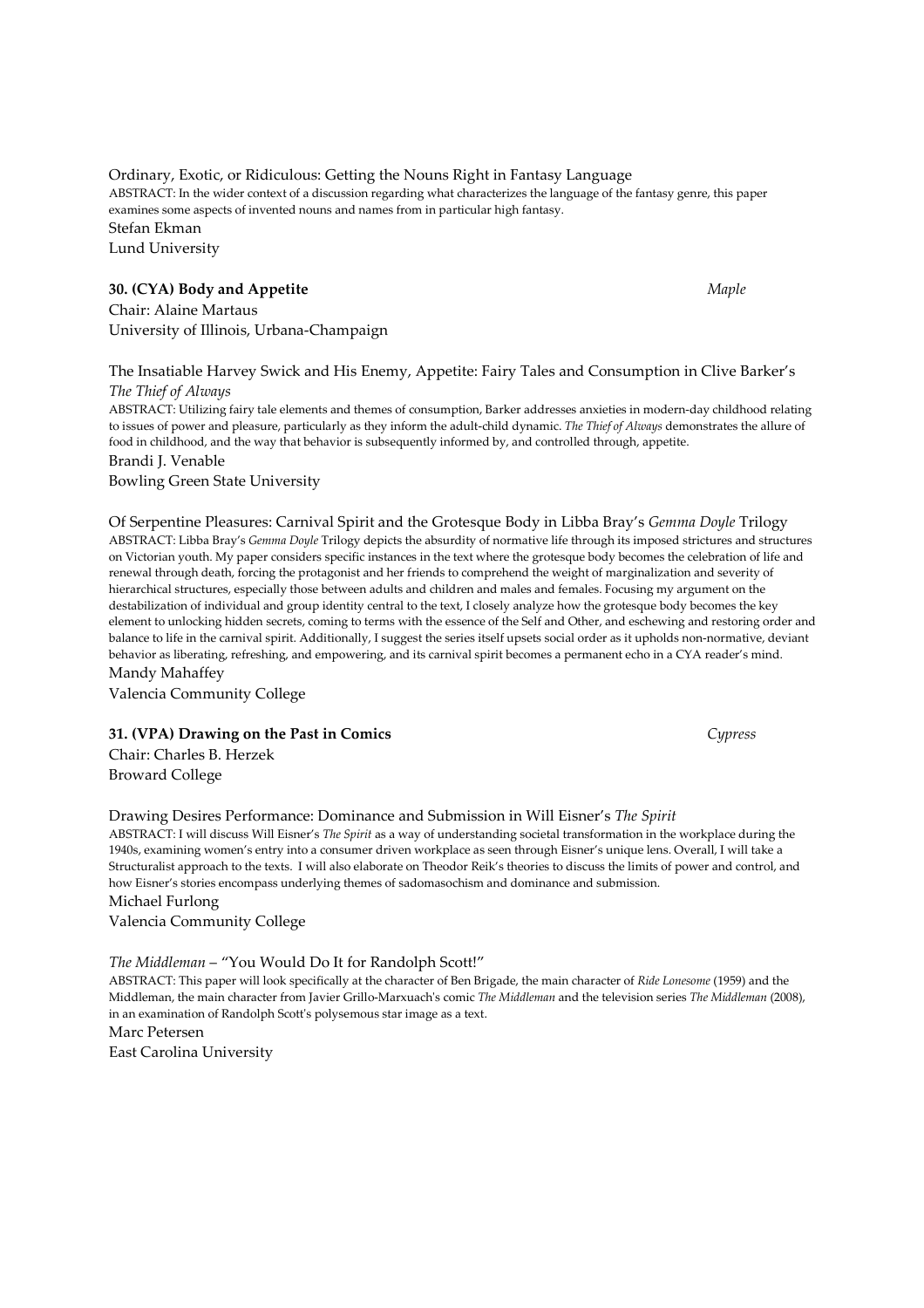Ordinary, Exotic, or Ridiculous: Getting the Nouns Right in Fantasy Language

ABSTRACT: In the wider context of a discussion regarding what characterizes the language of the fantasy genre, this paper examines some aspects of invented nouns and names from in particular high fantasy.

Stefan Ekman
Lund University

**30. (CYA) Body and Appetite** *Maple*

Chair: Alaine Martaus
University of Illinois, Urbana-Champaign

The Insatiable Harvey Swick and His Enemy, Appetite: Fairy Tales and Consumption in Clive Barker's *The Thief of Always*

ABSTRACT: Utilizing fairy tale elements and themes of consumption, Barker addresses anxieties in modern-day childhood relating to issues of power and pleasure, particularly as they inform the adult-child dynamic. *The Thief of Always* demonstrates the allure of food in childhood, and the way that behavior is subsequently informed by, and controlled through, appetite.

Brandi J. Venable
Bowling Green State University

Of Serpentine Pleasures: Carnival Spirit and the Grotesque Body in Libba Bray's *Gemma Doyle* Trilogy

ABSTRACT: Libba Bray's *Gemma Doyle* Trilogy depicts the absurdity of normative life through its imposed strictures and structures on Victorian youth. My paper considers specific instances in the text where the grotesque body becomes the celebration of life and renewal through death, forcing the protagonist and her friends to comprehend the weight of marginalization and severity of hierarchical structures, especially those between adults and children and males and females. Focusing my argument on the destabilization of individual and group identity central to the text, I closely analyze how the grotesque body becomes the key element to unlocking hidden secrets, coming to terms with the essence of the Self and Other, and eschewing and restoring order and balance to life in the carnival spirit. Additionally, I suggest the series itself upsets social order as it upholds non-normative, deviant behavior as liberating, refreshing, and empowering, and its carnival spirit becomes a permanent echo in a CYA reader's mind.

Mandy Mahaffey
Valencia Community College

**31. (VPA) Drawing on the Past in Comics** *Cypress*

Chair: Charles B. Herzek
Broward College

Drawing Desires Performance: Dominance and Submission in Will Eisner's *The Spirit*

ABSTRACT: I will discuss Will Eisner's *The Spirit* as a way of understanding societal transformation in the workplace during the 1940s, examining women's entry into a consumer driven workplace as seen through Eisner's unique lens. Overall, I will take a Structuralist approach to the texts. I will also elaborate on Theodor Reik's theories to discuss the limits of power and control, and how Eisner's stories encompass underlying themes of sadomasochism and dominance and submission.

Michael Furlong
Valencia Community College

*The Middleman* – "You Would Do It for Randolph Scott!"

ABSTRACT: This paper will look specifically at the character of Ben Brigade, the main character of *Ride Lonesome* (1959) and the Middleman, the main character from Javier Grillo-Marxuach's comic *The Middleman* and the television series *The Middleman* (2008), in an examination of Randolph Scott's polysemous star image as a text.

Marc Petersen
East Carolina University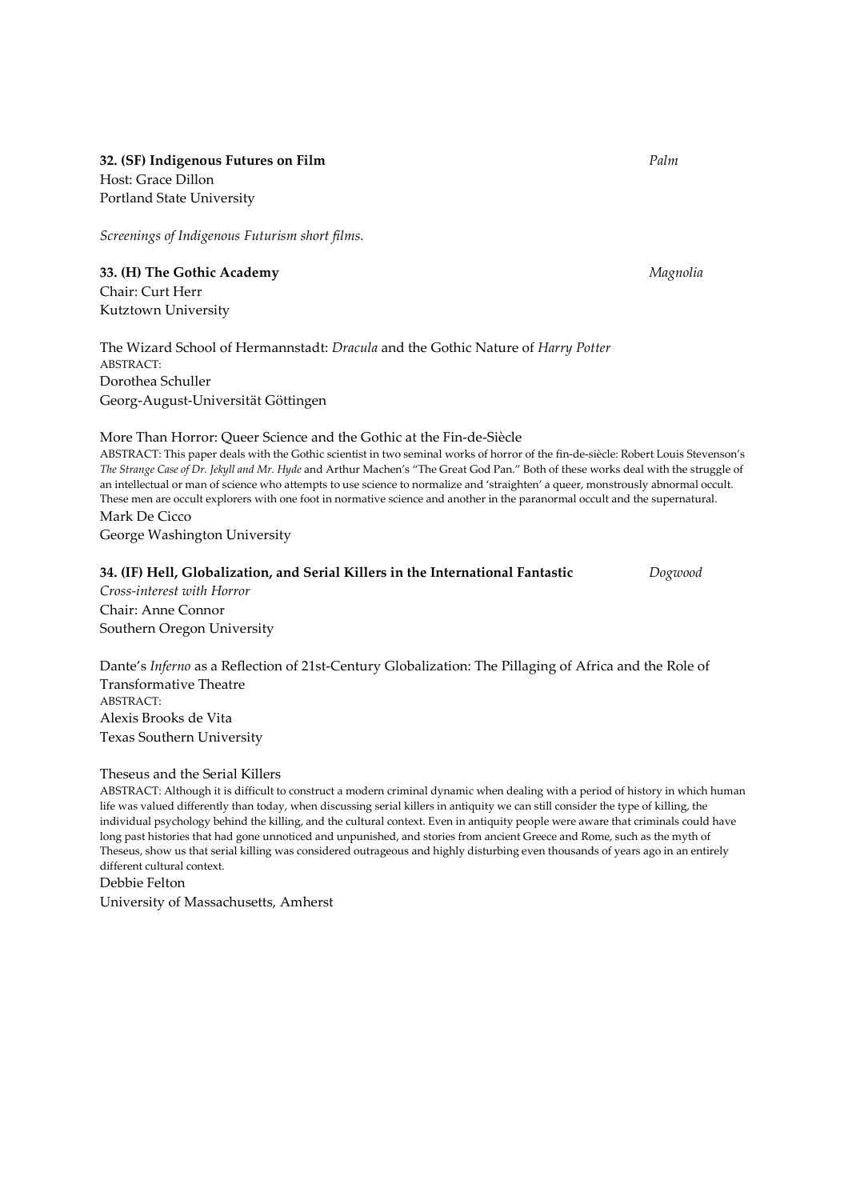**32. (SF) Indigenous Futures on Film** *Palm*
Host: Grace Dillon
Portland State University

*Screenings of Indigenous Futurism short films.*

**33. (H) The Gothic Academy** *Magnolia*
Chair: Curt Herr
Kutztown University

The Wizard School of Hermannstadt: *Dracula* and the Gothic Nature of *Harry Potter*
ABSTRACT:
Dorothea Schuller
Georg-August-Universität Göttingen

More Than Horror: Queer Science and the Gothic at the Fin-de-Siècle
ABSTRACT: This paper deals with the Gothic scientist in two seminal works of horror of the fin-de-siècle: Robert Louis Stevenson's *The Strange Case of Dr. Jekyll and Mr. Hyde* and Arthur Machen's "The Great God Pan." Both of these works deal with the struggle of an intellectual or man of science who attempts to use science to normalize and 'straighten' a queer, monstrously abnormal occult. These men are occult explorers with one foot in normative science and another in the paranormal occult and the supernatural.
Mark De Cicco
George Washington University

**34. (IF) Hell, Globalization, and Serial Killers in the International Fantastic** *Dogwood*
*Cross-interest with Horror*
Chair: Anne Connor
Southern Oregon University

Dante's *Inferno* as a Reflection of 21st-Century Globalization: The Pillaging of Africa and the Role of Transformative Theatre
ABSTRACT:
Alexis Brooks de Vita
Texas Southern University

Theseus and the Serial Killers
ABSTRACT: Although it is difficult to construct a modern criminal dynamic when dealing with a period of history in which human life was valued differently than today, when discussing serial killers in antiquity we can still consider the type of killing, the individual psychology behind the killing, and the cultural context. Even in antiquity people were aware that criminals could have long past histories that had gone unnoticed and unpunished, and stories from ancient Greece and Rome, such as the myth of Theseus, show us that serial killing was considered outrageous and highly disturbing even thousands of years ago in an entirely different cultural context.
Debbie Felton
University of Massachusetts, Amherst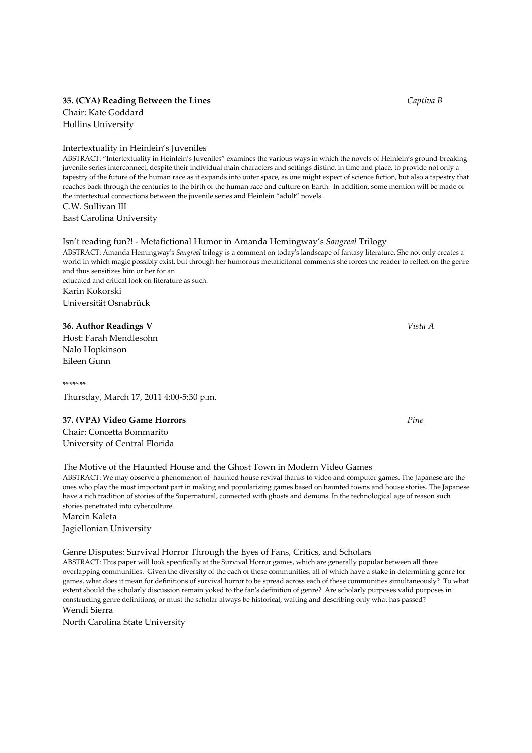**35. (CYA) Reading Between the Lines** *Captiva B*

Chair: Kate Goddard
Hollins University

Intertextuality in Heinlein's Juveniles

ABSTRACT: "Intertextuality in Heinlein's Juveniles" examines the various ways in which the novels of Heinlein's ground-breaking juvenile series interconnect, despite their individual main characters and settings distinct in time and place, to provide not only a tapestry of the future of the human race as it expands into outer space, as one might expect of science fiction, but also a tapestry that reaches back through the centuries to the birth of the human race and culture on Earth. In addition, some mention will be made of the intertextual connections between the juvenile series and Heinlein "adult" novels.

C.W. Sullivan III
East Carolina University

Isn't reading fun?! - Metafictional Humor in Amanda Hemingway's *Sangreal* Trilogy

ABSTRACT: Amanda Hemingway's *Sangreal* trilogy is a comment on today's landscape of fantasy literature. She not only creates a world in which magic possibly exist, but through her humorous metaficitonal comments she forces the reader to reflect on the genre and thus sensitizes him or her for an
educated and critical look on literature as such.

Karin Kokorski
Universität Osnabrück

**36. Author Readings V** *Vista A*

Host: Farah Mendlesohn
Nalo Hopkinson
Eileen Gunn

*******

Thursday, March 17, 2011 4:00-5:30 p.m.

**37. (VPA) Video Game Horrors** *Pine*

Chair: Concetta Bommarito
University of Central Florida

The Motive of the Haunted House and the Ghost Town in Modern Video Games

ABSTRACT: We may observe a phenomenon of haunted house revival thanks to video and computer games. The Japanese are the ones who play the most important part in making and popularizing games based on haunted towns and house stories. The Japanese have a rich tradition of stories of the Supernatural, connected with ghosts and demons. In the technological age of reason such stories penetrated into cyberculture.

Marcin Kaleta
Jagiellonian University

Genre Disputes: Survival Horror Through the Eyes of Fans, Critics, and Scholars

ABSTRACT: This paper will look specifically at the Survival Horror games, which are generally popular between all three overlapping communities. Given the diversity of the each of these communities, all of which have a stake in determining genre for games, what does it mean for definitions of survival horror to be spread across each of these communities simultaneously? To what extent should the scholarly discussion remain yoked to the fan's definition of genre? Are scholarly purposes valid purposes in constructing genre definitions, or must the scholar always be historical, waiting and describing only what has passed?

Wendi Sierra
North Carolina State University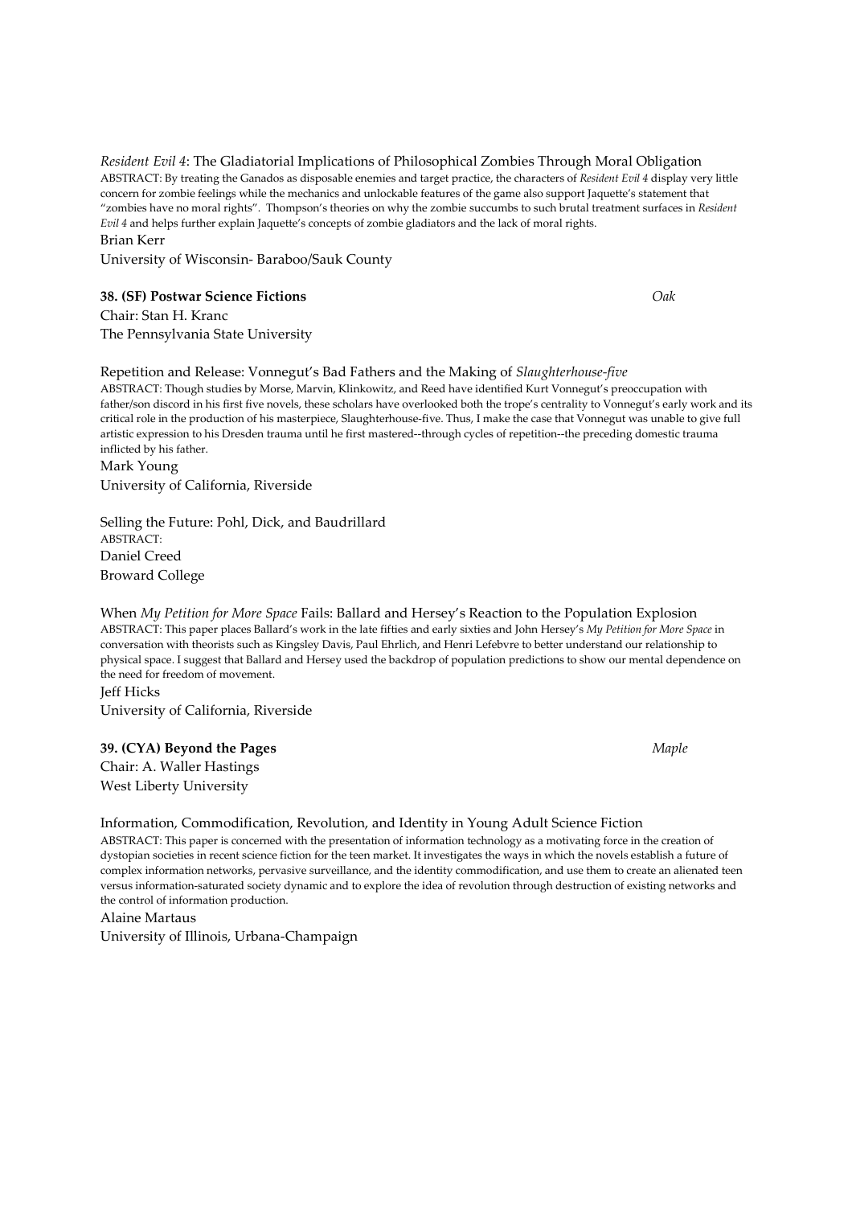*Resident Evil 4*: The Gladiatorial Implications of Philosophical Zombies Through Moral Obligation
ABSTRACT: By treating the Ganados as disposable enemies and target practice, the characters of *Resident Evil 4* display very little concern for zombie feelings while the mechanics and unlockable features of the game also support Jaquette's statement that "zombies have no moral rights". Thompson's theories on why the zombie succumbs to such brutal treatment surfaces in *Resident Evil 4* and helps further explain Jaquette's concepts of zombie gladiators and the lack of moral rights.
Brian Kerr
University of Wisconsin- Baraboo/Sauk County

**38. (SF) Postwar Science Fictions** *Oak*
Chair: Stan H. Kranc
The Pennsylvania State University

Repetition and Release: Vonnegut's Bad Fathers and the Making of *Slaughterhouse-five*
ABSTRACT: Though studies by Morse, Marvin, Klinkowitz, and Reed have identified Kurt Vonnegut's preoccupation with father/son discord in his first five novels, these scholars have overlooked both the trope's centrality to Vonnegut's early work and its critical role in the production of his masterpiece, Slaughterhouse-five. Thus, I make the case that Vonnegut was unable to give full artistic expression to his Dresden trauma until he first mastered--through cycles of repetition--the preceding domestic trauma inflicted by his father.
Mark Young
University of California, Riverside

Selling the Future: Pohl, Dick, and Baudrillard
ABSTRACT:
Daniel Creed
Broward College

When *My Petition for More Space* Fails: Ballard and Hersey's Reaction to the Population Explosion
ABSTRACT: This paper places Ballard's work in the late fifties and early sixties and John Hersey's *My Petition for More Space* in conversation with theorists such as Kingsley Davis, Paul Ehrlich, and Henri Lefebvre to better understand our relationship to physical space. I suggest that Ballard and Hersey used the backdrop of population predictions to show our mental dependence on the need for freedom of movement.
Jeff Hicks
University of California, Riverside

**39. (CYA) Beyond the Pages** *Maple*
Chair: A. Waller Hastings
West Liberty University

Information, Commodification, Revolution, and Identity in Young Adult Science Fiction
ABSTRACT: This paper is concerned with the presentation of information technology as a motivating force in the creation of dystopian societies in recent science fiction for the teen market. It investigates the ways in which the novels establish a future of complex information networks, pervasive surveillance, and the identity commodification, and use them to create an alienated teen versus information-saturated society dynamic and to explore the idea of revolution through destruction of existing networks and the control of information production.
Alaine Martaus
University of Illinois, Urbana-Champaign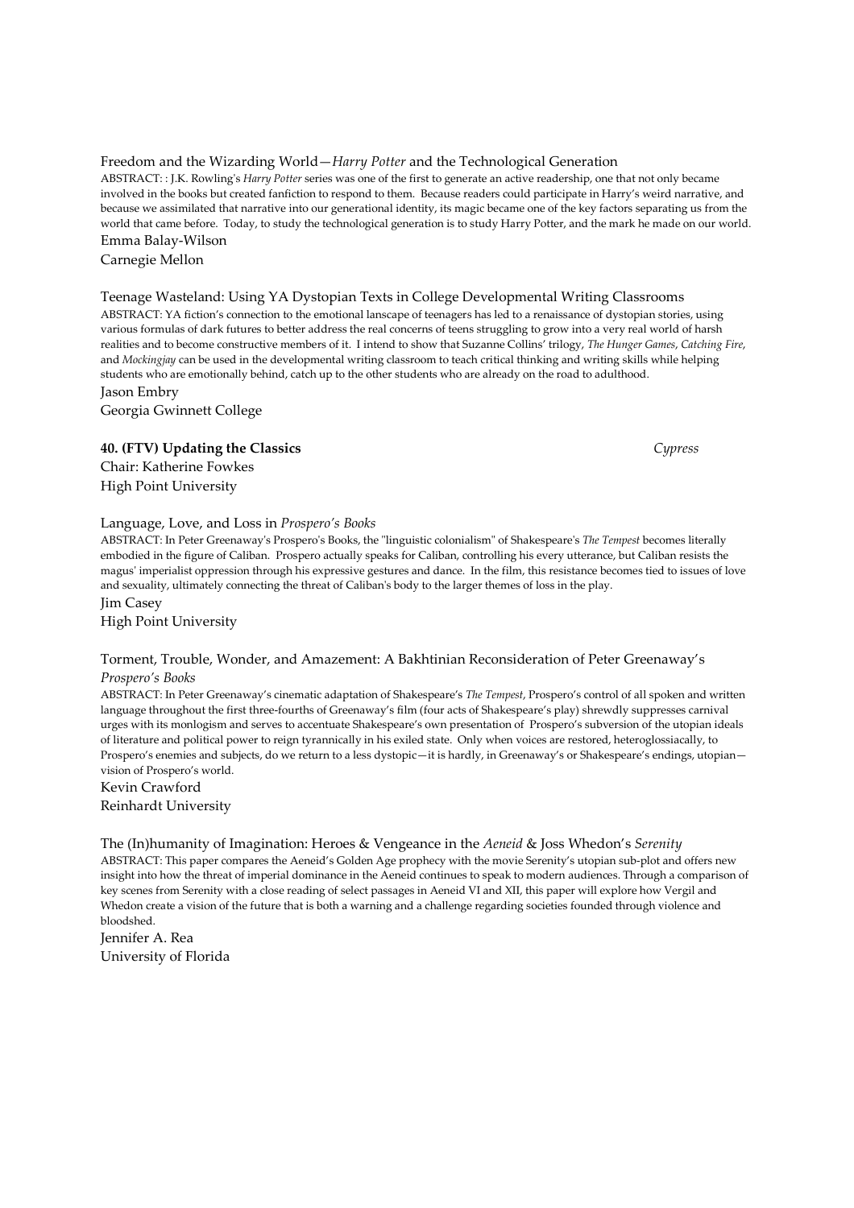Freedom and the Wizarding World—*Harry Potter* and the Technological Generation

ABSTRACT: : J.K. Rowling's *Harry Potter* series was one of the first to generate an active readership, one that not only became involved in the books but created fanfiction to respond to them. Because readers could participate in Harry's weird narrative, and because we assimilated that narrative into our generational identity, its magic became one of the key factors separating us from the world that came before. Today, to study the technological generation is to study Harry Potter, and the mark he made on our world.

Emma Balay-Wilson
Carnegie Mellon

Teenage Wasteland: Using YA Dystopian Texts in College Developmental Writing Classrooms

ABSTRACT: YA fiction's connection to the emotional lanscape of teenagers has led to a renaissance of dystopian stories, using various formulas of dark futures to better address the real concerns of teens struggling to grow into a very real world of harsh realities and to become constructive members of it. I intend to show that Suzanne Collins' trilogy, *The Hunger Games*, *Catching Fire*, and *Mockingjay* can be used in the developmental writing classroom to teach critical thinking and writing skills while helping students who are emotionally behind, catch up to the other students who are already on the road to adulthood.

Jason Embry
Georgia Gwinnett College

**40. (FTV) Updating the Classics** *Cypress*

Chair: Katherine Fowkes
High Point University

Language, Love, and Loss in *Prospero's Books*

ABSTRACT: In Peter Greenaway's Prospero's Books, the "linguistic colonialism" of Shakespeare's *The Tempest* becomes literally embodied in the figure of Caliban. Prospero actually speaks for Caliban, controlling his every utterance, but Caliban resists the magus' imperialist oppression through his expressive gestures and dance. In the film, this resistance becomes tied to issues of love and sexuality, ultimately connecting the threat of Caliban's body to the larger themes of loss in the play.

Jim Casey
High Point University

Torment, Trouble, Wonder, and Amazement: A Bakhtinian Reconsideration of Peter Greenaway's *Prospero's Books*

ABSTRACT: In Peter Greenaway's cinematic adaptation of Shakespeare's *The Tempest*, Prospero's control of all spoken and written language throughout the first three-fourths of Greenaway's film (four acts of Shakespeare's play) shrewdly suppresses carnival urges with its monlogism and serves to accentuate Shakespeare's own presentation of Prospero's subversion of the utopian ideals of literature and political power to reign tyrannically in his exiled state. Only when voices are restored, heteroglossiacally, to Prospero's enemies and subjects, do we return to a less dystopic—it is hardly, in Greenaway's or Shakespeare's endings, utopian—vision of Prospero's world.

Kevin Crawford
Reinhardt University

The (In)humanity of Imagination: Heroes & Vengeance in the *Aeneid* & Joss Whedon's *Serenity*

ABSTRACT: This paper compares the Aeneid's Golden Age prophecy with the movie Serenity's utopian sub-plot and offers new insight into how the threat of imperial dominance in the Aeneid continues to speak to modern audiences. Through a comparison of key scenes from Serenity with a close reading of select passages in Aeneid VI and XII, this paper will explore how Vergil and Whedon create a vision of the future that is both a warning and a challenge regarding societies founded through violence and bloodshed.

Jennifer A. Rea
University of Florida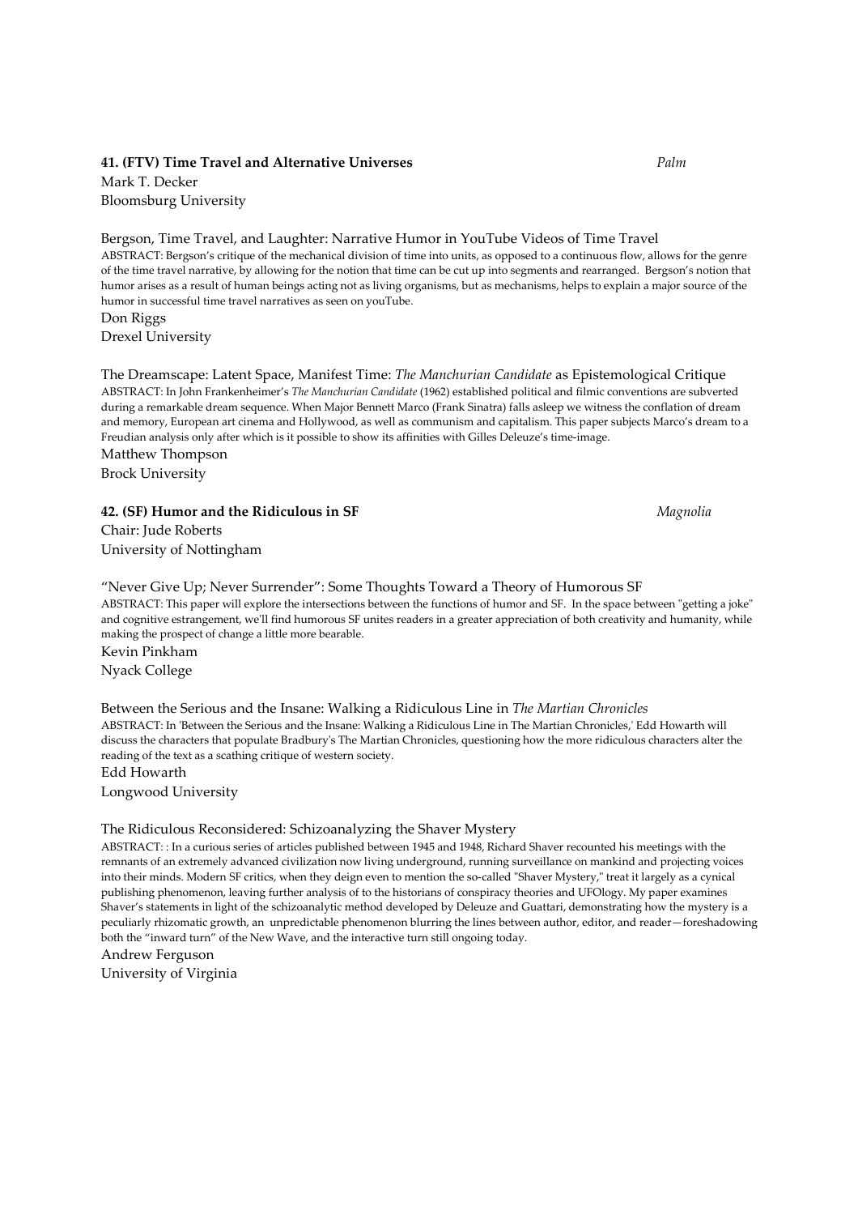### 41. (FTV) Time Travel and Alternative Universes *Palm*

Mark T. Decker
Bloomsburg University

Bergson, Time Travel, and Laughter: Narrative Humor in YouTube Videos of Time Travel

ABSTRACT: Bergson's critique of the mechanical division of time into units, as opposed to a continuous flow, allows for the genre of the time travel narrative, by allowing for the notion that time can be cut up into segments and rearranged. Bergson's notion that humor arises as a result of human beings acting not as living organisms, but as mechanisms, helps to explain a major source of the humor in successful time travel narratives as seen on youTube.

Don Riggs
Drexel University

The Dreamscape: Latent Space, Manifest Time: *The Manchurian Candidate* as Epistemological Critique

ABSTRACT: In John Frankenheimer's *The Manchurian Candidate* (1962) established political and filmic conventions are subverted during a remarkable dream sequence. When Major Bennett Marco (Frank Sinatra) falls asleep we witness the conflation of dream and memory, European art cinema and Hollywood, as well as communism and capitalism. This paper subjects Marco's dream to a Freudian analysis only after which is it possible to show its affinities with Gilles Deleuze's time-image.

Matthew Thompson
Brock University

### 42. (SF) Humor and the Ridiculous in SF *Magnolia*

Chair: Jude Roberts
University of Nottingham

"Never Give Up; Never Surrender": Some Thoughts Toward a Theory of Humorous SF

ABSTRACT: This paper will explore the intersections between the functions of humor and SF. In the space between "getting a joke" and cognitive estrangement, we'll find humorous SF unites readers in a greater appreciation of both creativity and humanity, while making the prospect of change a little more bearable.

Kevin Pinkham
Nyack College

Between the Serious and the Insane: Walking a Ridiculous Line in *The Martian Chronicles*

ABSTRACT: In 'Between the Serious and the Insane: Walking a Ridiculous Line in The Martian Chronicles,' Edd Howarth will discuss the characters that populate Bradbury's The Martian Chronicles, questioning how the more ridiculous characters alter the reading of the text as a scathing critique of western society.

Edd Howarth
Longwood University

The Ridiculous Reconsidered: Schizoanalyzing the Shaver Mystery

ABSTRACT: : In a curious series of articles published between 1945 and 1948, Richard Shaver recounted his meetings with the remnants of an extremely advanced civilization now living underground, running surveillance on mankind and projecting voices into their minds. Modern SF critics, when they deign even to mention the so-called "Shaver Mystery," treat it largely as a cynical publishing phenomenon, leaving further analysis of to the historians of conspiracy theories and UFOlogy. My paper examines Shaver's statements in light of the schizoanalytic method developed by Deleuze and Guattari, demonstrating how the mystery is a peculiarly rhizomatic growth, an unpredictable phenomenon blurring the lines between author, editor, and reader—foreshadowing both the "inward turn" of the New Wave, and the interactive turn still ongoing today.

Andrew Ferguson
University of Virginia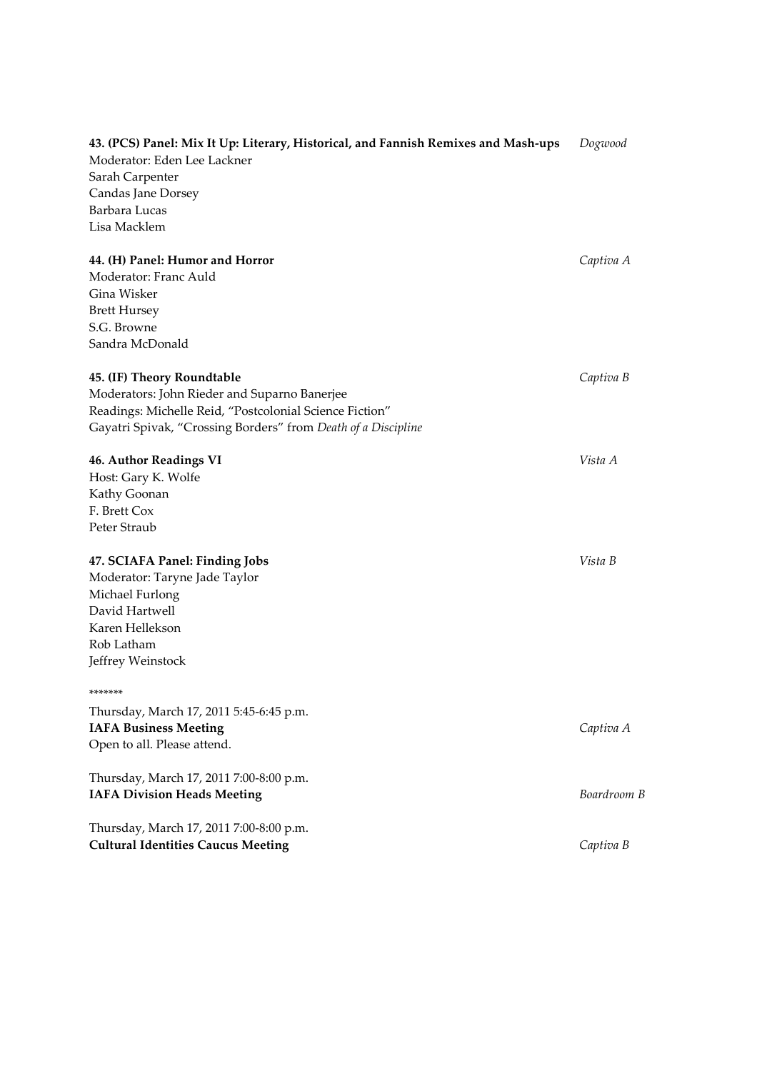**43. (PCS) Panel: Mix It Up: Literary, Historical, and Fannish Remixes and Mash-ups** *Dogwood*
Moderator: Eden Lee Lackner
Sarah Carpenter
Candas Jane Dorsey
Barbara Lucas
Lisa Macklem

**44. (H) Panel: Humor and Horror** *Captiva A*
Moderator: Franc Auld
Gina Wisker
Brett Hursey
S.G. Browne
Sandra McDonald

**45. (IF) Theory Roundtable** *Captiva B*
Moderators: John Rieder and Suparno Banerjee
Readings: Michelle Reid, "Postcolonial Science Fiction"
Gayatri Spivak, "Crossing Borders" from *Death of a Discipline*

**46. Author Readings VI** *Vista A*
Host: Gary K. Wolfe
Kathy Goonan
F. Brett Cox
Peter Straub

**47. SCIAFA Panel: Finding Jobs** *Vista B*
Moderator: Taryne Jade Taylor
Michael Furlong
David Hartwell
Karen Hellekson
Rob Latham
Jeffrey Weinstock

*******

Thursday, March 17, 2011 5:45-6:45 p.m.
**IAFA Business Meeting** *Captiva A*
Open to all. Please attend.

Thursday, March 17, 2011 7:00-8:00 p.m.
**IAFA Division Heads Meeting** *Boardroom B*

Thursday, March 17, 2011 7:00-8:00 p.m.
**Cultural Identities Caucus Meeting** *Captiva B*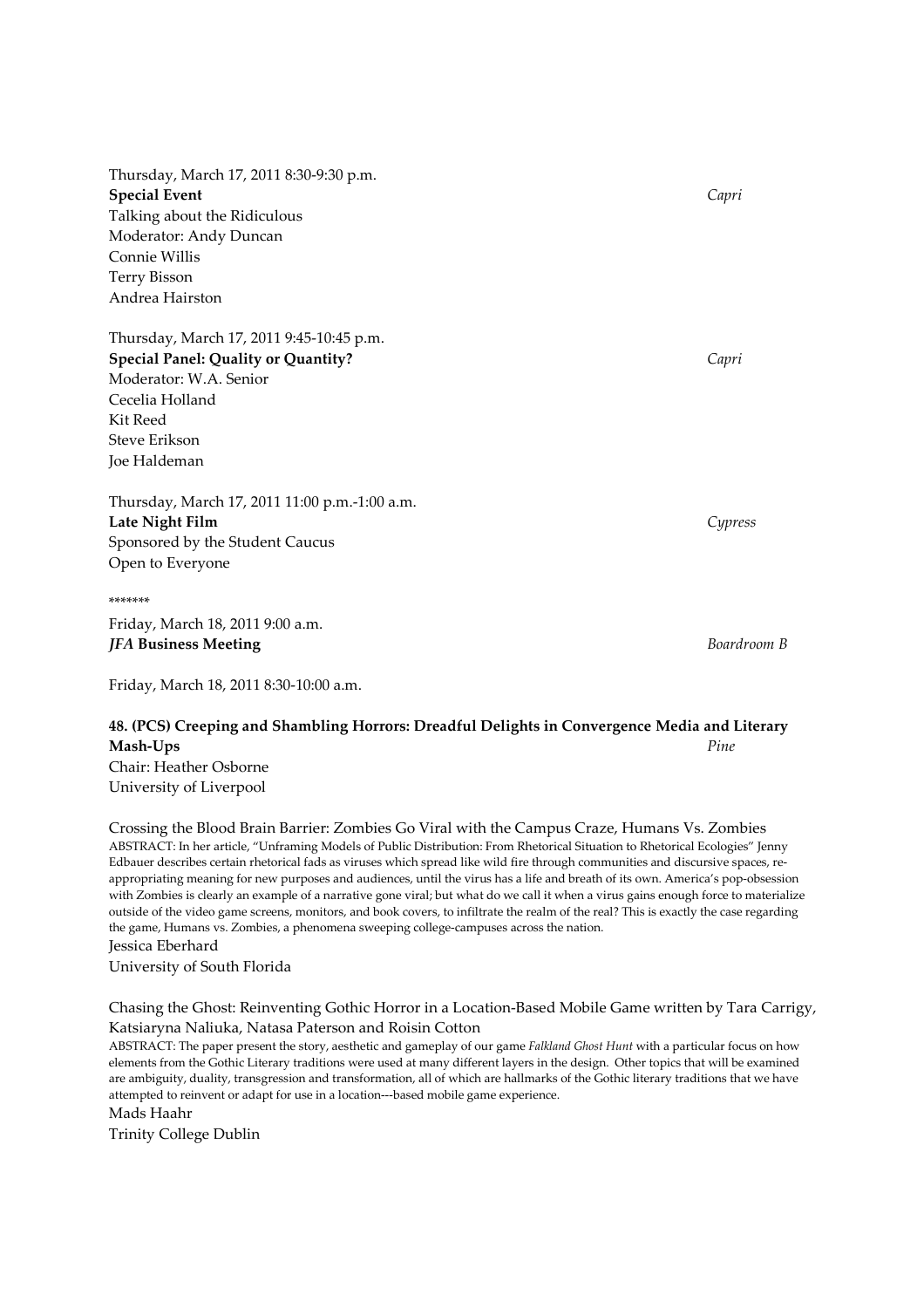Thursday, March 17, 2011 8:30-9:30 p.m.
**Special Event** *Capri*
Talking about the Ridiculous
Moderator: Andy Duncan
Connie Willis
Terry Bisson
Andrea Hairston

Thursday, March 17, 2011 9:45-10:45 p.m.
**Special Panel: Quality or Quantity?** *Capri*
Moderator: W.A. Senior
Cecelia Holland
Kit Reed
Steve Erikson
Joe Haldeman

Thursday, March 17, 2011 11:00 p.m.-1:00 a.m.
**Late Night Film** *Cypress*
Sponsored by the Student Caucus
Open to Everyone

*******

Friday, March 18, 2011 9:00 a.m.
***JFA* Business Meeting** *Boardroom B*

Friday, March 18, 2011 8:30-10:00 a.m.

**48. (PCS) Creeping and Shambling Horrors: Dreadful Delights in Convergence Media and Literary Mash-Ups** *Pine*
Chair: Heather Osborne
University of Liverpool

Crossing the Blood Brain Barrier: Zombies Go Viral with the Campus Craze, Humans Vs. Zombies
ABSTRACT: In her article, "Unframing Models of Public Distribution: From Rhetorical Situation to Rhetorical Ecologies" Jenny Edbauer describes certain rhetorical fads as viruses which spread like wild fire through communities and discursive spaces, re-appropriating meaning for new purposes and audiences, until the virus has a life and breath of its own. America's pop-obsession with Zombies is clearly an example of a narrative gone viral; but what do we call it when a virus gains enough force to materialize outside of the video game screens, monitors, and book covers, to infiltrate the realm of the real? This is exactly the case regarding the game, Humans vs. Zombies, a phenomena sweeping college-campuses across the nation.
Jessica Eberhard
University of South Florida

Chasing the Ghost: Reinventing Gothic Horror in a Location-Based Mobile Game written by Tara Carrigy, Katsiaryna Naliuka, Natasa Paterson and Roisin Cotton
ABSTRACT: The paper present the story, aesthetic and gameplay of our game *Falkland Ghost Hunt* with a particular focus on how elements from the Gothic Literary traditions were used at many different layers in the design. Other topics that will be examined are ambiguity, duality, transgression and transformation, all of which are hallmarks of the Gothic literary traditions that we have attempted to reinvent or adapt for use in a location---based mobile game experience.
Mads Haahr
Trinity College Dublin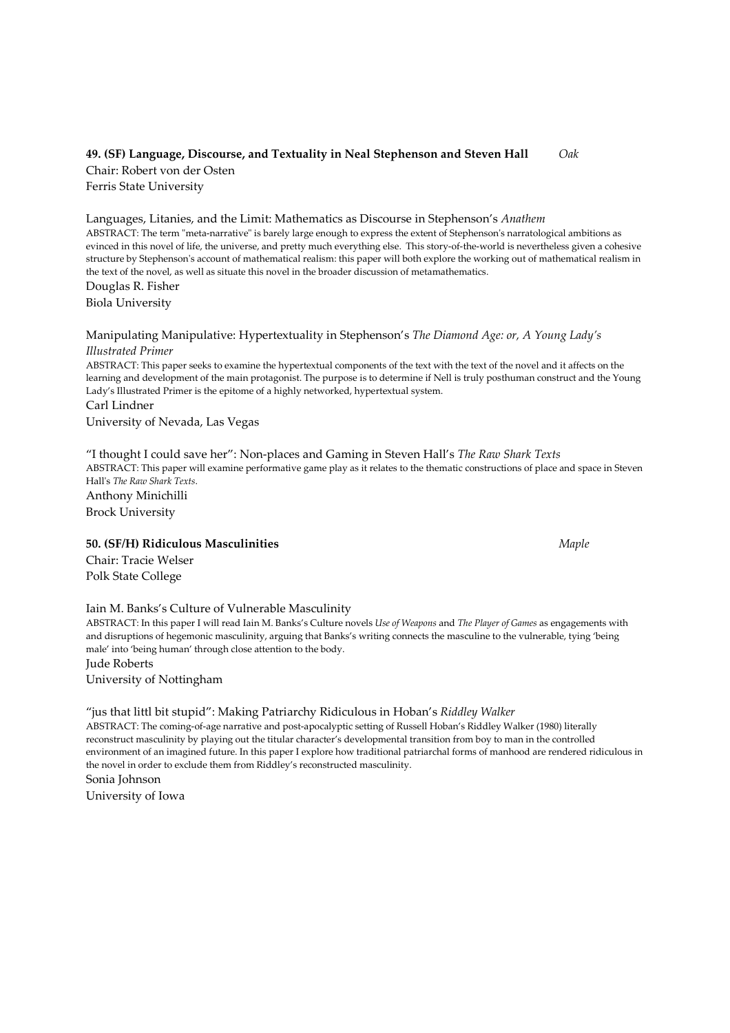**49. (SF) Language, Discourse, and Textuality in Neal Stephenson and Steven Hall** *Oak*

Chair: Robert von der Osten
Ferris State University

Languages, Litanies, and the Limit: Mathematics as Discourse in Stephenson's *Anathem*

ABSTRACT: The term "meta-narrative" is barely large enough to express the extent of Stephenson's narratological ambitions as evinced in this novel of life, the universe, and pretty much everything else. This story-of-the-world is nevertheless given a cohesive structure by Stephenson's account of mathematical realism: this paper will both explore the working out of mathematical realism in the text of the novel, as well as situate this novel in the broader discussion of metamathematics.

Douglas R. Fisher
Biola University

Manipulating Manipulative: Hypertextuality in Stephenson's *The Diamond Age: or, A Young Lady's Illustrated Primer*

ABSTRACT: This paper seeks to examine the hypertextual components of the text with the text of the novel and it affects on the learning and development of the main protagonist. The purpose is to determine if Nell is truly posthuman construct and the Young Lady's Illustrated Primer is the epitome of a highly networked, hypertextual system.

Carl Lindner
University of Nevada, Las Vegas

"I thought I could save her": Non-places and Gaming in Steven Hall's *The Raw Shark Texts*

ABSTRACT: This paper will examine performative game play as it relates to the thematic constructions of place and space in Steven Hall's *The Raw Shark Texts*.

Anthony Minichilli
Brock University

**50. (SF/H) Ridiculous Masculinities** *Maple*

Chair: Tracie Welser
Polk State College

Iain M. Banks's Culture of Vulnerable Masculinity

ABSTRACT: In this paper I will read Iain M. Banks's Culture novels *Use of Weapons* and *The Player of Games* as engagements with and disruptions of hegemonic masculinity, arguing that Banks's writing connects the masculine to the vulnerable, tying 'being male' into 'being human' through close attention to the body.

Jude Roberts
University of Nottingham

"jus that littl bit stupid": Making Patriarchy Ridiculous in Hoban's *Riddley Walker*

ABSTRACT: The coming-of-age narrative and post-apocalyptic setting of Russell Hoban's Riddley Walker (1980) literally reconstruct masculinity by playing out the titular character's developmental transition from boy to man in the controlled environment of an imagined future. In this paper I explore how traditional patriarchal forms of manhood are rendered ridiculous in the novel in order to exclude them from Riddley's reconstructed masculinity.

Sonia Johnson
University of Iowa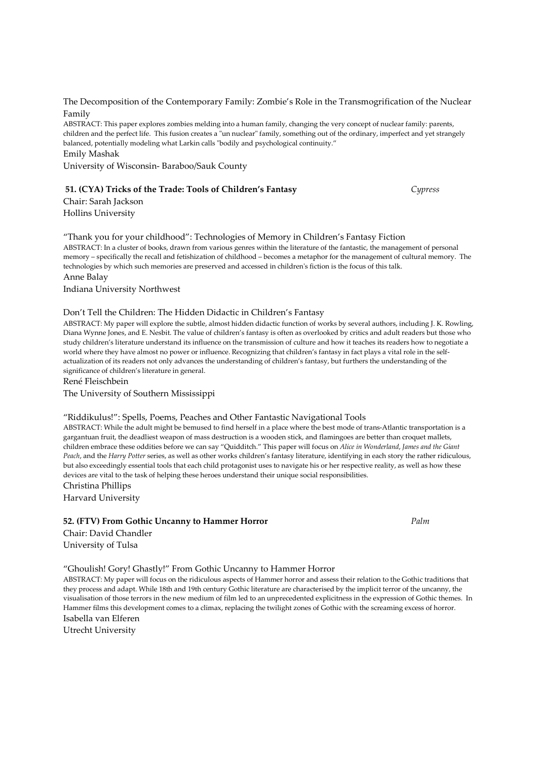The Decomposition of the Contemporary Family: Zombie's Role in the Transmogrification of the Nuclear Family

ABSTRACT: This paper explores zombies melding into a human family, changing the very concept of nuclear family: parents, children and the perfect life. This fusion creates a "un nuclear" family, something out of the ordinary, imperfect and yet strangely balanced, potentially modeling what Larkin calls "bodily and psychological continuity."

Emily Mashak

University of Wisconsin- Baraboo/Sauk County

**51. (CYA) Tricks of the Trade: Tools of Children's Fantasy** *Cypress*

Chair: Sarah Jackson

Hollins University

"Thank you for your childhood": Technologies of Memory in Children's Fantasy Fiction

ABSTRACT: In a cluster of books, drawn from various genres within the literature of the fantastic, the management of personal memory – specifically the recall and fetishization of childhood – becomes a metaphor for the management of cultural memory. The technologies by which such memories are preserved and accessed in children's fiction is the focus of this talk.

Anne Balay

Indiana University Northwest

Don't Tell the Children: The Hidden Didactic in Children's Fantasy

ABSTRACT: My paper will explore the subtle, almost hidden didactic function of works by several authors, including J. K. Rowling, Diana Wynne Jones, and E. Nesbit. The value of children's fantasy is often as overlooked by critics and adult readers but those who study children's literature understand its influence on the transmission of culture and how it teaches its readers how to negotiate a world where they have almost no power or influence. Recognizing that children's fantasy in fact plays a vital role in the self-actualization of its readers not only advances the understanding of children's fantasy, but furthers the understanding of the significance of children's literature in general.

René Fleischbein

The University of Southern Mississippi

"Riddikulus!": Spells, Poems, Peaches and Other Fantastic Navigational Tools

ABSTRACT: While the adult might be bemused to find herself in a place where the best mode of trans-Atlantic transportation is a gargantuan fruit, the deadliest weapon of mass destruction is a wooden stick, and flamingoes are better than croquet mallets, children embrace these oddities before we can say "Quidditch." This paper will focus on *Alice in Wonderland*, *James and the Giant Peach*, and the *Harry Potter* series, as well as other works children's fantasy literature, identifying in each story the rather ridiculous, but also exceedingly essential tools that each child protagonist uses to navigate his or her respective reality, as well as how these devices are vital to the task of helping these heroes understand their unique social responsibilities.

Christina Phillips

Harvard University

**52. (FTV) From Gothic Uncanny to Hammer Horror** *Palm*

Chair: David Chandler

University of Tulsa

"Ghoulish! Gory! Ghastly!" From Gothic Uncanny to Hammer Horror

ABSTRACT: My paper will focus on the ridiculous aspects of Hammer horror and assess their relation to the Gothic traditions that they process and adapt. While 18th and 19th century Gothic literature are characterised by the implicit terror of the uncanny, the visualisation of those terrors in the new medium of film led to an unprecedented explicitness in the expression of Gothic themes. In Hammer films this development comes to a climax, replacing the twilight zones of Gothic with the screaming excess of horror.

Isabella van Elferen

Utrecht University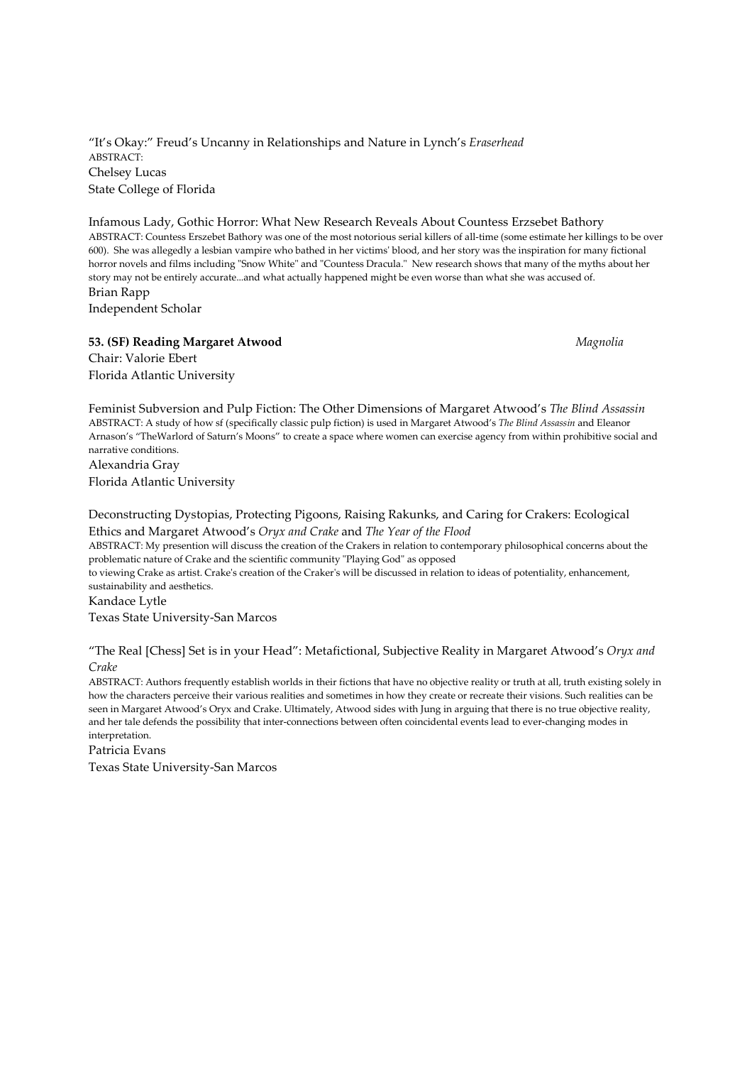"It's Okay:" Freud's Uncanny in Relationships and Nature in Lynch's *Eraserhead*
ABSTRACT:
Chelsey Lucas
State College of Florida

Infamous Lady, Gothic Horror: What New Research Reveals About Countess Erzsebet Bathory
ABSTRACT: Countess Erszebet Bathory was one of the most notorious serial killers of all-time (some estimate her killings to be over 600). She was allegedly a lesbian vampire who bathed in her victims' blood, and her story was the inspiration for many fictional horror novels and films including "Snow White" and "Countess Dracula." New research shows that many of the myths about her story may not be entirely accurate...and what actually happened might be even worse than what she was accused of.
Brian Rapp
Independent Scholar

**53. (SF) Reading Margaret Atwood** *Magnolia*
Chair: Valorie Ebert
Florida Atlantic University

Feminist Subversion and Pulp Fiction: The Other Dimensions of Margaret Atwood's *The Blind Assassin*
ABSTRACT: A study of how sf (specifically classic pulp fiction) is used in Margaret Atwood's *The Blind Assassin* and Eleanor Arnason's "TheWarlord of Saturn's Moons" to create a space where women can exercise agency from within prohibitive social and narrative conditions.
Alexandria Gray
Florida Atlantic University

Deconstructing Dystopias, Protecting Pigoons, Raising Rakunks, and Caring for Crakers: Ecological Ethics and Margaret Atwood's *Oryx and Crake* and *The Year of the Flood*
ABSTRACT: My presention will discuss the creation of the Crakers in relation to contemporary philosophical concerns about the problematic nature of Crake and the scientific community "Playing God" as opposed
to viewing Crake as artist. Crake's creation of the Craker's will be discussed in relation to ideas of potentiality, enhancement, sustainability and aesthetics.
Kandace Lytle
Texas State University-San Marcos

"The Real [Chess] Set is in your Head": Metafictional, Subjective Reality in Margaret Atwood's *Oryx and Crake*
ABSTRACT: Authors frequently establish worlds in their fictions that have no objective reality or truth at all, truth existing solely in how the characters perceive their various realities and sometimes in how they create or recreate their visions. Such realities can be seen in Margaret Atwood's Oryx and Crake. Ultimately, Atwood sides with Jung in arguing that there is no true objective reality, and her tale defends the possibility that inter-connections between often coincidental events lead to ever-changing modes in interpretation.
Patricia Evans
Texas State University-San Marcos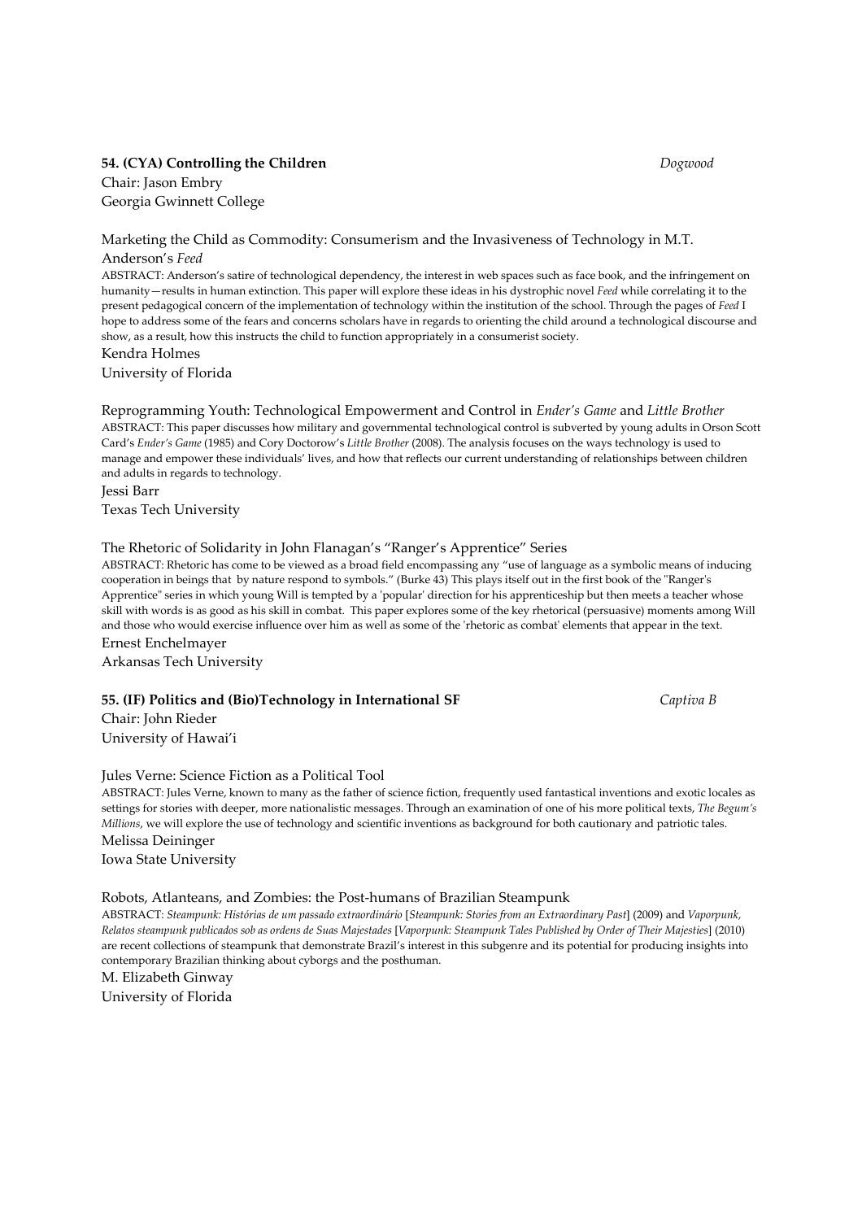**54. (CYA) Controlling the Children** *Dogwood*

Chair: Jason Embry
Georgia Gwinnett College

Marketing the Child as Commodity: Consumerism and the Invasiveness of Technology in M.T. Anderson's *Feed*

ABSTRACT: Anderson's satire of technological dependency, the interest in web spaces such as face book, and the infringement on humanity—results in human extinction. This paper will explore these ideas in his dystrophic novel *Feed* while correlating it to the present pedagogical concern of the implementation of technology within the institution of the school. Through the pages of *Feed* I hope to address some of the fears and concerns scholars have in regards to orienting the child around a technological discourse and show, as a result, how this instructs the child to function appropriately in a consumerist society.

Kendra Holmes
University of Florida

Reprogramming Youth: Technological Empowerment and Control in *Ender's Game* and *Little Brother*

ABSTRACT: This paper discusses how military and governmental technological control is subverted by young adults in Orson Scott Card's *Ender's Game* (1985) and Cory Doctorow's *Little Brother* (2008). The analysis focuses on the ways technology is used to manage and empower these individuals' lives, and how that reflects our current understanding of relationships between children and adults in regards to technology.

Jessi Barr
Texas Tech University

The Rhetoric of Solidarity in John Flanagan's "Ranger's Apprentice" Series

ABSTRACT: Rhetoric has come to be viewed as a broad field encompassing any "use of language as a symbolic means of inducing cooperation in beings that by nature respond to symbols." (Burke 43) This plays itself out in the first book of the "Ranger's Apprentice" series in which young Will is tempted by a 'popular' direction for his apprenticeship but then meets a teacher whose skill with words is as good as his skill in combat. This paper explores some of the key rhetorical (persuasive) moments among Will and those who would exercise influence over him as well as some of the 'rhetoric as combat' elements that appear in the text.

Ernest Enchelmayer
Arkansas Tech University

**55. (IF) Politics and (Bio)Technology in International SF** *Captiva B*

Chair: John Rieder
University of Hawai'i

Jules Verne: Science Fiction as a Political Tool

ABSTRACT: Jules Verne, known to many as the father of science fiction, frequently used fantastical inventions and exotic locales as settings for stories with deeper, more nationalistic messages. Through an examination of one of his more political texts, *The Begum's Millions*, we will explore the use of technology and scientific inventions as background for both cautionary and patriotic tales.

Melissa Deininger
Iowa State University

Robots, Atlanteans, and Zombies: the Post-humans of Brazilian Steampunk

ABSTRACT: *Steampunk: Histórias de um passado extraordinário* [*Steampunk: Stories from an Extraordinary Past*] (2009) and *Vaporpunk, Relatos steampunk publicados sob as ordens de Suas Majestades* [*Vaporpunk: Steampunk Tales Published by Order of Their Majesties*] (2010) are recent collections of steampunk that demonstrate Brazil's interest in this subgenre and its potential for producing insights into contemporary Brazilian thinking about cyborgs and the posthuman.

M. Elizabeth Ginway
University of Florida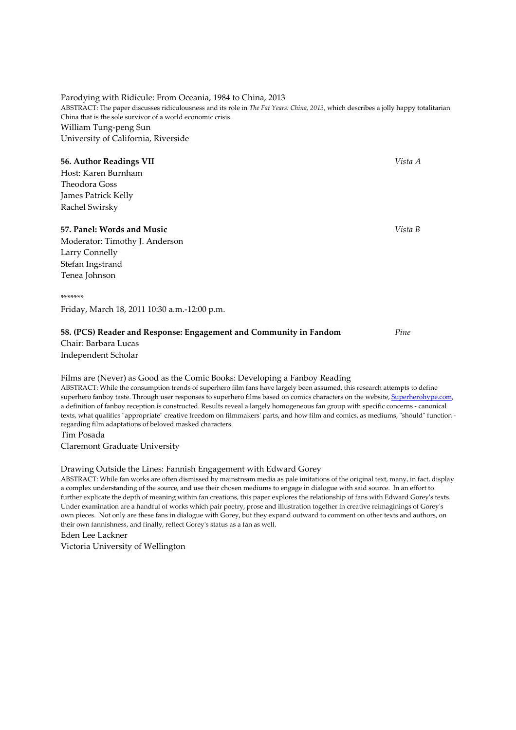Parodying with Ridicule: From Oceania, 1984 to China, 2013

ABSTRACT: The paper discusses ridiculousness and its role in *The Fat Years: China, 2013*, which describes a jolly happy totalitarian China that is the sole survivor of a world economic crisis.

William Tung-peng Sun
University of California, Riverside

**56. Author Readings VII** *Vista A*

Host: Karen Burnham
Theodora Goss
James Patrick Kelly
Rachel Swirsky

**57. Panel: Words and Music** *Vista B*

Moderator: Timothy J. Anderson
Larry Connelly
Stefan Ingstrand
Tenea Johnson

*******

Friday, March 18, 2011 10:30 a.m.-12:00 p.m.

**58. (PCS) Reader and Response: Engagement and Community in Fandom** *Pine*

Chair: Barbara Lucas
Independent Scholar

Films are (Never) as Good as the Comic Books: Developing a Fanboy Reading

ABSTRACT: While the consumption trends of superhero film fans have largely been assumed, this research attempts to define superhero fanboy taste. Through user responses to superhero films based on comics characters on the website, Superherohype.com, a definition of fanboy reception is constructed. Results reveal a largely homogeneous fan group with specific concerns - canonical texts, what qualifies "appropriate" creative freedom on filmmakers' parts, and how film and comics, as mediums, "should" function - regarding film adaptations of beloved masked characters.

Tim Posada
Claremont Graduate University

Drawing Outside the Lines: Fannish Engagement with Edward Gorey

ABSTRACT: While fan works are often dismissed by mainstream media as pale imitations of the original text, many, in fact, display a complex understanding of the source, and use their chosen mediums to engage in dialogue with said source. In an effort to further explicate the depth of meaning within fan creations, this paper explores the relationship of fans with Edward Gorey's texts. Under examination are a handful of works which pair poetry, prose and illustration together in creative reimaginings of Gorey's own pieces. Not only are these fans in dialogue with Gorey, but they expand outward to comment on other texts and authors, on their own fannishness, and finally, reflect Gorey's status as a fan as well.

Eden Lee Lackner
Victoria University of Wellington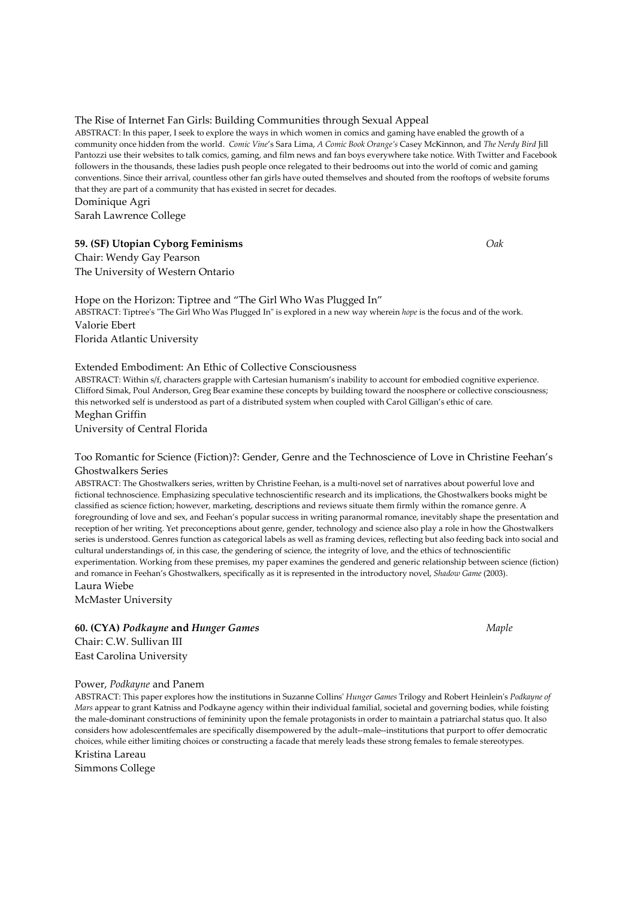The Rise of Internet Fan Girls: Building Communities through Sexual Appeal

ABSTRACT: In this paper, I seek to explore the ways in which women in comics and gaming have enabled the growth of a community once hidden from the world. *Comic Vine*'s Sara Lima, *A Comic Book Orange's* Casey McKinnon, and *The Nerdy Bird* Jill Pantozzi use their websites to talk comics, gaming, and film news and fan boys everywhere take notice. With Twitter and Facebook followers in the thousands, these ladies push people once relegated to their bedrooms out into the world of comic and gaming conventions. Since their arrival, countless other fan girls have outed themselves and shouted from the rooftops of website forums that they are part of a community that has existed in secret for decades.

Dominique Agri
Sarah Lawrence College

**59. (SF) Utopian Cyborg Feminisms** *Oak*

Chair: Wendy Gay Pearson
The University of Western Ontario

Hope on the Horizon: Tiptree and "The Girl Who Was Plugged In"

ABSTRACT: Tiptree's "The Girl Who Was Plugged In" is explored in a new way wherein *hope* is the focus and of the work.

Valorie Ebert
Florida Atlantic University

Extended Embodiment: An Ethic of Collective Consciousness

ABSTRACT: Within s/f, characters grapple with Cartesian humanism's inability to account for embodied cognitive experience. Clifford Simak, Poul Anderson, Greg Bear examine these concepts by building toward the noosphere or collective consciousness; this networked self is understood as part of a distributed system when coupled with Carol Gilligan's ethic of care.

Meghan Griffin
University of Central Florida

Too Romantic for Science (Fiction)?: Gender, Genre and the Technoscience of Love in Christine Feehan's Ghostwalkers Series

ABSTRACT: The Ghostwalkers series, written by Christine Feehan, is a multi-novel set of narratives about powerful love and fictional technoscience. Emphasizing speculative technoscientific research and its implications, the Ghostwalkers books might be classified as science fiction; however, marketing, descriptions and reviews situate them firmly within the romance genre. A foregrounding of love and sex, and Feehan's popular success in writing paranormal romance, inevitably shape the presentation and reception of her writing. Yet preconceptions about genre, gender, technology and science also play a role in how the Ghostwalkers series is understood. Genres function as categorical labels as well as framing devices, reflecting but also feeding back into social and cultural understandings of, in this case, the gendering of science, the integrity of love, and the ethics of technoscientific experimentation. Working from these premises, my paper examines the gendered and generic relationship between science (fiction) and romance in Feehan's Ghostwalkers, specifically as it is represented in the introductory novel, *Shadow Game* (2003).

Laura Wiebe
McMaster University

**60. (CYA) *Podkayne* and *Hunger Games*** *Maple*

Chair: C.W. Sullivan III
East Carolina University

Power, *Podkayne* and Panem

ABSTRACT: This paper explores how the institutions in Suzanne Collins' *Hunger Games* Trilogy and Robert Heinlein's *Podkayne of Mars* appear to grant Katniss and Podkayne agency within their individual familial, societal and governing bodies, while foisting the male-dominant constructions of femininity upon the female protagonists in order to maintain a patriarchal status quo. It also considers how adolescentfemales are specifically disempowered by the adult--male--institutions that purport to offer democratic choices, while either limiting choices or constructing a facade that merely leads these strong females to female stereotypes.

Kristina Lareau
Simmons College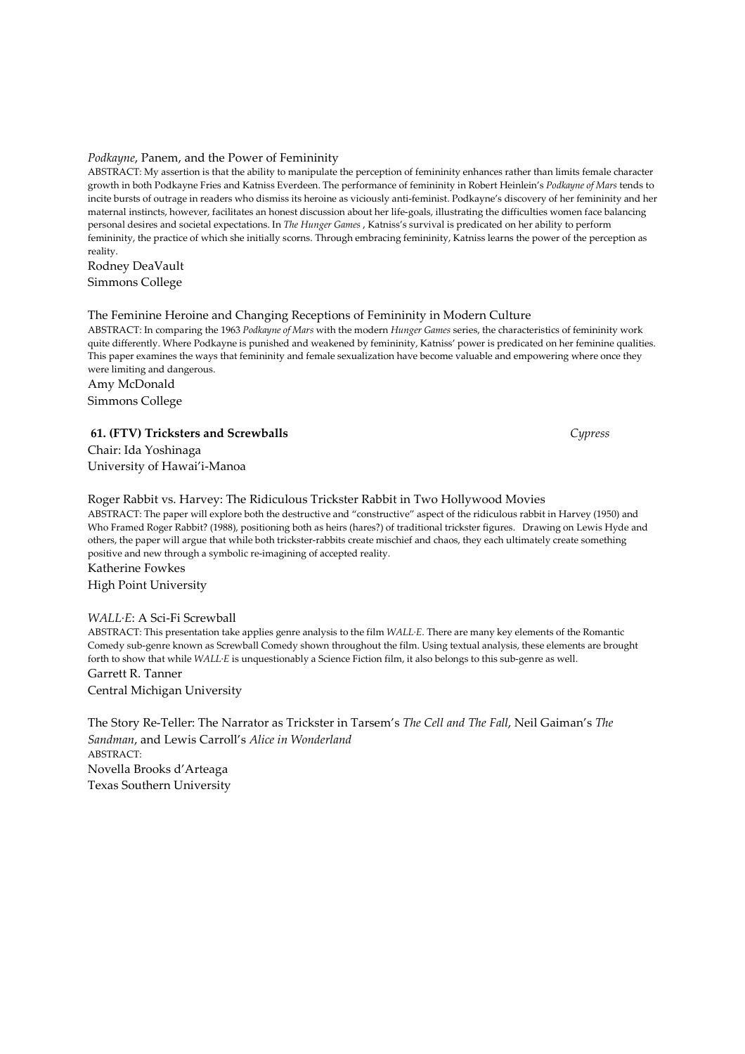*Podkayne*, Panem, and the Power of Femininity

ABSTRACT: My assertion is that the ability to manipulate the perception of femininity enhances rather than limits female character growth in both Podkayne Fries and Katniss Everdeen. The performance of femininity in Robert Heinlein's *Podkayne of Mars* tends to incite bursts of outrage in readers who dismiss its heroine as viciously anti-feminist. Podkayne's discovery of her femininity and her maternal instincts, however, facilitates an honest discussion about her life-goals, illustrating the difficulties women face balancing personal desires and societal expectations. In *The Hunger Games* , Katniss's survival is predicated on her ability to perform femininity, the practice of which she initially scorns. Through embracing femininity, Katniss learns the power of the perception as reality.

Rodney DeaVault
Simmons College

The Feminine Heroine and Changing Receptions of Femininity in Modern Culture

ABSTRACT: In comparing the 1963 *Podkayne of Mars* with the modern *Hunger Games* series, the characteristics of femininity work quite differently. Where Podkayne is punished and weakened by femininity, Katniss' power is predicated on her feminine qualities. This paper examines the ways that femininity and female sexualization have become valuable and empowering where once they were limiting and dangerous.

Amy McDonald
Simmons College

**61. (FTV) Tricksters and Screwballs** *Cypress*

Chair: Ida Yoshinaga
University of Hawai'i-Manoa

Roger Rabbit vs. Harvey: The Ridiculous Trickster Rabbit in Two Hollywood Movies

ABSTRACT: The paper will explore both the destructive and "constructive" aspect of the ridiculous rabbit in Harvey (1950) and Who Framed Roger Rabbit? (1988), positioning both as heirs (hares?) of traditional trickster figures. Drawing on Lewis Hyde and others, the paper will argue that while both trickster-rabbits create mischief and chaos, they each ultimately create something positive and new through a symbolic re-imagining of accepted reality.

Katherine Fowkes
High Point University

*WALL·E*: A Sci-Fi Screwball

ABSTRACT: This presentation take applies genre analysis to the film *WALL·E*. There are many key elements of the Romantic Comedy sub-genre known as Screwball Comedy shown throughout the film. Using textual analysis, these elements are brought forth to show that while *WALL·E* is unquestionably a Science Fiction film, it also belongs to this sub-genre as well.

Garrett R. Tanner
Central Michigan University

The Story Re-Teller: The Narrator as Trickster in Tarsem's *The Cell and The Fall*, Neil Gaiman's *The Sandman*, and Lewis Carroll's *Alice in Wonderland*

ABSTRACT:

Novella Brooks d'Arteaga
Texas Southern University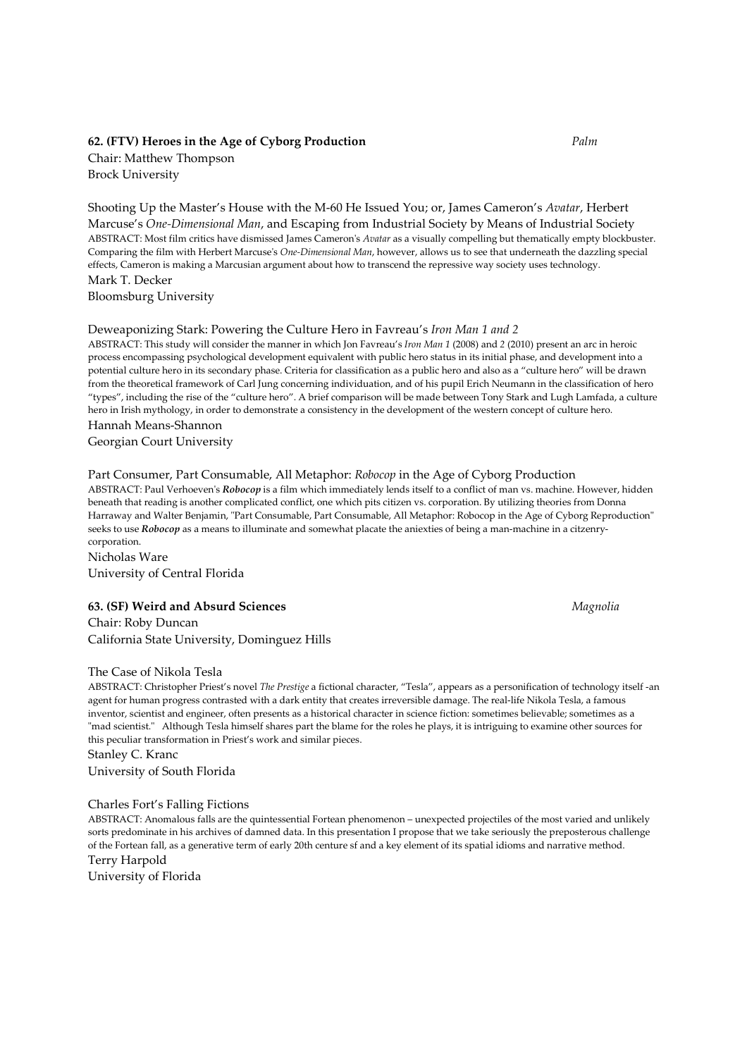**62. (FTV) Heroes in the Age of Cyborg Production** *Palm*

Chair: Matthew Thompson
Brock University

Shooting Up the Master's House with the M-60 He Issued You; or, James Cameron's *Avatar*, Herbert Marcuse's *One-Dimensional Man*, and Escaping from Industrial Society by Means of Industrial Society

ABSTRACT: Most film critics have dismissed James Cameron's *Avatar* as a visually compelling but thematically empty blockbuster. Comparing the film with Herbert Marcuse's *One-Dimensional Man*, however, allows us to see that underneath the dazzling special effects, Cameron is making a Marcusian argument about how to transcend the repressive way society uses technology.

Mark T. Decker
Bloomsburg University

Deweaponizing Stark: Powering the Culture Hero in Favreau's *Iron Man 1 and 2*

ABSTRACT: This study will consider the manner in which Jon Favreau's *Iron Man 1* (2008) and *2* (2010) present an arc in heroic process encompassing psychological development equivalent with public hero status in its initial phase, and development into a potential culture hero in its secondary phase. Criteria for classification as a public hero and also as a "culture hero" will be drawn from the theoretical framework of Carl Jung concerning individuation, and of his pupil Erich Neumann in the classification of hero "types", including the rise of the "culture hero". A brief comparison will be made between Tony Stark and Lugh Lamfada, a culture hero in Irish mythology, in order to demonstrate a consistency in the development of the western concept of culture hero.

Hannah Means-Shannon
Georgian Court University

Part Consumer, Part Consumable, All Metaphor: *Robocop* in the Age of Cyborg Production

ABSTRACT: Paul Verhoeven's ***Robocop*** is a film which immediately lends itself to a conflict of man vs. machine. However, hidden beneath that reading is another complicated conflict, one which pits citizen vs. corporation. By utilizing theories from Donna Harraway and Walter Benjamin, "Part Consumable, Part Consumable, All Metaphor: Robocop in the Age of Cyborg Reproduction" seeks to use ***Robocop*** as a means to illuminate and somewhat placate the aniexties of being a man-machine in a citzenry-corporation.

Nicholas Ware
University of Central Florida

**63. (SF) Weird and Absurd Sciences** *Magnolia*

Chair: Roby Duncan
California State University, Dominguez Hills

The Case of Nikola Tesla

ABSTRACT: Christopher Priest's novel *The Prestige* a fictional character, "Tesla", appears as a personification of technology itself -an agent for human progress contrasted with a dark entity that creates irreversible damage. The real-life Nikola Tesla, a famous inventor, scientist and engineer, often presents as a historical character in science fiction: sometimes believable; sometimes as a "mad scientist." Although Tesla himself shares part the blame for the roles he plays, it is intriguing to examine other sources for this peculiar transformation in Priest's work and similar pieces.

Stanley C. Kranc
University of South Florida

Charles Fort's Falling Fictions

ABSTRACT: Anomalous falls are the quintessential Fortean phenomenon – unexpected projectiles of the most varied and unlikely sorts predominate in his archives of damned data. In this presentation I propose that we take seriously the preposterous challenge of the Fortean fall, as a generative term of early 20th centure sf and a key element of its spatial idioms and narrative method.

Terry Harpold
University of Florida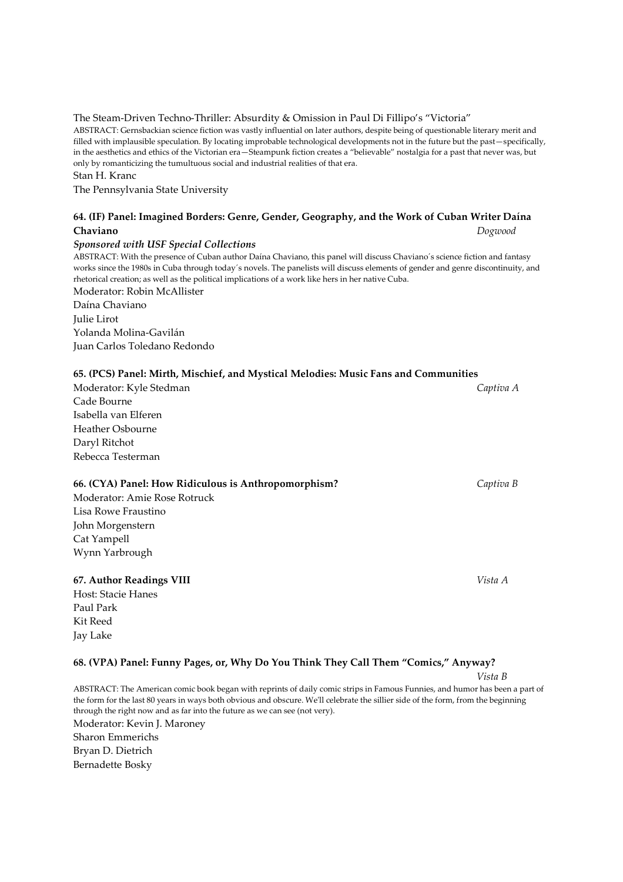The Steam-Driven Techno-Thriller: Absurdity & Omission in Paul Di Fillipo's "Victoria"

ABSTRACT: Gernsbackian science fiction was vastly influential on later authors, despite being of questionable literary merit and filled with implausible speculation. By locating improbable technological developments not in the future but the past—specifically, in the aesthetics and ethics of the Victorian era—Steampunk fiction creates a "believable" nostalgia for a past that never was, but only by romanticizing the tumultuous social and industrial realities of that era.

Stan H. Kranc

The Pennsylvania State University

**64. (IF) Panel: Imagined Borders: Genre, Gender, Geography, and the Work of Cuban Writer Daína Chaviano** *Dogwood*

***Sponsored with USF Special Collections***

ABSTRACT: With the presence of Cuban author Daína Chaviano, this panel will discuss Chaviano´s science fiction and fantasy works since the 1980s in Cuba through today´s novels. The panelists will discuss elements of gender and genre discontinuity, and rhetorical creation; as well as the political implications of a work like hers in her native Cuba.

Moderator: Robin McAllister
Daína Chaviano
Julie Lirot
Yolanda Molina-Gavilán
Juan Carlos Toledano Redondo

**65. (PCS) Panel: Mirth, Mischief, and Mystical Melodies: Music Fans and Communities**

Moderator: Kyle Stedman *Captiva A*
Cade Bourne
Isabella van Elferen
Heather Osbourne
Daryl Ritchot
Rebecca Testerman

**66. (CYA) Panel: How Ridiculous is Anthropomorphism?** *Captiva B*

Moderator: Amie Rose Rotruck
Lisa Rowe Fraustino
John Morgenstern
Cat Yampell
Wynn Yarbrough

**67. Author Readings VIII** *Vista A*

Host: Stacie Hanes
Paul Park
Kit Reed
Jay Lake

**68. (VPA) Panel: Funny Pages, or, Why Do You Think They Call Them "Comics," Anyway?** *Vista B*

ABSTRACT: The American comic book began with reprints of daily comic strips in Famous Funnies, and humor has been a part of the form for the last 80 years in ways both obvious and obscure. We'll celebrate the sillier side of the form, from the beginning through the right now and as far into the future as we can see (not very).

Moderator: Kevin J. Maroney
Sharon Emmerichs
Bryan D. Dietrich
Bernadette Bosky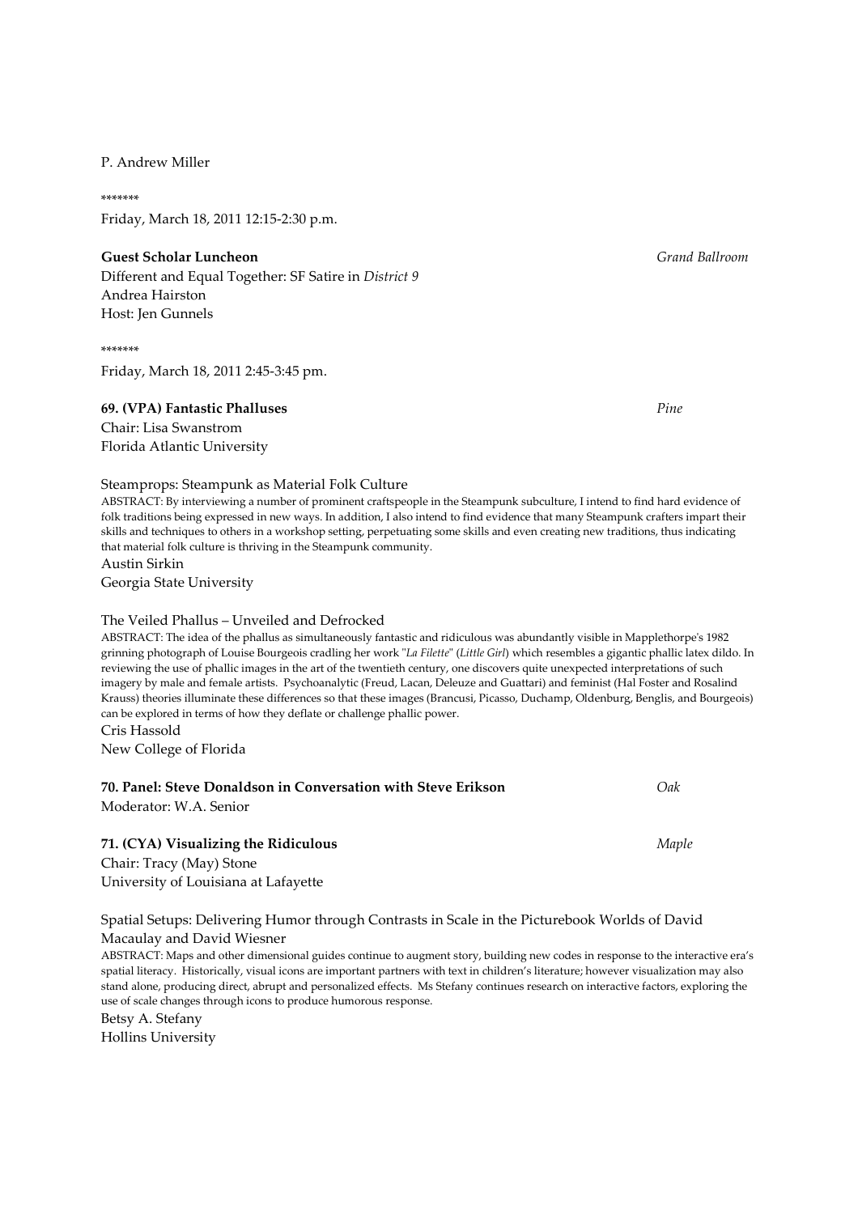P. Andrew Miller

*******

Friday, March 18, 2011 12:15-2:30 p.m.

**Guest Scholar Luncheon** *Grand Ballroom*

Different and Equal Together: SF Satire in *District 9*

Andrea Hairston

Host: Jen Gunnels

*******

Friday, March 18, 2011 2:45-3:45 pm.

**69. (VPA) Fantastic Phalluses** *Pine*

Chair: Lisa Swanstrom

Florida Atlantic University

Steamprops: Steampunk as Material Folk Culture

ABSTRACT: By interviewing a number of prominent craftspeople in the Steampunk subculture, I intend to find hard evidence of folk traditions being expressed in new ways. In addition, I also intend to find evidence that many Steampunk crafters impart their skills and techniques to others in a workshop setting, perpetuating some skills and even creating new traditions, thus indicating that material folk culture is thriving in the Steampunk community.

Austin Sirkin

Georgia State University

The Veiled Phallus – Unveiled and Defrocked

ABSTRACT: The idea of the phallus as simultaneously fantastic and ridiculous was abundantly visible in Mapplethorpe's 1982 grinning photograph of Louise Bourgeois cradling her work "*La Filette*" (*Little Girl*) which resembles a gigantic phallic latex dildo. In reviewing the use of phallic images in the art of the twentieth century, one discovers quite unexpected interpretations of such imagery by male and female artists. Psychoanalytic (Freud, Lacan, Deleuze and Guattari) and feminist (Hal Foster and Rosalind Krauss) theories illuminate these differences so that these images (Brancusi, Picasso, Duchamp, Oldenburg, Benglis, and Bourgeois) can be explored in terms of how they deflate or challenge phallic power.

Cris Hassold

New College of Florida

**70. Panel: Steve Donaldson in Conversation with Steve Erikson** *Oak*

Moderator: W.A. Senior

**71. (CYA) Visualizing the Ridiculous** *Maple*

Chair: Tracy (May) Stone

University of Louisiana at Lafayette

Spatial Setups: Delivering Humor through Contrasts in Scale in the Picturebook Worlds of David Macaulay and David Wiesner

ABSTRACT: Maps and other dimensional guides continue to augment story, building new codes in response to the interactive era's spatial literacy. Historically, visual icons are important partners with text in children's literature; however visualization may also stand alone, producing direct, abrupt and personalized effects. Ms Stefany continues research on interactive factors, exploring the use of scale changes through icons to produce humorous response.

Betsy A. Stefany

Hollins University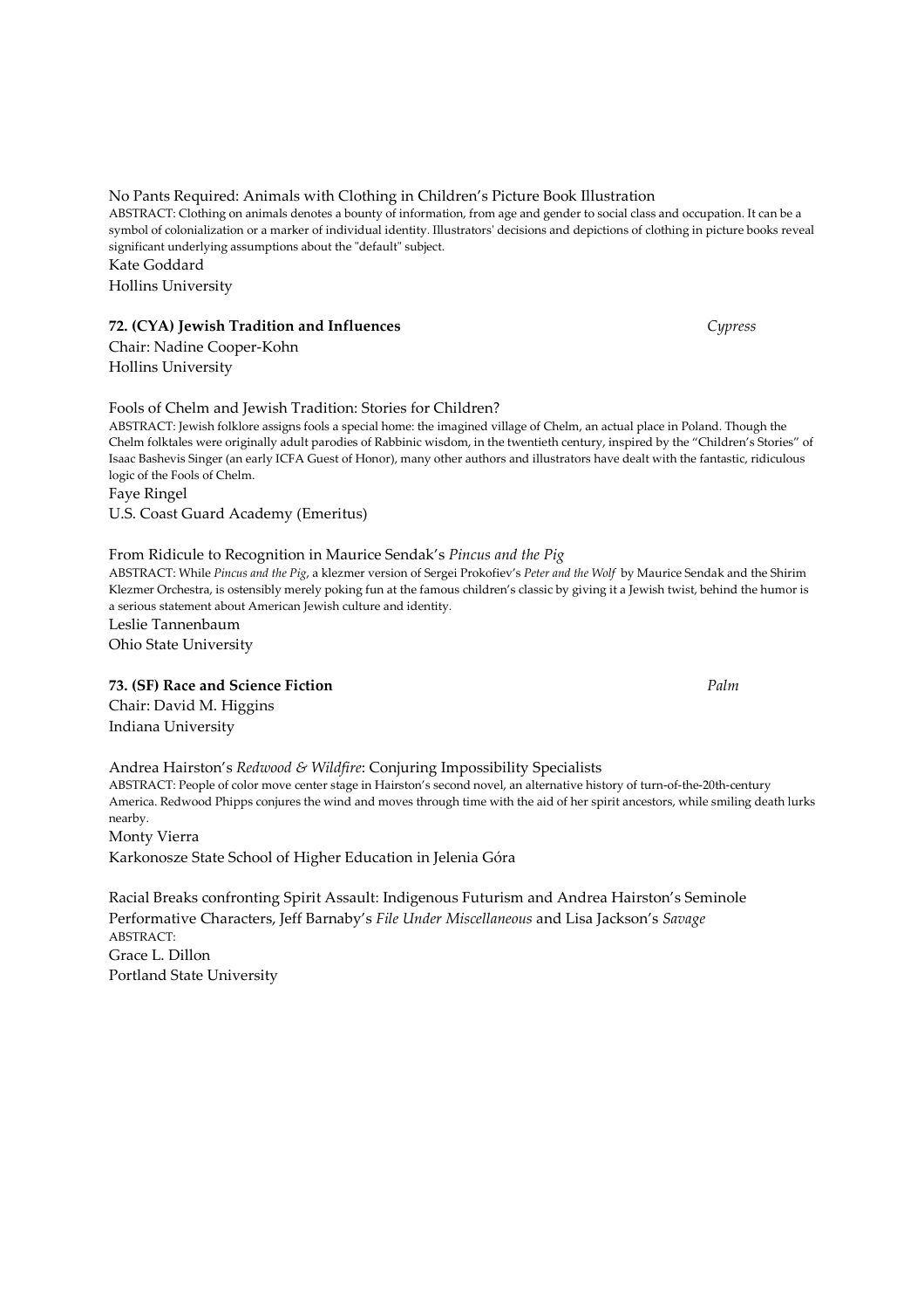No Pants Required: Animals with Clothing in Children's Picture Book Illustration

ABSTRACT: Clothing on animals denotes a bounty of information, from age and gender to social class and occupation. It can be a symbol of colonialization or a marker of individual identity. Illustrators' decisions and depictions of clothing in picture books reveal significant underlying assumptions about the "default" subject.

Kate Goddard
Hollins University

**72. (CYA) Jewish Tradition and Influences** *Cypress*

Chair: Nadine Cooper-Kohn
Hollins University

Fools of Chelm and Jewish Tradition: Stories for Children?

ABSTRACT: Jewish folklore assigns fools a special home: the imagined village of Chelm, an actual place in Poland. Though the Chelm folktales were originally adult parodies of Rabbinic wisdom, in the twentieth century, inspired by the "Children's Stories" of Isaac Bashevis Singer (an early ICFA Guest of Honor), many other authors and illustrators have dealt with the fantastic, ridiculous logic of the Fools of Chelm.

Faye Ringel
U.S. Coast Guard Academy (Emeritus)

From Ridicule to Recognition in Maurice Sendak's *Pincus and the Pig*

ABSTRACT: While *Pincus and the Pig*, a klezmer version of Sergei Prokofiev's *Peter and the Wolf* by Maurice Sendak and the Shirim Klezmer Orchestra, is ostensibly merely poking fun at the famous children's classic by giving it a Jewish twist, behind the humor is a serious statement about American Jewish culture and identity.

Leslie Tannenbaum
Ohio State University

**73. (SF) Race and Science Fiction** *Palm*

Chair: David M. Higgins
Indiana University

Andrea Hairston's *Redwood & Wildfire*: Conjuring Impossibility Specialists

ABSTRACT: People of color move center stage in Hairston's second novel, an alternative history of turn-of-the-20th-century America. Redwood Phipps conjures the wind and moves through time with the aid of her spirit ancestors, while smiling death lurks nearby.

Monty Vierra
Karkonosze State School of Higher Education in Jelenia Góra

Racial Breaks confronting Spirit Assault: Indigenous Futurism and Andrea Hairston's Seminole Performative Characters, Jeff Barnaby's *File Under Miscellaneous* and Lisa Jackson's *Savage*

ABSTRACT:

Grace L. Dillon
Portland State University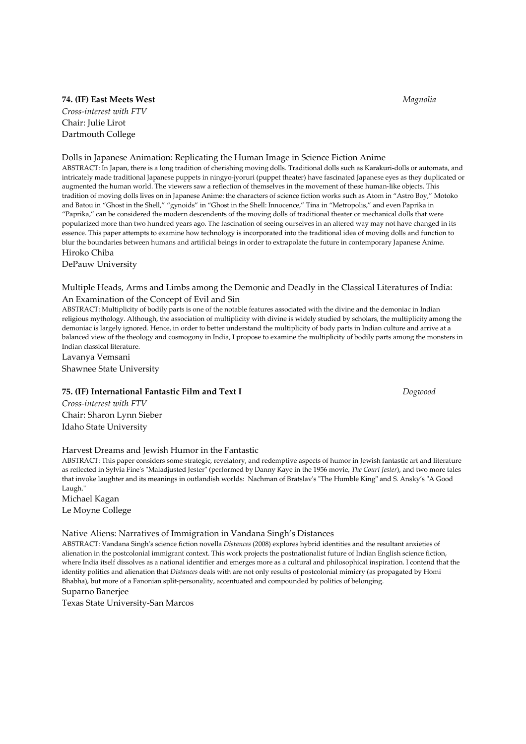**74. (IF) East Meets West** *Magnolia*

*Cross-interest with FTV*

Chair: Julie Lirot

Dartmouth College

Dolls in Japanese Animation: Replicating the Human Image in Science Fiction Anime

ABSTRACT: In Japan, there is a long tradition of cherishing moving dolls. Traditional dolls such as Karakuri-dolls or automata, and intricately made traditional Japanese puppets in ningyo-jyoruri (puppet theater) have fascinated Japanese eyes as they duplicated or augmented the human world. The viewers saw a reflection of themselves in the movement of these human-like objects. This tradition of moving dolls lives on in Japanese Anime: the characters of science fiction works such as Atom in "Astro Boy," Motoko and Batou in "Ghost in the Shell," "gynoids" in "Ghost in the Shell: Innocence," Tina in "Metropolis," and even Paprika in "Paprika," can be considered the modern descendents of the moving dolls of traditional theater or mechanical dolls that were popularized more than two hundred years ago. The fascination of seeing ourselves in an altered way may not have changed in its essence. This paper attempts to examine how technology is incorporated into the traditional idea of moving dolls and function to blur the boundaries between humans and artificial beings in order to extrapolate the future in contemporary Japanese Anime.

Hiroko Chiba

DePauw University

Multiple Heads, Arms and Limbs among the Demonic and Deadly in the Classical Literatures of India: An Examination of the Concept of Evil and Sin

ABSTRACT: Multiplicity of bodily parts is one of the notable features associated with the divine and the demoniac in Indian religious mythology. Although, the association of multiplicity with divine is widely studied by scholars, the multiplicity among the demoniac is largely ignored. Hence, in order to better understand the multiplicity of body parts in Indian culture and arrive at a balanced view of the theology and cosmogony in India, I propose to examine the multiplicity of bodily parts among the monsters in Indian classical literature.

Lavanya Vemsani

Shawnee State University

**75. (IF) International Fantastic Film and Text I** *Dogwood*

*Cross-interest with FTV*

Chair: Sharon Lynn Sieber

Idaho State University

Harvest Dreams and Jewish Humor in the Fantastic

ABSTRACT: This paper considers some strategic, revelatory, and redemptive aspects of humor in Jewish fantastic art and literature as reflected in Sylvia Fine's "Maladjusted Jester" (performed by Danny Kaye in the 1956 movie, *The Court Jester*), and two more tales that invoke laughter and its meanings in outlandish worlds: Nachman of Bratslav's "The Humble King" and S. Ansky's "A Good Laugh."

Michael Kagan

Le Moyne College

Native Aliens: Narratives of Immigration in Vandana Singh's Distances

ABSTRACT: Vandana Singh's science fiction novella *Distances* (2008) explores hybrid identities and the resultant anxieties of alienation in the postcolonial immigrant context. This work projects the postnationalist future of Indian English science fiction, where India itself dissolves as a national identifier and emerges more as a cultural and philosophical inspiration. I contend that the identity politics and alienation that *Distances* deals with are not only results of postcolonial mimicry (as propagated by Homi Bhabha), but more of a Fanonian split-personality, accentuated and compounded by politics of belonging.

Suparno Banerjee

Texas State University-San Marcos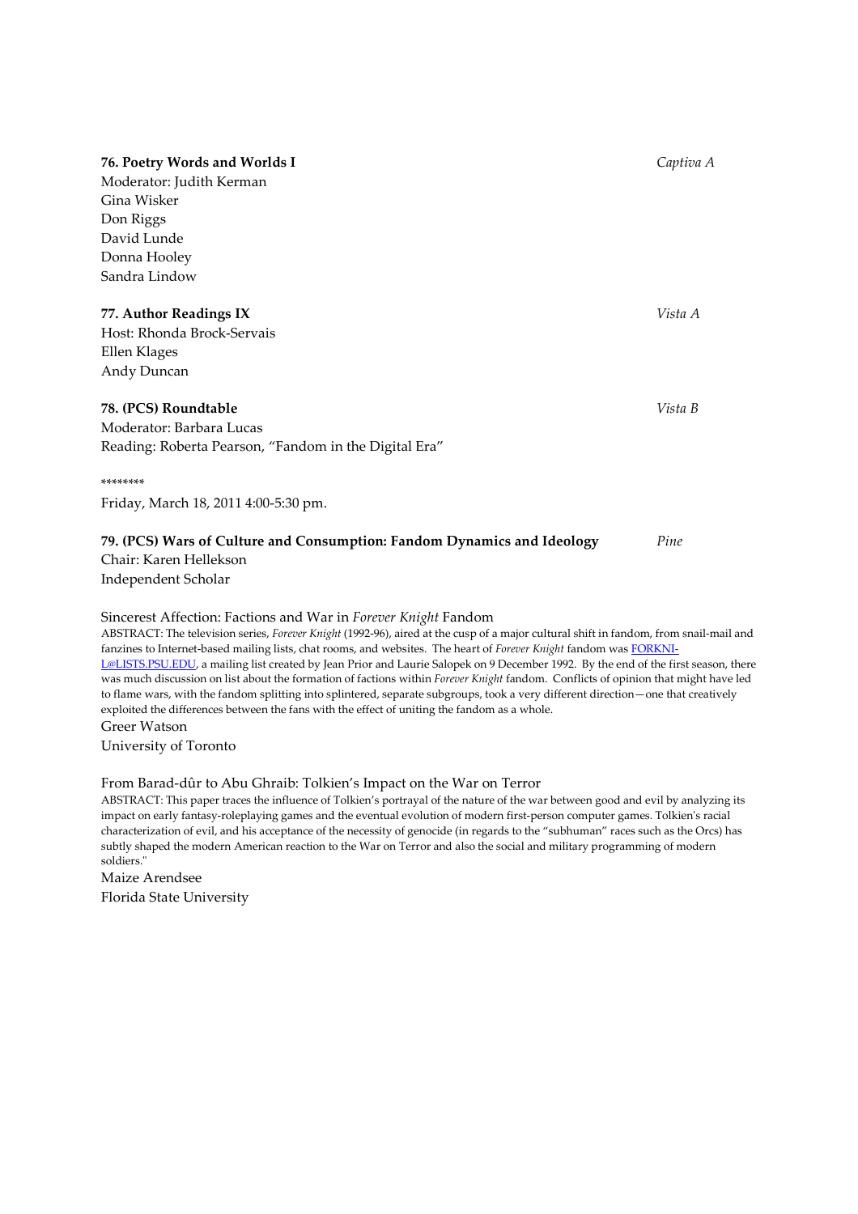**76. Poetry Words and Worlds I** *Captiva A*
Moderator: Judith Kerman
Gina Wisker
Don Riggs
David Lunde
Donna Hooley
Sandra Lindow

**77. Author Readings IX** *Vista A*
Host: Rhonda Brock-Servais
Ellen Klages
Andy Duncan

**78. (PCS) Roundtable** *Vista B*
Moderator: Barbara Lucas
Reading: Roberta Pearson, "Fandom in the Digital Era"

********

Friday, March 18, 2011 4:00-5:30 pm.

**79. (PCS) Wars of Culture and Consumption: Fandom Dynamics and Ideology** *Pine*
Chair: Karen Hellekson
Independent Scholar

Sincerest Affection: Factions and War in *Forever Knight* Fandom

ABSTRACT: The television series, *Forever Knight* (1992-96), aired at the cusp of a major cultural shift in fandom, from snail-mail and fanzines to Internet-based mailing lists, chat rooms, and websites. The heart of *Forever Knight* fandom was FORKNI-L@LISTS.PSU.EDU, a mailing list created by Jean Prior and Laurie Salopek on 9 December 1992. By the end of the first season, there was much discussion on list about the formation of factions within *Forever Knight* fandom. Conflicts of opinion that might have led to flame wars, with the fandom splitting into splintered, separate subgroups, took a very different direction—one that creatively exploited the differences between the fans with the effect of uniting the fandom as a whole.

Greer Watson
University of Toronto

From Barad-dûr to Abu Ghraib: Tolkien's Impact on the War on Terror

ABSTRACT: This paper traces the influence of Tolkien's portrayal of the nature of the war between good and evil by analyzing its impact on early fantasy-roleplaying games and the eventual evolution of modern first-person computer games. Tolkien's racial characterization of evil, and his acceptance of the necessity of genocide (in regards to the "subhuman" races such as the Orcs) has subtly shaped the modern American reaction to the War on Terror and also the social and military programming of modern soldiers."

Maize Arendsee
Florida State University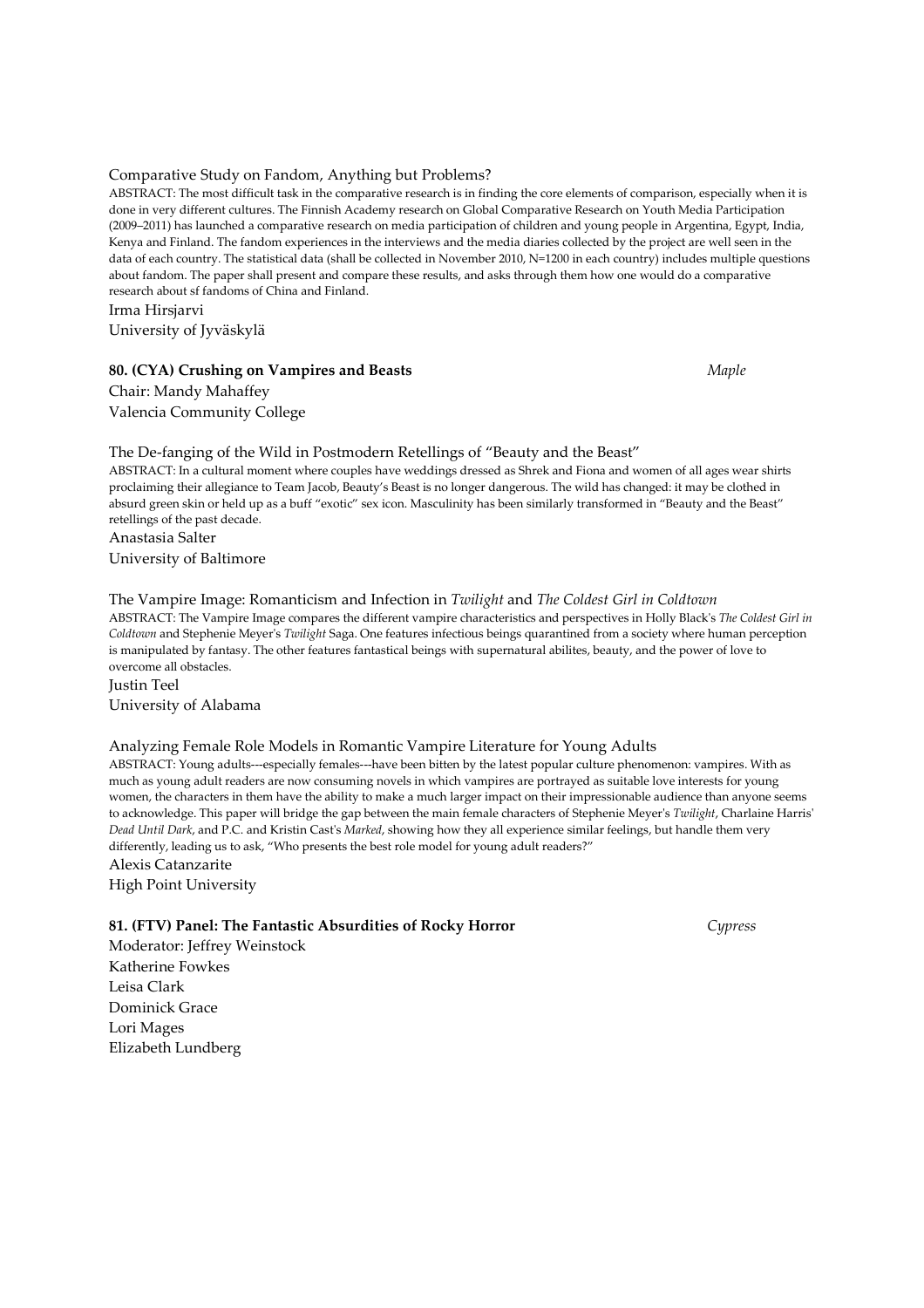Comparative Study on Fandom, Anything but Problems?

ABSTRACT: The most difficult task in the comparative research is in finding the core elements of comparison, especially when it is done in very different cultures. The Finnish Academy research on Global Comparative Research on Youth Media Participation (2009–2011) has launched a comparative research on media participation of children and young people in Argentina, Egypt, India, Kenya and Finland. The fandom experiences in the interviews and the media diaries collected by the project are well seen in the data of each country. The statistical data (shall be collected in November 2010, N=1200 in each country) includes multiple questions about fandom. The paper shall present and compare these results, and asks through them how one would do a comparative research about sf fandoms of China and Finland.

Irma Hirsjarvi
University of Jyväskylä

**80. (CYA) Crushing on Vampires and Beasts** *Maple*

Chair: Mandy Mahaffey
Valencia Community College

The De-fanging of the Wild in Postmodern Retellings of "Beauty and the Beast"

ABSTRACT: In a cultural moment where couples have weddings dressed as Shrek and Fiona and women of all ages wear shirts proclaiming their allegiance to Team Jacob, Beauty's Beast is no longer dangerous. The wild has changed: it may be clothed in absurd green skin or held up as a buff "exotic" sex icon. Masculinity has been similarly transformed in "Beauty and the Beast" retellings of the past decade.

Anastasia Salter
University of Baltimore

The Vampire Image: Romanticism and Infection in *Twilight* and *The Coldest Girl in Coldtown*

ABSTRACT: The Vampire Image compares the different vampire characteristics and perspectives in Holly Black's *The Coldest Girl in Coldtown* and Stephenie Meyer's *Twilight* Saga. One features infectious beings quarantined from a society where human perception is manipulated by fantasy. The other features fantastical beings with supernatural abilites, beauty, and the power of love to overcome all obstacles.

Justin Teel
University of Alabama

Analyzing Female Role Models in Romantic Vampire Literature for Young Adults

ABSTRACT: Young adults---especially females---have been bitten by the latest popular culture phenomenon: vampires. With as much as young adult readers are now consuming novels in which vampires are portrayed as suitable love interests for young women, the characters in them have the ability to make a much larger impact on their impressionable audience than anyone seems to acknowledge. This paper will bridge the gap between the main female characters of Stephenie Meyer's *Twilight*, Charlaine Harris' *Dead Until Dark*, and P.C. and Kristin Cast's *Marked*, showing how they all experience similar feelings, but handle them very differently, leading us to ask, "Who presents the best role model for young adult readers?"

Alexis Catanzarite
High Point University

**81. (FTV) Panel: The Fantastic Absurdities of Rocky Horror** *Cypress*

Moderator: Jeffrey Weinstock
Katherine Fowkes
Leisa Clark
Dominick Grace
Lori Mages
Elizabeth Lundberg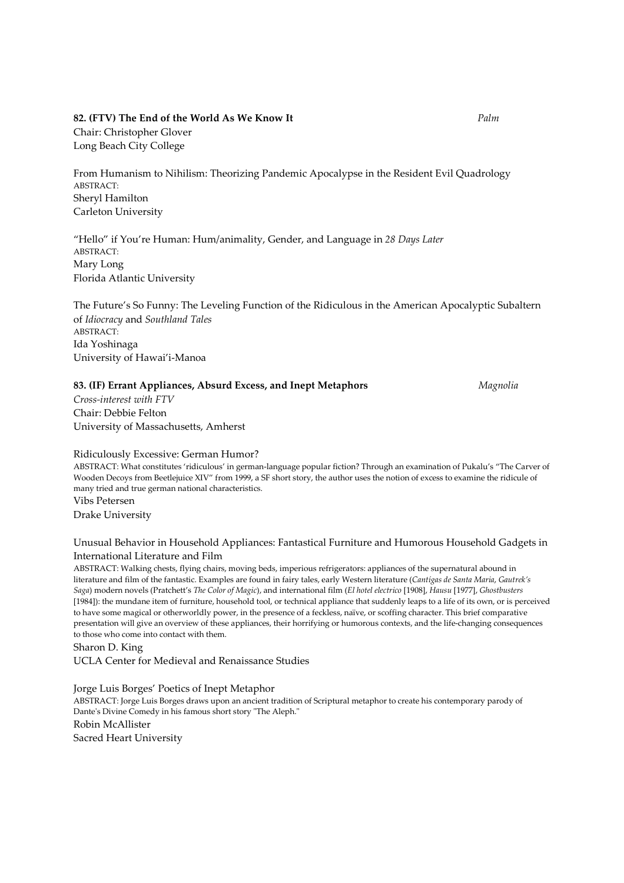**82. (FTV) The End of the World As We Know It** *Palm*

Chair: Christopher Glover
Long Beach City College

From Humanism to Nihilism: Theorizing Pandemic Apocalypse in the Resident Evil Quadrology
ABSTRACT:
Sheryl Hamilton
Carleton University

"Hello" if You're Human: Hum/animality, Gender, and Language in *28 Days Later*
ABSTRACT:
Mary Long
Florida Atlantic University

The Future's So Funny: The Leveling Function of the Ridiculous in the American Apocalyptic Subaltern of *Idiocracy* and *Southland Tales*
ABSTRACT:
Ida Yoshinaga
University of Hawai'i-Manoa

**83. (IF) Errant Appliances, Absurd Excess, and Inept Metaphors** *Magnolia*

*Cross-interest with FTV*
Chair: Debbie Felton
University of Massachusetts, Amherst

Ridiculously Excessive: German Humor?
ABSTRACT: What constitutes 'ridiculous' in german-language popular fiction? Through an examination of Pukalu's "The Carver of Wooden Decoys from Beetlejuice XIV" from 1999, a SF short story, the author uses the notion of excess to examine the ridicule of many tried and true german national characteristics.
Vibs Petersen
Drake University

Unusual Behavior in Household Appliances: Fantastical Furniture and Humorous Household Gadgets in International Literature and Film
ABSTRACT: Walking chests, flying chairs, moving beds, imperious refrigerators: appliances of the supernatural abound in literature and film of the fantastic. Examples are found in fairy tales, early Western literature (*Cantigas de Santa Maria*, *Gautrek's Saga*) modern novels (Pratchett's *The Color of Magic*), and international film (*El hotel electrico* [1908], *Hausu* [1977], *Ghostbusters* [1984]): the mundane item of furniture, household tool, or technical appliance that suddenly leaps to a life of its own, or is perceived to have some magical or otherworldly power, in the presence of a feckless, naïve, or scoffing character. This brief comparative presentation will give an overview of these appliances, their horrifying or humorous contexts, and the life-changing consequences to those who come into contact with them.
Sharon D. King
UCLA Center for Medieval and Renaissance Studies

Jorge Luis Borges' Poetics of Inept Metaphor
ABSTRACT: Jorge Luis Borges draws upon an ancient tradition of Scriptural metaphor to create his contemporary parody of Dante's Divine Comedy in his famous short story "The Aleph."
Robin McAllister
Sacred Heart University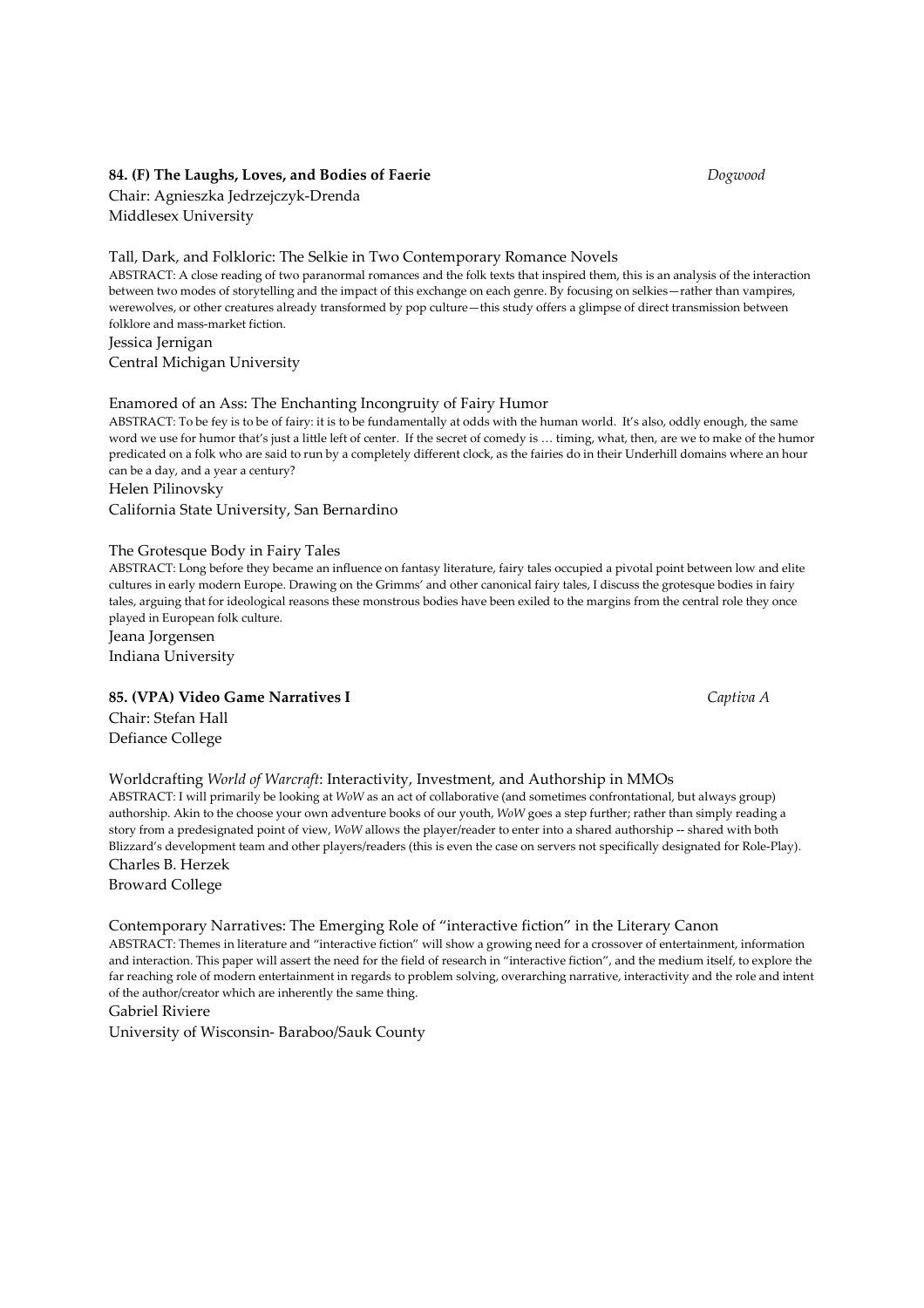**84. (F) The Laughs, Loves, and Bodies of Faerie** *Dogwood*

Chair: Agnieszka Jedrzejczyk-Drenda
Middlesex University

Tall, Dark, and Folkloric: The Selkie in Two Contemporary Romance Novels

ABSTRACT: A close reading of two paranormal romances and the folk texts that inspired them, this is an analysis of the interaction between two modes of storytelling and the impact of this exchange on each genre. By focusing on selkies—rather than vampires, werewolves, or other creatures already transformed by pop culture—this study offers a glimpse of direct transmission between folklore and mass-market fiction.

Jessica Jernigan
Central Michigan University

Enamored of an Ass: The Enchanting Incongruity of Fairy Humor

ABSTRACT: To be fey is to be of fairy: it is to be fundamentally at odds with the human world. It's also, oddly enough, the same word we use for humor that's just a little left of center. If the secret of comedy is … timing, what, then, are we to make of the humor predicated on a folk who are said to run by a completely different clock, as the fairies do in their Underhill domains where an hour can be a day, and a year a century?

Helen Pilinovsky
California State University, San Bernardino

The Grotesque Body in Fairy Tales

ABSTRACT: Long before they became an influence on fantasy literature, fairy tales occupied a pivotal point between low and elite cultures in early modern Europe. Drawing on the Grimms' and other canonical fairy tales, I discuss the grotesque bodies in fairy tales, arguing that for ideological reasons these monstrous bodies have been exiled to the margins from the central role they once played in European folk culture.

Jeana Jorgensen
Indiana University

**85. (VPA) Video Game Narratives I** *Captiva A*

Chair: Stefan Hall
Defiance College

Worldcrafting *World of Warcraft*: Interactivity, Investment, and Authorship in MMOs

ABSTRACT: I will primarily be looking at *WoW* as an act of collaborative (and sometimes confrontational, but always group) authorship. Akin to the choose your own adventure books of our youth, *WoW* goes a step further; rather than simply reading a story from a predesignated point of view, *WoW* allows the player/reader to enter into a shared authorship -- shared with both Blizzard's development team and other players/readers (this is even the case on servers not specifically designated for Role-Play).

Charles B. Herzek
Broward College

Contemporary Narratives: The Emerging Role of "interactive fiction" in the Literary Canon

ABSTRACT: Themes in literature and "interactive fiction" will show a growing need for a crossover of entertainment, information and interaction. This paper will assert the need for the field of research in "interactive fiction", and the medium itself, to explore the far reaching role of modern entertainment in regards to problem solving, overarching narrative, interactivity and the role and intent of the author/creator which are inherently the same thing.

Gabriel Riviere
University of Wisconsin- Baraboo/Sauk County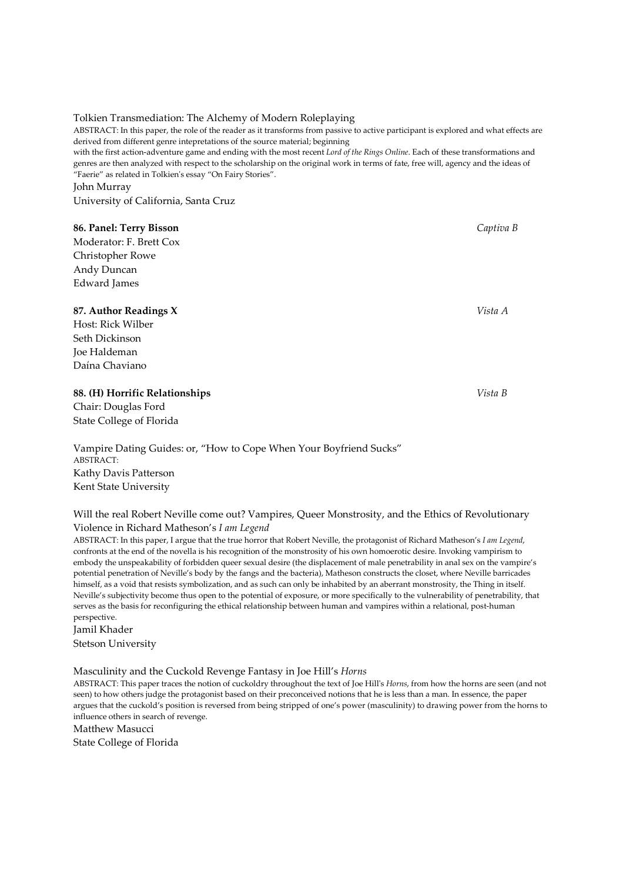Tolkien Transmediation: The Alchemy of Modern Roleplaying

ABSTRACT: In this paper, the role of the reader as it transforms from passive to active participant is explored and what effects are derived from different genre intepretations of the source material; beginning
with the first action-adventure game and ending with the most recent *Lord of the Rings Online*. Each of these transformations and genres are then analyzed with respect to the scholarship on the original work in terms of fate, free will, agency and the ideas of "Faerie" as related in Tolkien's essay "On Fairy Stories".

John Murray
University of California, Santa Cruz

**86. Panel: Terry Bisson** *Captiva B*

Moderator: F. Brett Cox
Christopher Rowe
Andy Duncan
Edward James

**87. Author Readings X** *Vista A*

Host: Rick Wilber
Seth Dickinson
Joe Haldeman
Daína Chaviano

**88. (H) Horrific Relationships** *Vista B*

Chair: Douglas Ford
State College of Florida

Vampire Dating Guides: or, "How to Cope When Your Boyfriend Sucks"

ABSTRACT:

Kathy Davis Patterson
Kent State University

Will the real Robert Neville come out? Vampires, Queer Monstrosity, and the Ethics of Revolutionary Violence in Richard Matheson's *I am Legend*

ABSTRACT: In this paper, I argue that the true horror that Robert Neville, the protagonist of Richard Matheson's *I am Legend*, confronts at the end of the novella is his recognition of the monstrosity of his own homoerotic desire. Invoking vampirism to embody the unspeakability of forbidden queer sexual desire (the displacement of male penetrability in anal sex on the vampire's potential penetration of Neville's body by the fangs and the bacteria), Matheson constructs the closet, where Neville barricades himself, as a void that resists symbolization, and as such can only be inhabited by an aberrant monstrosity, the Thing in itself. Neville's subjectivity become thus open to the potential of exposure, or more specifically to the vulnerability of penetrability, that serves as the basis for reconfiguring the ethical relationship between human and vampires within a relational, post-human perspective.

Jamil Khader
Stetson University

Masculinity and the Cuckold Revenge Fantasy in Joe Hill's *Horns*

ABSTRACT: This paper traces the notion of cuckoldry throughout the text of Joe Hill's *Horns*, from how the horns are seen (and not seen) to how others judge the protagonist based on their preconceived notions that he is less than a man. In essence, the paper argues that the cuckold's position is reversed from being stripped of one's power (masculinity) to drawing power from the horns to influence others in search of revenge.

Matthew Masucci
State College of Florida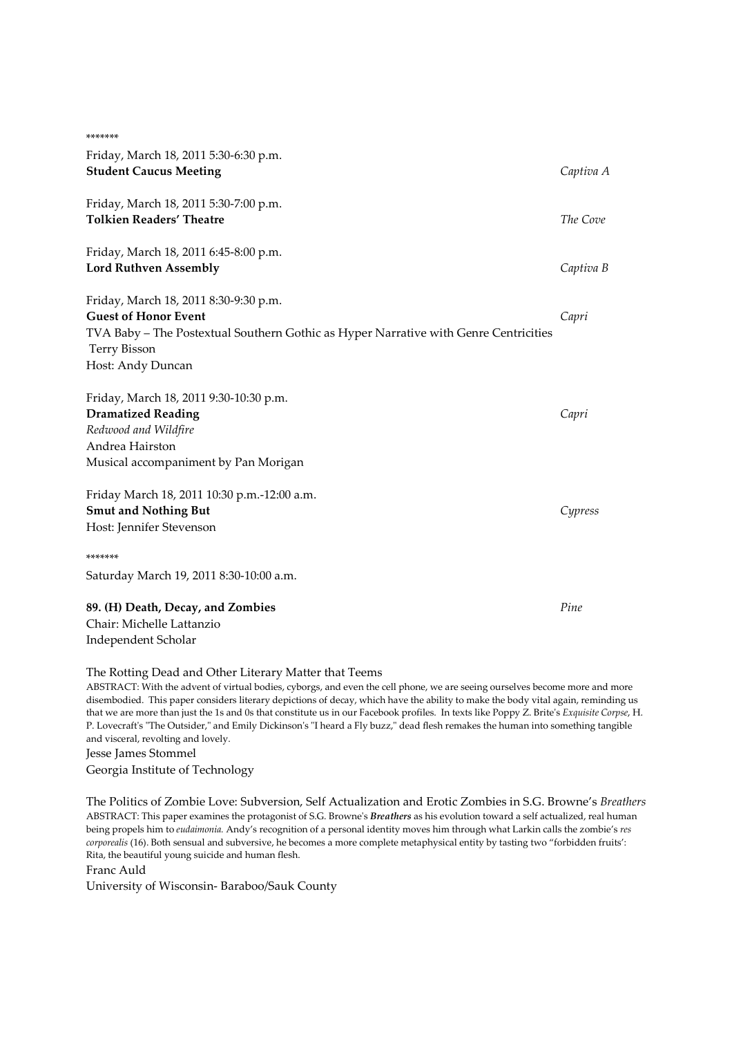*******

Friday, March 18, 2011 5:30-6:30 p.m.
**Student Caucus Meeting** *Captiva A*

Friday, March 18, 2011 5:30-7:00 p.m.
**Tolkien Readers' Theatre** *The Cove*

Friday, March 18, 2011 6:45-8:00 p.m.
**Lord Ruthven Assembly** *Captiva B*

Friday, March 18, 2011 8:30-9:30 p.m.
**Guest of Honor Event** *Capri*
TVA Baby – The Postextual Southern Gothic as Hyper Narrative with Genre Centricities
Terry Bisson
Host: Andy Duncan

Friday, March 18, 2011 9:30-10:30 p.m.
**Dramatized Reading** *Capri*
*Redwood and Wildfire*
Andrea Hairston
Musical accompaniment by Pan Morigan

Friday March 18, 2011 10:30 p.m.-12:00 a.m.
**Smut and Nothing But** *Cypress*
Host: Jennifer Stevenson

*******

Saturday March 19, 2011 8:30-10:00 a.m.

**89. (H) Death, Decay, and Zombies** *Pine*
Chair: Michelle Lattanzio
Independent Scholar

The Rotting Dead and Other Literary Matter that Teems
ABSTRACT: With the advent of virtual bodies, cyborgs, and even the cell phone, we are seeing ourselves become more and more disembodied. This paper considers literary depictions of decay, which have the ability to make the body vital again, reminding us that we are more than just the 1s and 0s that constitute us in our Facebook profiles. In texts like Poppy Z. Brite's *Exquisite Corpse*, H. P. Lovecraft's "The Outsider," and Emily Dickinson's "I heard a Fly buzz," dead flesh remakes the human into something tangible and visceral, revolting and lovely.
Jesse James Stommel
Georgia Institute of Technology

The Politics of Zombie Love: Subversion, Self Actualization and Erotic Zombies in S.G. Browne's *Breathers*
ABSTRACT: This paper examines the protagonist of S.G. Browne's ***Breathers*** as his evolution toward a self actualized, real human being propels him to *eudaimonia.* Andy's recognition of a personal identity moves him through what Larkin calls the zombie's *res corporealis* (16). Both sensual and subversive, he becomes a more complete metaphysical entity by tasting two "forbidden fruits': Rita, the beautiful young suicide and human flesh.
Franc Auld
University of Wisconsin- Baraboo/Sauk County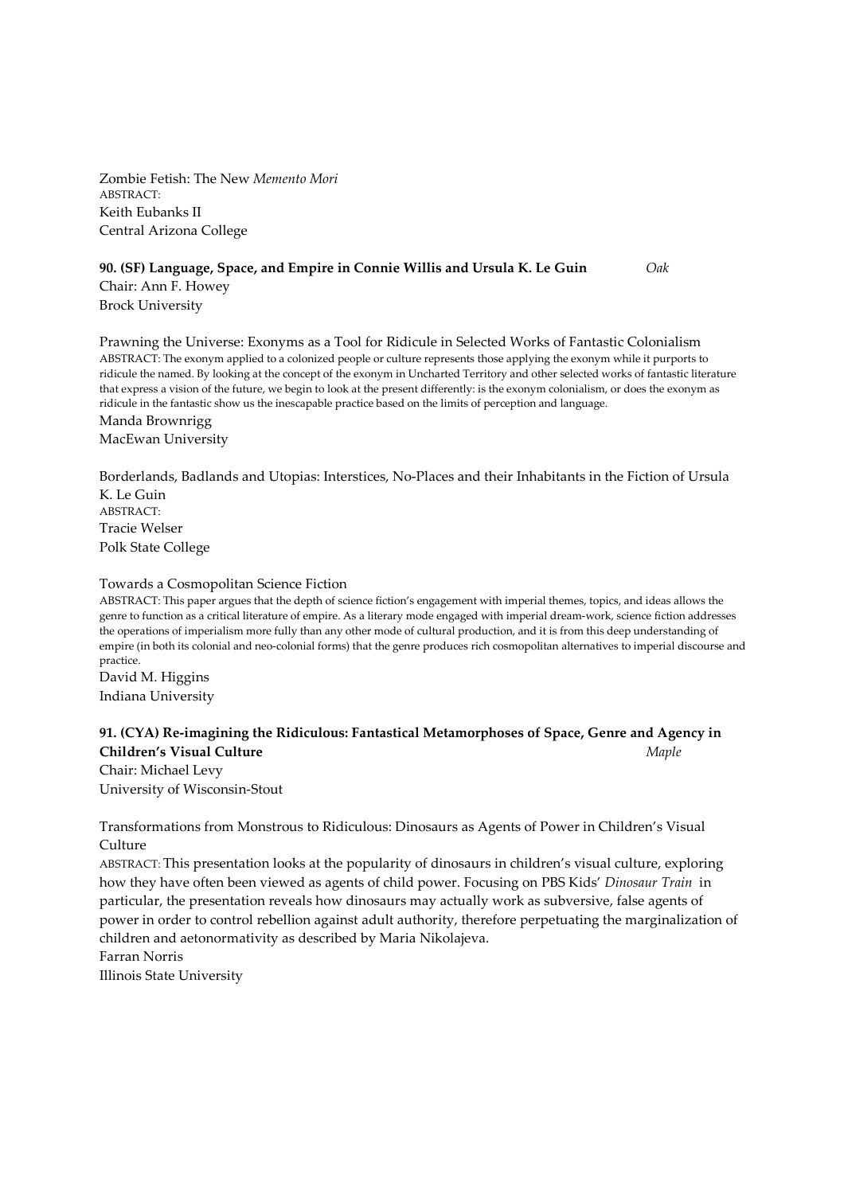Zombie Fetish: The New *Memento Mori*
ABSTRACT:
Keith Eubanks II
Central Arizona College

**90. (SF) Language, Space, and Empire in Connie Willis and Ursula K. Le Guin** *Oak*
Chair: Ann F. Howey
Brock University

Prawning the Universe: Exonyms as a Tool for Ridicule in Selected Works of Fantastic Colonialism
ABSTRACT: The exonym applied to a colonized people or culture represents those applying the exonym while it purports to ridicule the named. By looking at the concept of the exonym in Uncharted Territory and other selected works of fantastic literature that express a vision of the future, we begin to look at the present differently: is the exonym colonialism, or does the exonym as ridicule in the fantastic show us the inescapable practice based on the limits of perception and language.
Manda Brownrigg
MacEwan University

Borderlands, Badlands and Utopias: Interstices, No-Places and their Inhabitants in the Fiction of Ursula K. Le Guin
ABSTRACT:
Tracie Welser
Polk State College

Towards a Cosmopolitan Science Fiction
ABSTRACT: This paper argues that the depth of science fiction's engagement with imperial themes, topics, and ideas allows the genre to function as a critical literature of empire. As a literary mode engaged with imperial dream-work, science fiction addresses the operations of imperialism more fully than any other mode of cultural production, and it is from this deep understanding of empire (in both its colonial and neo-colonial forms) that the genre produces rich cosmopolitan alternatives to imperial discourse and practice.
David M. Higgins
Indiana University

**91. (CYA) Re-imagining the Ridiculous: Fantastical Metamorphoses of Space, Genre and Agency in Children's Visual Culture** *Maple*
Chair: Michael Levy
University of Wisconsin-Stout

Transformations from Monstrous to Ridiculous: Dinosaurs as Agents of Power in Children's Visual Culture
ABSTRACT: This presentation looks at the popularity of dinosaurs in children's visual culture, exploring how they have often been viewed as agents of child power. Focusing on PBS Kids' *Dinosaur Train* in particular, the presentation reveals how dinosaurs may actually work as subversive, false agents of power in order to control rebellion against adult authority, therefore perpetuating the marginalization of children and aetonormativity as described by Maria Nikolajeva.
Farran Norris
Illinois State University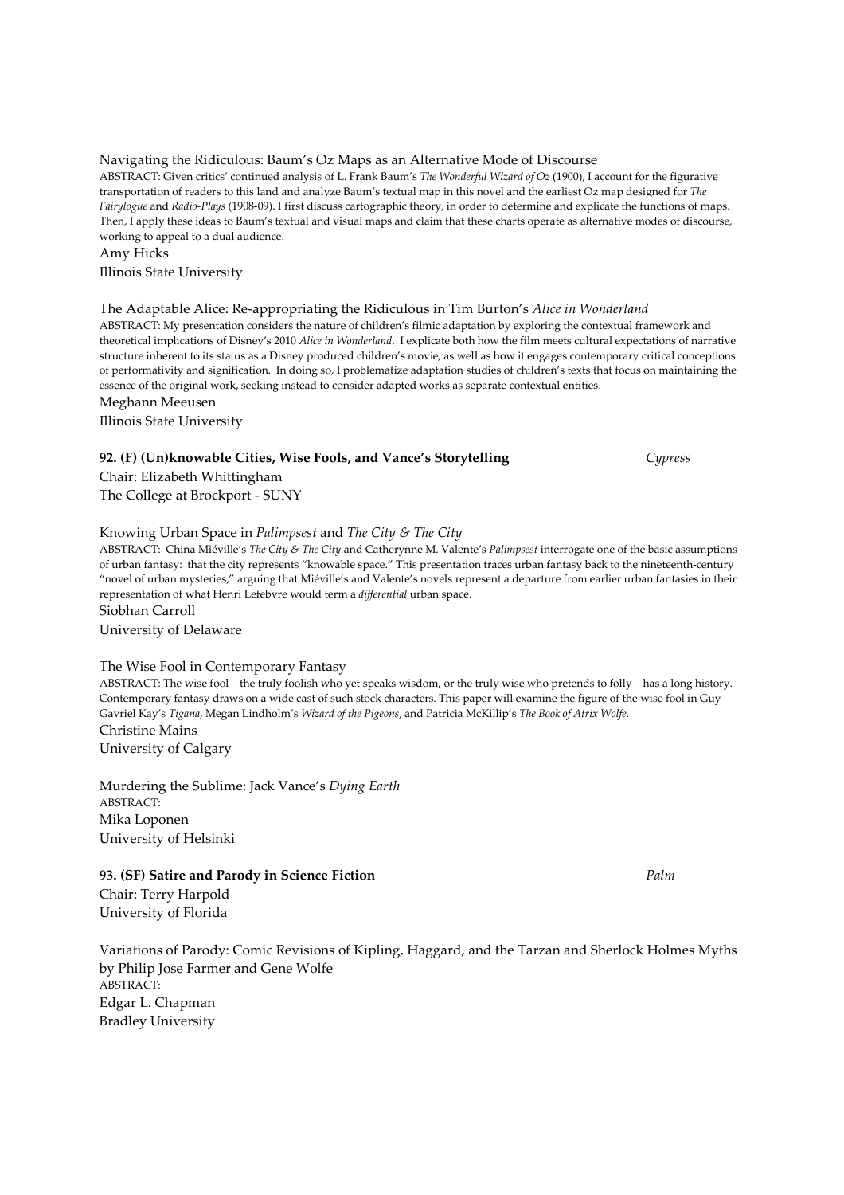Navigating the Ridiculous: Baum's Oz Maps as an Alternative Mode of Discourse

ABSTRACT: Given critics' continued analysis of L. Frank Baum's *The Wonderful Wizard of Oz* (1900), I account for the figurative transportation of readers to this land and analyze Baum's textual map in this novel and the earliest Oz map designed for *The Fairylogue* and *Radio-Plays* (1908-09). I first discuss cartographic theory, in order to determine and explicate the functions of maps. Then, I apply these ideas to Baum's textual and visual maps and claim that these charts operate as alternative modes of discourse, working to appeal to a dual audience.

Amy Hicks
Illinois State University

The Adaptable Alice: Re-appropriating the Ridiculous in Tim Burton's *Alice in Wonderland*

ABSTRACT: My presentation considers the nature of children's filmic adaptation by exploring the contextual framework and theoretical implications of Disney's 2010 *Alice in Wonderland*. I explicate both how the film meets cultural expectations of narrative structure inherent to its status as a Disney produced children's movie, as well as how it engages contemporary critical conceptions of performativity and signification. In doing so, I problematize adaptation studies of children's texts that focus on maintaining the essence of the original work, seeking instead to consider adapted works as separate contextual entities.

Meghann Meeusen
Illinois State University

**92. (F) (Un)knowable Cities, Wise Fools, and Vance's Storytelling** *Cypress*

Chair: Elizabeth Whittingham
The College at Brockport - SUNY

Knowing Urban Space in *Palimpsest* and *The City & The City*

ABSTRACT: China Miéville's *The City & The City* and Catherynne M. Valente's *Palimpsest* interrogate one of the basic assumptions of urban fantasy: that the city represents "knowable space." This presentation traces urban fantasy back to the nineteenth-century "novel of urban mysteries," arguing that Miéville's and Valente's novels represent a departure from earlier urban fantasies in their representation of what Henri Lefebvre would term a *differential* urban space.

Siobhan Carroll
University of Delaware

The Wise Fool in Contemporary Fantasy

ABSTRACT: The wise fool – the truly foolish who yet speaks wisdom, or the truly wise who pretends to folly – has a long history. Contemporary fantasy draws on a wide cast of such stock characters. This paper will examine the figure of the wise fool in Guy Gavriel Kay's *Tigana*, Megan Lindholm's *Wizard of the Pigeons*, and Patricia McKillip's *The Book of Atrix Wolfe*.

Christine Mains
University of Calgary

Murdering the Sublime: Jack Vance's *Dying Earth*

ABSTRACT:

Mika Loponen
University of Helsinki

**93. (SF) Satire and Parody in Science Fiction** *Palm*

Chair: Terry Harpold
University of Florida

Variations of Parody: Comic Revisions of Kipling, Haggard, and the Tarzan and Sherlock Holmes Myths by Philip Jose Farmer and Gene Wolfe

ABSTRACT:

Edgar L. Chapman
Bradley University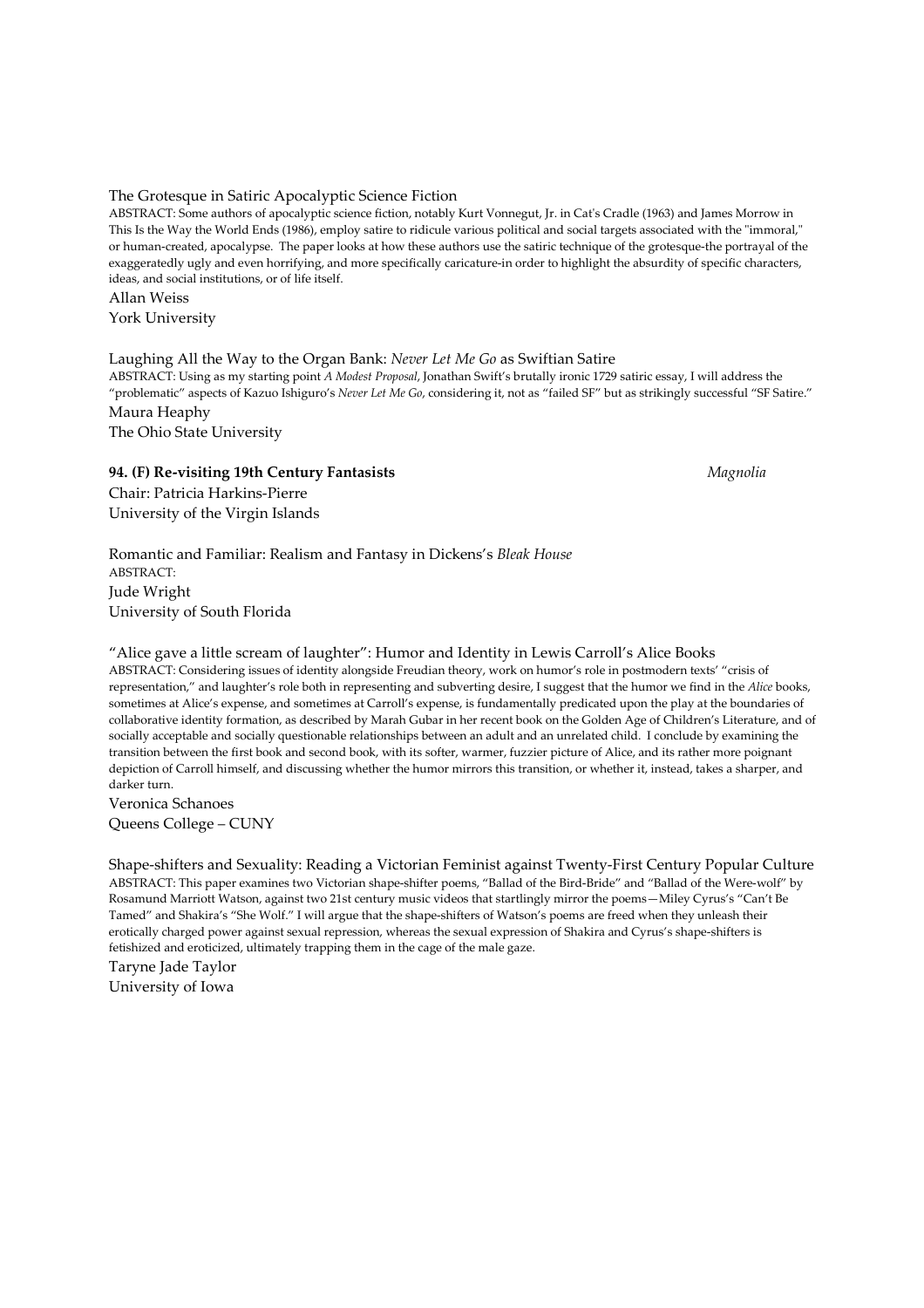The Grotesque in Satiric Apocalyptic Science Fiction

ABSTRACT: Some authors of apocalyptic science fiction, notably Kurt Vonnegut, Jr. in Cat's Cradle (1963) and James Morrow in This Is the Way the World Ends (1986), employ satire to ridicule various political and social targets associated with the "immoral," or human-created, apocalypse. The paper looks at how these authors use the satiric technique of the grotesque-the portrayal of the exaggeratedly ugly and even horrifying, and more specifically caricature-in order to highlight the absurdity of specific characters, ideas, and social institutions, or of life itself.

Allan Weiss
York University

Laughing All the Way to the Organ Bank: *Never Let Me Go* as Swiftian Satire

ABSTRACT: Using as my starting point *A Modest Proposal*, Jonathan Swift's brutally ironic 1729 satiric essay, I will address the "problematic" aspects of Kazuo Ishiguro's *Never Let Me Go*, considering it, not as "failed SF" but as strikingly successful "SF Satire."

Maura Heaphy
The Ohio State University

**94. (F) Re-visiting 19th Century Fantasists** *Magnolia*

Chair: Patricia Harkins-Pierre
University of the Virgin Islands

Romantic and Familiar: Realism and Fantasy in Dickens's *Bleak House*

ABSTRACT:

Jude Wright
University of South Florida

"Alice gave a little scream of laughter": Humor and Identity in Lewis Carroll's Alice Books

ABSTRACT: Considering issues of identity alongside Freudian theory, work on humor's role in postmodern texts' "crisis of representation," and laughter's role both in representing and subverting desire, I suggest that the humor we find in the *Alice* books, sometimes at Alice's expense, and sometimes at Carroll's expense, is fundamentally predicated upon the play at the boundaries of collaborative identity formation, as described by Marah Gubar in her recent book on the Golden Age of Children's Literature, and of socially acceptable and socially questionable relationships between an adult and an unrelated child. I conclude by examining the transition between the first book and second book, with its softer, warmer, fuzzier picture of Alice, and its rather more poignant depiction of Carroll himself, and discussing whether the humor mirrors this transition, or whether it, instead, takes a sharper, and darker turn.

Veronica Schanoes
Queens College – CUNY

Shape-shifters and Sexuality: Reading a Victorian Feminist against Twenty-First Century Popular Culture

ABSTRACT: This paper examines two Victorian shape-shifter poems, "Ballad of the Bird-Bride" and "Ballad of the Were-wolf" by Rosamund Marriott Watson, against two 21st century music videos that startlingly mirror the poems—Miley Cyrus's "Can't Be Tamed" and Shakira's "She Wolf." I will argue that the shape-shifters of Watson's poems are freed when they unleash their erotically charged power against sexual repression, whereas the sexual expression of Shakira and Cyrus's shape-shifters is fetishized and eroticized, ultimately trapping them in the cage of the male gaze.

Taryne Jade Taylor
University of Iowa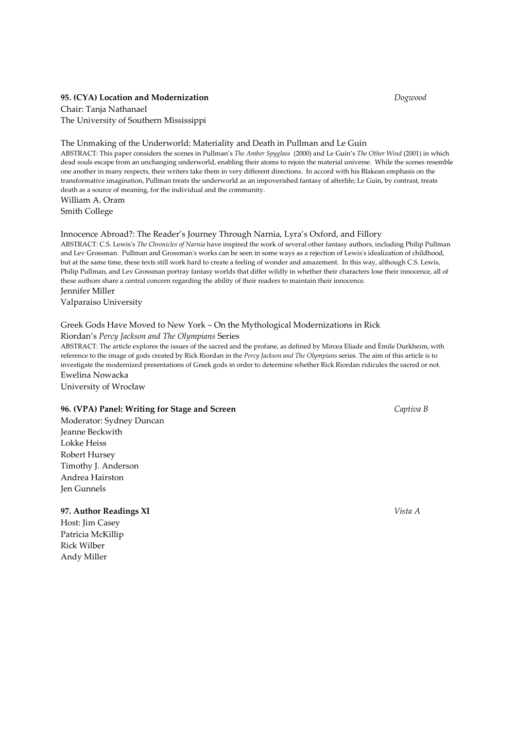**95. (CYA) Location and Modernization** *Dogwood*

Chair: Tanja Nathanael
The University of Southern Mississippi

The Unmaking of the Underworld: Materiality and Death in Pullman and Le Guin

ABSTRACT: This paper considers the scenes in Pullman's *The Amber Spyglass* (2000) and Le Guin's *The Other Wind* (2001) in which dead souls escape from an unchanging underworld, enabling their atoms to rejoin the material universe. While the scenes resemble one another in many respects, their writers take them in very different directions. In accord with his Blakean emphasis on the transformative imagination, Pullman treats the underworld as an impoverished fantasy of afterlife; Le Guin, by contrast, treats death as a source of meaning, for the individual and the community.

William A. Oram
Smith College

Innocence Abroad?: The Reader's Journey Through Narnia, Lyra's Oxford, and Fillory

ABSTRACT: C.S. Lewis's *The Chronicles of Narnia* have inspired the work of several other fantasy authors, including Philip Pullman and Lev Grossman. Pullman and Grossman's works can be seen in some ways as a rejection of Lewis's idealization of childhood, but at the same time, these texts still work hard to create a feeling of wonder and amazement. In this way, although C.S. Lewis, Philip Pullman, and Lev Grossman portray fantasy worlds that differ wildly in whether their characters lose their innocence, all of these authors share a central concern regarding the ability of their readers to maintain their innocence.

Jennifer Miller
Valparaiso University

Greek Gods Have Moved to New York – On the Mythological Modernizations in Rick Riordan's *Percy Jackson and The Olympians* Series

ABSTRACT: The article explores the issues of the sacred and the profane, as defined by Mircea Eliade and Èmile Durkheim, with reference to the image of gods created by Rick Riordan in the *Percy Jackson and The Olympians* series. The aim of this article is to investigate the modernized presentations of Greek gods in order to determine whether Rick Riordan ridicules the sacred or not.

Ewelina Nowacka
University of Wrocław

**96. (VPA) Panel: Writing for Stage and Screen** *Captiva B*

Moderator: Sydney Duncan
Jeanne Beckwith
Lokke Heiss
Robert Hursey
Timothy J. Anderson
Andrea Hairston
Jen Gunnels

**97. Author Readings XI** *Vista A*

Host: Jim Casey
Patricia McKillip
Rick Wilber
Andy Miller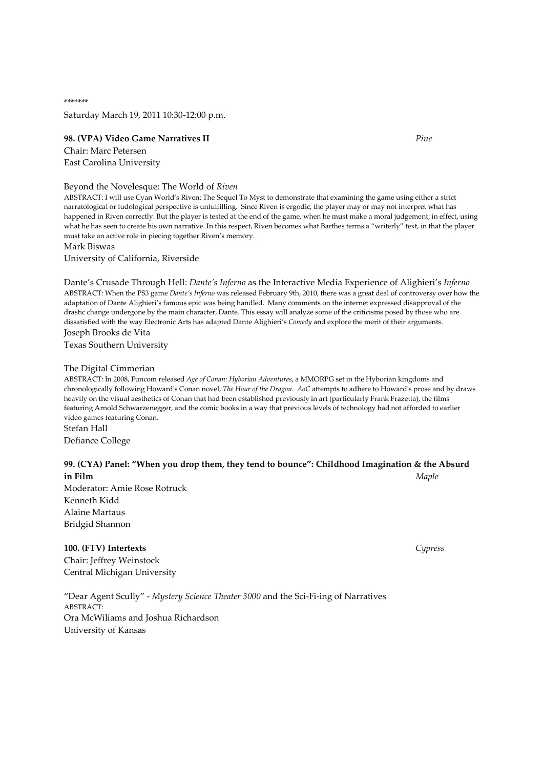*******

Saturday March 19, 2011 10:30-12:00 p.m.

**98. (VPA) Video Game Narratives II** *Pine*

Chair: Marc Petersen
East Carolina University

Beyond the Novelesque: The World of *Riven*

ABSTRACT: I will use Cyan World's Riven: The Sequel To Myst to demonstrate that examining the game using either a strict narratological or ludological perspective is unfulfilling. Since Riven is ergodic, the player may or may not interpret what has happened in Riven correctly. But the player is tested at the end of the game, when he must make a moral judgement; in effect, using what he has seen to create his own narrative. In this respect, Riven becomes what Barthes terms a "writerly" text, in that the player must take an active role in piecing together Riven's memory.

Mark Biswas
University of California, Riverside

Dante's Crusade Through Hell: *Dante's Inferno* as the Interactive Media Experience of Alighieri's *Inferno*

ABSTRACT: When the PS3 game *Dante's Inferno* was released February 9th, 2010, there was a great deal of controversy over how the adaptation of Dante Alighieri's famous epic was being handled. Many comments on the internet expressed disapproval of the drastic change undergone by the main character, Dante. This essay will analyze some of the criticisms posed by those who are dissatisfied with the way Electronic Arts has adapted Dante Alighieri's *Comedy* and explore the merit of their arguments.

Joseph Brooks de Vita
Texas Southern University

The Digital Cimmerian

ABSTRACT: In 2008, Funcom released *Age of Conan: Hyborian Adventures*, a MMORPG set in the Hyborian kingdoms and chronologically following Howard's Conan novel, *The Hour of the Dragon*. *AoC* attempts to adhere to Howard's prose and by draws heavily on the visual aesthetics of Conan that had been established previously in art (particularly Frank Frazetta), the films featuring Arnold Schwarzenegger, and the comic books in a way that previous levels of technology had not afforded to earlier video games featuring Conan.

Stefan Hall
Defiance College

**99. (CYA) Panel: "When you drop them, they tend to bounce": Childhood Imagination & the Absurd in Film** *Maple*

Moderator: Amie Rose Rotruck
Kenneth Kidd
Alaine Martaus
Bridgid Shannon

**100. (FTV) Intertexts** *Cypress*

Chair: Jeffrey Weinstock
Central Michigan University

"Dear Agent Scully" - *Mystery Science Theater 3000* and the Sci-Fi-ing of Narratives

ABSTRACT:

Ora McWiliams and Joshua Richardson
University of Kansas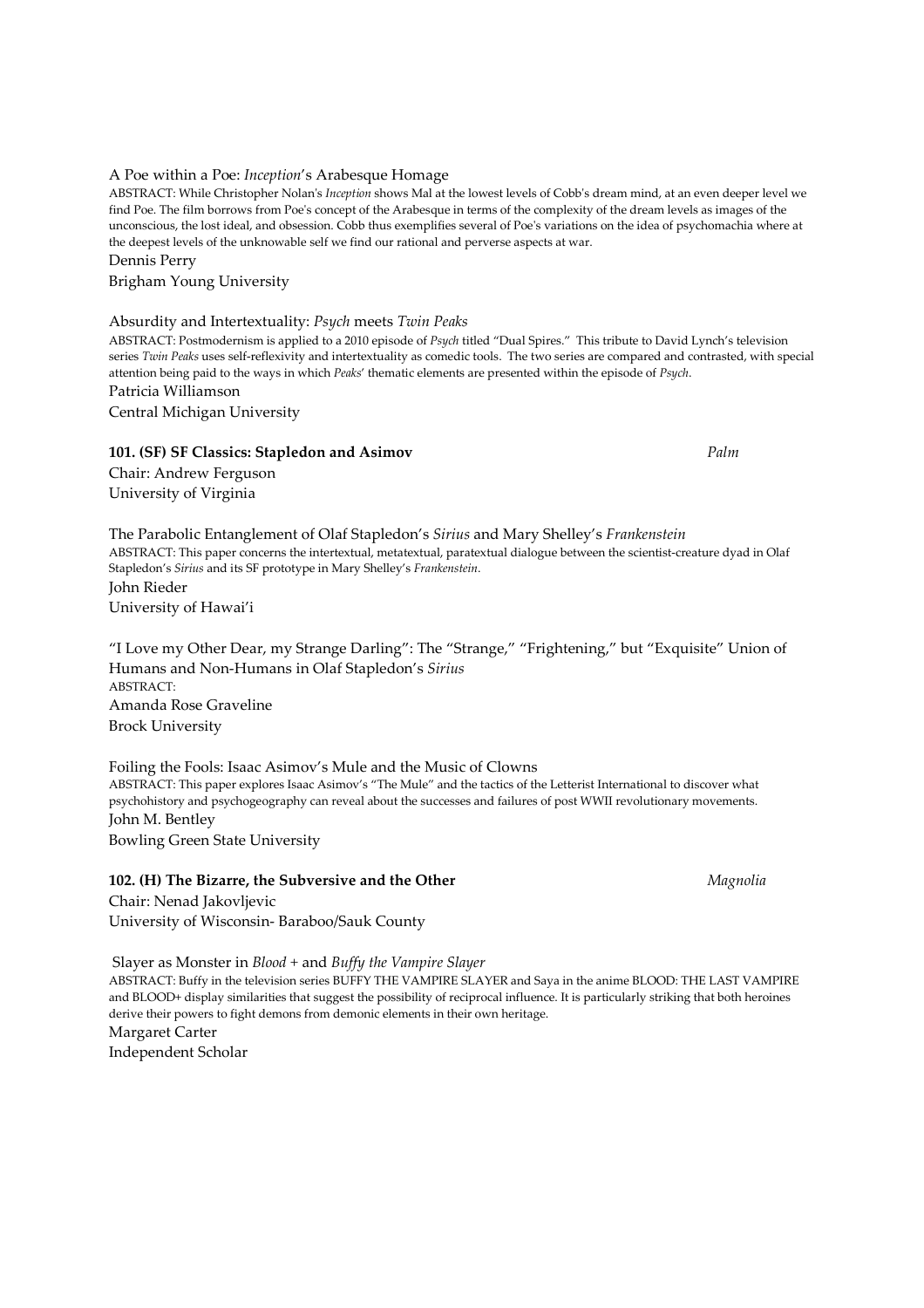A Poe within a Poe: *Inception*'s Arabesque Homage

ABSTRACT: While Christopher Nolan's *Inception* shows Mal at the lowest levels of Cobb's dream mind, at an even deeper level we find Poe. The film borrows from Poe's concept of the Arabesque in terms of the complexity of the dream levels as images of the unconscious, the lost ideal, and obsession. Cobb thus exemplifies several of Poe's variations on the idea of psychomachia where at the deepest levels of the unknowable self we find our rational and perverse aspects at war.

Dennis Perry
Brigham Young University

Absurdity and Intertextuality: *Psych* meets *Twin Peaks*

ABSTRACT: Postmodernism is applied to a 2010 episode of *Psych* titled "Dual Spires." This tribute to David Lynch's television series *Twin Peaks* uses self-reflexivity and intertextuality as comedic tools. The two series are compared and contrasted, with special attention being paid to the ways in which *Peaks*' thematic elements are presented within the episode of *Psych*.

Patricia Williamson
Central Michigan University

**101. (SF) SF Classics: Stapledon and Asimov** *Palm*

Chair: Andrew Ferguson
University of Virginia

The Parabolic Entanglement of Olaf Stapledon's *Sirius* and Mary Shelley's *Frankenstein*

ABSTRACT: This paper concerns the intertextual, metatextual, paratextual dialogue between the scientist-creature dyad in Olaf Stapledon's *Sirius* and its SF prototype in Mary Shelley's *Frankenstein*.

John Rieder
University of Hawai'i

"I Love my Other Dear, my Strange Darling": The "Strange," "Frightening," but "Exquisite" Union of Humans and Non-Humans in Olaf Stapledon's *Sirius*

ABSTRACT:

Amanda Rose Graveline
Brock University

Foiling the Fools: Isaac Asimov's Mule and the Music of Clowns

ABSTRACT: This paper explores Isaac Asimov's "The Mule" and the tactics of the Letterist International to discover what psychohistory and psychogeography can reveal about the successes and failures of post WWII revolutionary movements.

John M. Bentley
Bowling Green State University

**102. (H) The Bizarre, the Subversive and the Other** *Magnolia*

Chair: Nenad Jakovljevic
University of Wisconsin- Baraboo/Sauk County

Slayer as Monster in *Blood +* and *Buffy the Vampire Slayer*

ABSTRACT: Buffy in the television series BUFFY THE VAMPIRE SLAYER and Saya in the anime BLOOD: THE LAST VAMPIRE and BLOOD+ display similarities that suggest the possibility of reciprocal influence. It is particularly striking that both heroines derive their powers to fight demons from demonic elements in their own heritage.

Margaret Carter
Independent Scholar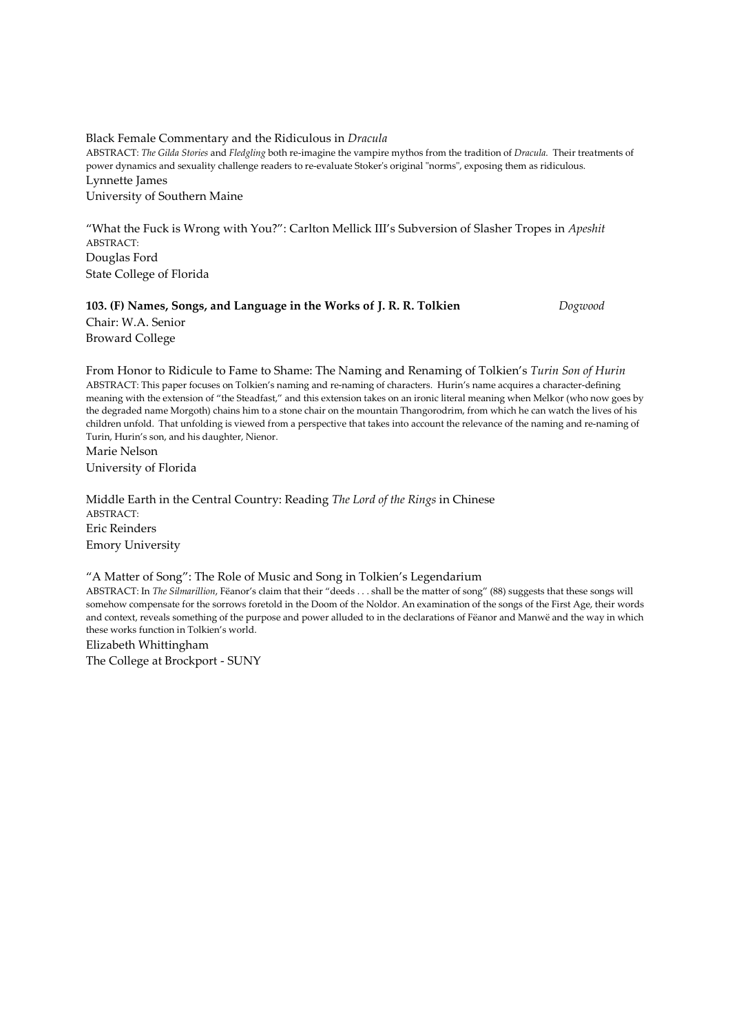Black Female Commentary and the Ridiculous in *Dracula*

ABSTRACT: *The Gilda Stories* and *Fledgling* both re-imagine the vampire mythos from the tradition of *Dracula*. Their treatments of power dynamics and sexuality challenge readers to re-evaluate Stoker's original "norms", exposing them as ridiculous.

Lynnette James
University of Southern Maine

"What the Fuck is Wrong with You?": Carlton Mellick III's Subversion of Slasher Tropes in *Apeshit*

ABSTRACT:

Douglas Ford
State College of Florida

**103. (F) Names, Songs, and Language in the Works of J. R. R. Tolkien** *Dogwood*

Chair: W.A. Senior
Broward College

From Honor to Ridicule to Fame to Shame: The Naming and Renaming of Tolkien's *Turin Son of Hurin*

ABSTRACT: This paper focuses on Tolkien's naming and re-naming of characters. Hurin's name acquires a character-defining meaning with the extension of "the Steadfast," and this extension takes on an ironic literal meaning when Melkor (who now goes by the degraded name Morgoth) chains him to a stone chair on the mountain Thangorodrim, from which he can watch the lives of his children unfold. That unfolding is viewed from a perspective that takes into account the relevance of the naming and re-naming of Turin, Hurin's son, and his daughter, Nienor.

Marie Nelson
University of Florida

Middle Earth in the Central Country: Reading *The Lord of the Rings* in Chinese

ABSTRACT:

Eric Reinders
Emory University

"A Matter of Song": The Role of Music and Song in Tolkien's Legendarium

ABSTRACT: In *The Silmarillion*, Fëanor's claim that their "deeds . . . shall be the matter of song" (88) suggests that these songs will somehow compensate for the sorrows foretold in the Doom of the Noldor. An examination of the songs of the First Age, their words and context, reveals something of the purpose and power alluded to in the declarations of Fëanor and Manwë and the way in which these works function in Tolkien's world.

Elizabeth Whittingham
The College at Brockport - SUNY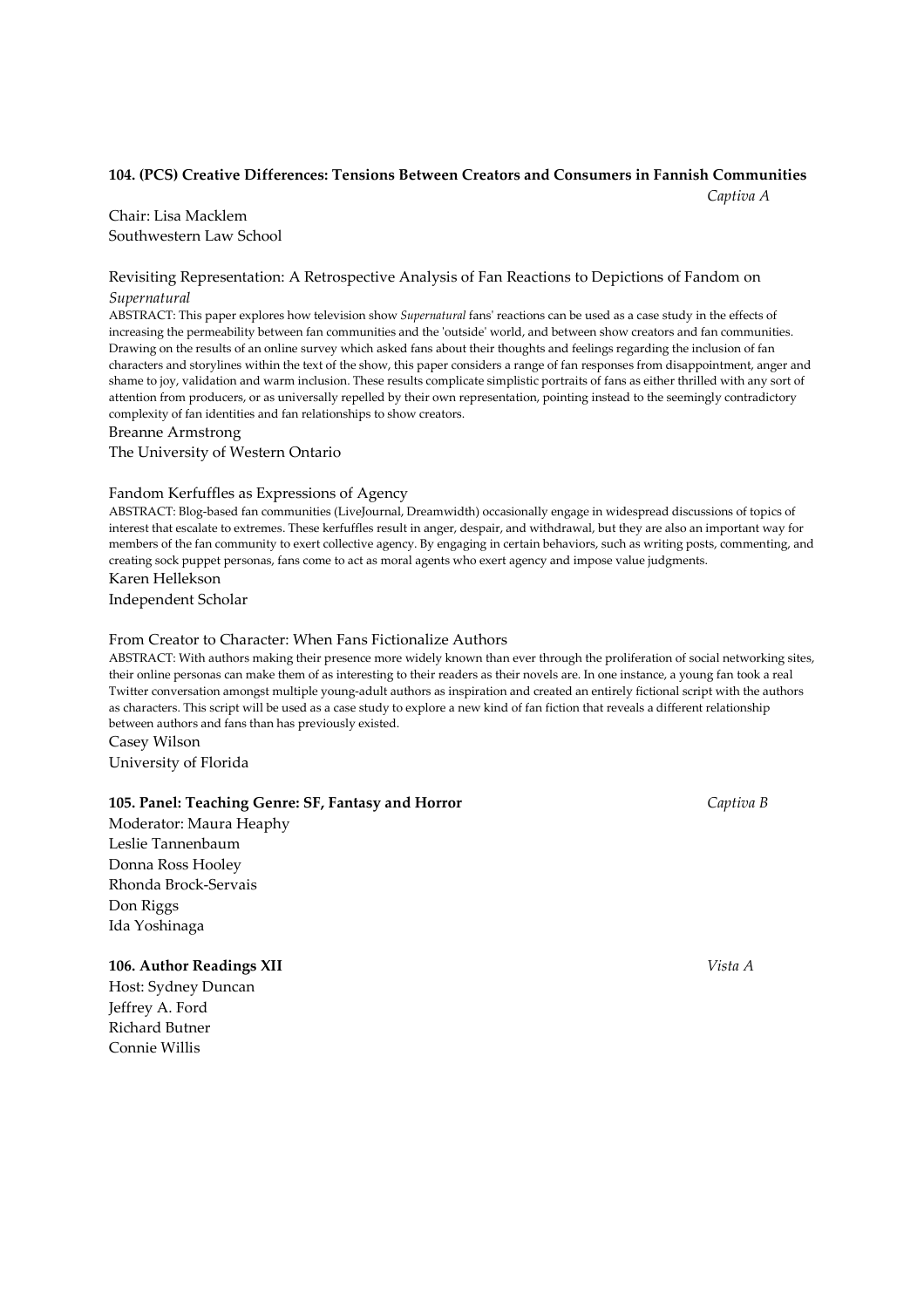**104. (PCS) Creative Differences: Tensions Between Creators and Consumers in Fannish Communities** *Captiva A*

Chair: Lisa Macklem
Southwestern Law School

Revisiting Representation: A Retrospective Analysis of Fan Reactions to Depictions of Fandom on *Supernatural*

ABSTRACT: This paper explores how television show *Supernatural* fans' reactions can be used as a case study in the effects of increasing the permeability between fan communities and the 'outside' world, and between show creators and fan communities. Drawing on the results of an online survey which asked fans about their thoughts and feelings regarding the inclusion of fan characters and storylines within the text of the show, this paper considers a range of fan responses from disappointment, anger and shame to joy, validation and warm inclusion. These results complicate simplistic portraits of fans as either thrilled with any sort of attention from producers, or as universally repelled by their own representation, pointing instead to the seemingly contradictory complexity of fan identities and fan relationships to show creators.

Breanne Armstrong
The University of Western Ontario

Fandom Kerfuffles as Expressions of Agency

ABSTRACT: Blog-based fan communities (LiveJournal, Dreamwidth) occasionally engage in widespread discussions of topics of interest that escalate to extremes. These kerfuffles result in anger, despair, and withdrawal, but they are also an important way for members of the fan community to exert collective agency. By engaging in certain behaviors, such as writing posts, commenting, and creating sock puppet personas, fans come to act as moral agents who exert agency and impose value judgments.

Karen Hellekson
Independent Scholar

From Creator to Character: When Fans Fictionalize Authors

ABSTRACT: With authors making their presence more widely known than ever through the proliferation of social networking sites, their online personas can make them of as interesting to their readers as their novels are. In one instance, a young fan took a real Twitter conversation amongst multiple young-adult authors as inspiration and created an entirely fictional script with the authors as characters. This script will be used as a case study to explore a new kind of fan fiction that reveals a different relationship between authors and fans than has previously existed.

Casey Wilson
University of Florida

**105. Panel: Teaching Genre: SF, Fantasy and Horror** *Captiva B*

Moderator: Maura Heaphy
Leslie Tannenbaum
Donna Ross Hooley
Rhonda Brock-Servais
Don Riggs
Ida Yoshinaga

**106. Author Readings XII** *Vista A*

Host: Sydney Duncan
Jeffrey A. Ford
Richard Butner
Connie Willis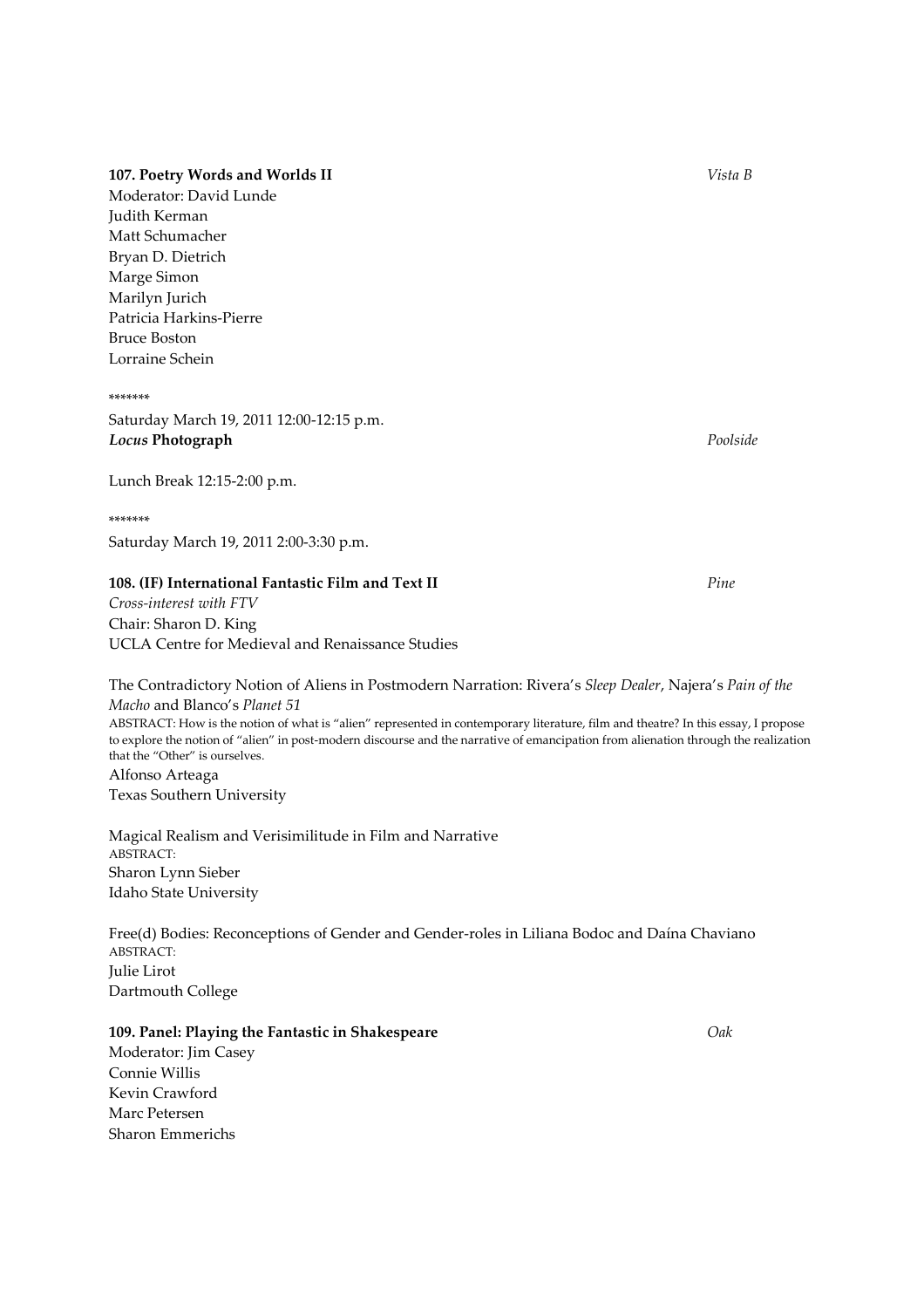**107. Poetry Words and Worlds II** *Vista B*

Moderator: David Lunde
Judith Kerman
Matt Schumacher
Bryan D. Dietrich
Marge Simon
Marilyn Jurich
Patricia Harkins-Pierre
Bruce Boston
Lorraine Schein

\*\*\*\*\*\*\*

Saturday March 19, 2011 12:00-12:15 p.m.
***Locus* Photograph** *Poolside*

Lunch Break 12:15-2:00 p.m.

\*\*\*\*\*\*\*

Saturday March 19, 2011 2:00-3:30 p.m.

**108. (IF) International Fantastic Film and Text II** *Pine*

*Cross-interest with FTV*
Chair: Sharon D. King
UCLA Centre for Medieval and Renaissance Studies

The Contradictory Notion of Aliens in Postmodern Narration: Rivera's *Sleep Dealer*, Najera's *Pain of the Macho* and Blanco's *Planet 51*
ABSTRACT: How is the notion of what is "alien" represented in contemporary literature, film and theatre? In this essay, I propose to explore the notion of "alien" in post-modern discourse and the narrative of emancipation from alienation through the realization that the "Other" is ourselves.
Alfonso Arteaga
Texas Southern University

Magical Realism and Verisimilitude in Film and Narrative
ABSTRACT:
Sharon Lynn Sieber
Idaho State University

Free(d) Bodies: Reconceptions of Gender and Gender-roles in Liliana Bodoc and Daína Chaviano
ABSTRACT:
Julie Lirot
Dartmouth College

**109. Panel: Playing the Fantastic in Shakespeare** *Oak*

Moderator: Jim Casey
Connie Willis
Kevin Crawford
Marc Petersen
Sharon Emmerichs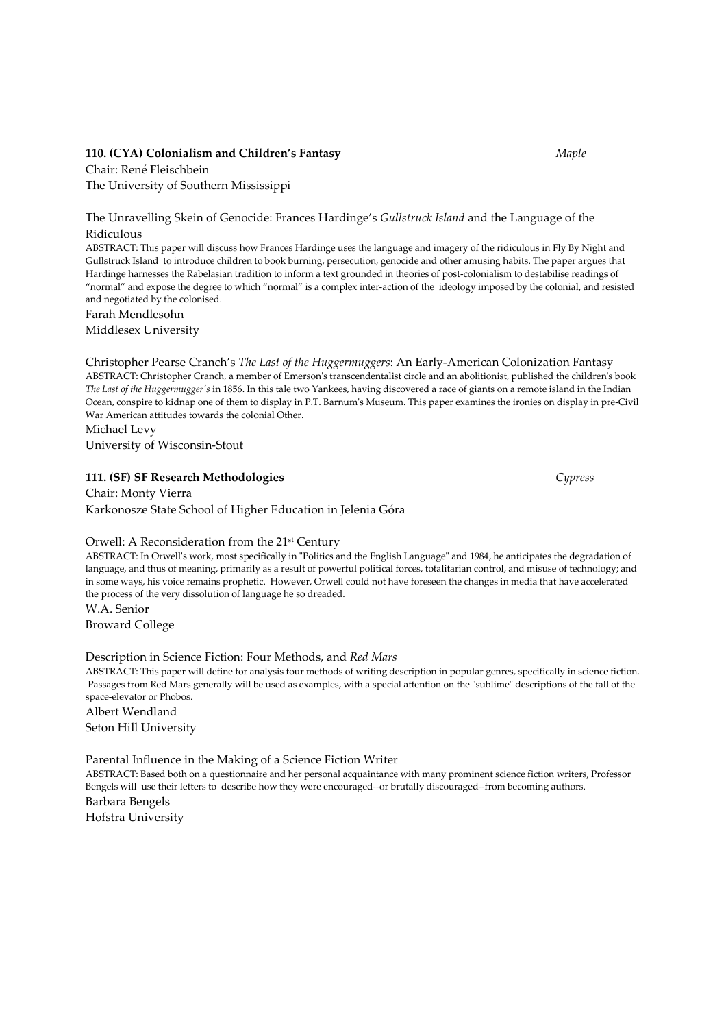### 110. (CYA) Colonialism and Children's Fantasy *Maple*

Chair: René Fleischbein
The University of Southern Mississippi

The Unravelling Skein of Genocide: Frances Hardinge's *Gullstruck Island* and the Language of the Ridiculous

ABSTRACT: This paper will discuss how Frances Hardinge uses the language and imagery of the ridiculous in Fly By Night and Gullstruck Island to introduce children to book burning, persecution, genocide and other amusing habits. The paper argues that Hardinge harnesses the Rabelasian tradition to inform a text grounded in theories of post-colonialism to destabilise readings of "normal" and expose the degree to which "normal" is a complex inter-action of the ideology imposed by the colonial, and resisted and negotiated by the colonised.

Farah Mendlesohn
Middlesex University

Christopher Pearse Cranch's *The Last of the Huggermuggers*: An Early-American Colonization Fantasy

ABSTRACT: Christopher Cranch, a member of Emerson's transcendentalist circle and an abolitionist, published the children's book *The Last of the Huggermugger's* in 1856. In this tale two Yankees, having discovered a race of giants on a remote island in the Indian Ocean, conspire to kidnap one of them to display in P.T. Barnum's Museum. This paper examines the ironies on display in pre-Civil War American attitudes towards the colonial Other.

Michael Levy
University of Wisconsin-Stout

### 111. (SF) SF Research Methodologies *Cypress*

Chair: Monty Vierra
Karkonosze State School of Higher Education in Jelenia Góra

Orwell: A Reconsideration from the 21st Century

ABSTRACT: In Orwell's work, most specifically in "Politics and the English Language" and 1984, he anticipates the degradation of language, and thus of meaning, primarily as a result of powerful political forces, totalitarian control, and misuse of technology; and in some ways, his voice remains prophetic. However, Orwell could not have foreseen the changes in media that have accelerated the process of the very dissolution of language he so dreaded.

W.A. Senior
Broward College

Description in Science Fiction: Four Methods, and *Red Mars*

ABSTRACT: This paper will define for analysis four methods of writing description in popular genres, specifically in science fiction. Passages from Red Mars generally will be used as examples, with a special attention on the "sublime" descriptions of the fall of the space-elevator or Phobos.

Albert Wendland
Seton Hill University

Parental Influence in the Making of a Science Fiction Writer

ABSTRACT: Based both on a questionnaire and her personal acquaintance with many prominent science fiction writers, Professor Bengels will use their letters to describe how they were encouraged--or brutally discouraged--from becoming authors.

Barbara Bengels
Hofstra University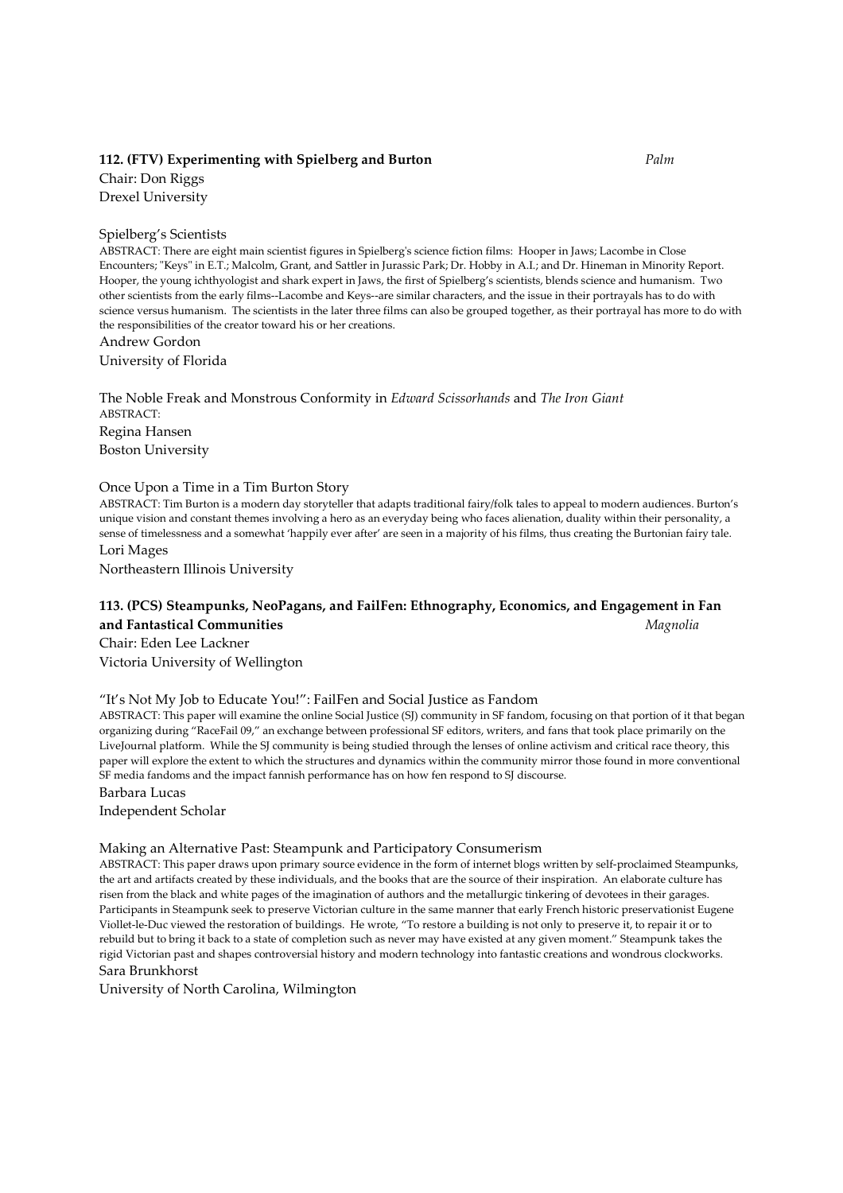**112. (FTV) Experimenting with Spielberg and Burton** *Palm*

Chair: Don Riggs
Drexel University

Spielberg's Scientists

ABSTRACT: There are eight main scientist figures in Spielberg's science fiction films: Hooper in Jaws; Lacombe in Close Encounters; "Keys" in E.T.; Malcolm, Grant, and Sattler in Jurassic Park; Dr. Hobby in A.I.; and Dr. Hineman in Minority Report. Hooper, the young ichthyologist and shark expert in Jaws, the first of Spielberg's scientists, blends science and humanism. Two other scientists from the early films--Lacombe and Keys--are similar characters, and the issue in their portrayals has to do with science versus humanism. The scientists in the later three films can also be grouped together, as their portrayal has more to do with the responsibilities of the creator toward his or her creations.

Andrew Gordon
University of Florida

The Noble Freak and Monstrous Conformity in *Edward Scissorhands* and *The Iron Giant*

ABSTRACT:

Regina Hansen
Boston University

Once Upon a Time in a Tim Burton Story

ABSTRACT: Tim Burton is a modern day storyteller that adapts traditional fairy/folk tales to appeal to modern audiences. Burton's unique vision and constant themes involving a hero as an everyday being who faces alienation, duality within their personality, a sense of timelessness and a somewhat 'happily ever after' are seen in a majority of his films, thus creating the Burtonian fairy tale.

Lori Mages
Northeastern Illinois University

**113. (PCS) Steampunks, NeoPagans, and FailFen: Ethnography, Economics, and Engagement in Fan and Fantastical Communities** *Magnolia*

Chair: Eden Lee Lackner
Victoria University of Wellington

"It's Not My Job to Educate You!": FailFen and Social Justice as Fandom

ABSTRACT: This paper will examine the online Social Justice (SJ) community in SF fandom, focusing on that portion of it that began organizing during "RaceFail 09," an exchange between professional SF editors, writers, and fans that took place primarily on the LiveJournal platform. While the SJ community is being studied through the lenses of online activism and critical race theory, this paper will explore the extent to which the structures and dynamics within the community mirror those found in more conventional SF media fandoms and the impact fannish performance has on how fen respond to SJ discourse.

Barbara Lucas
Independent Scholar

Making an Alternative Past: Steampunk and Participatory Consumerism

ABSTRACT: This paper draws upon primary source evidence in the form of internet blogs written by self-proclaimed Steampunks, the art and artifacts created by these individuals, and the books that are the source of their inspiration. An elaborate culture has risen from the black and white pages of the imagination of authors and the metallurgic tinkering of devotees in their garages. Participants in Steampunk seek to preserve Victorian culture in the same manner that early French historic preservationist Eugene Viollet-le-Duc viewed the restoration of buildings. He wrote, "To restore a building is not only to preserve it, to repair it or to rebuild but to bring it back to a state of completion such as never may have existed at any given moment." Steampunk takes the rigid Victorian past and shapes controversial history and modern technology into fantastic creations and wondrous clockworks.

Sara Brunkhorst
University of North Carolina, Wilmington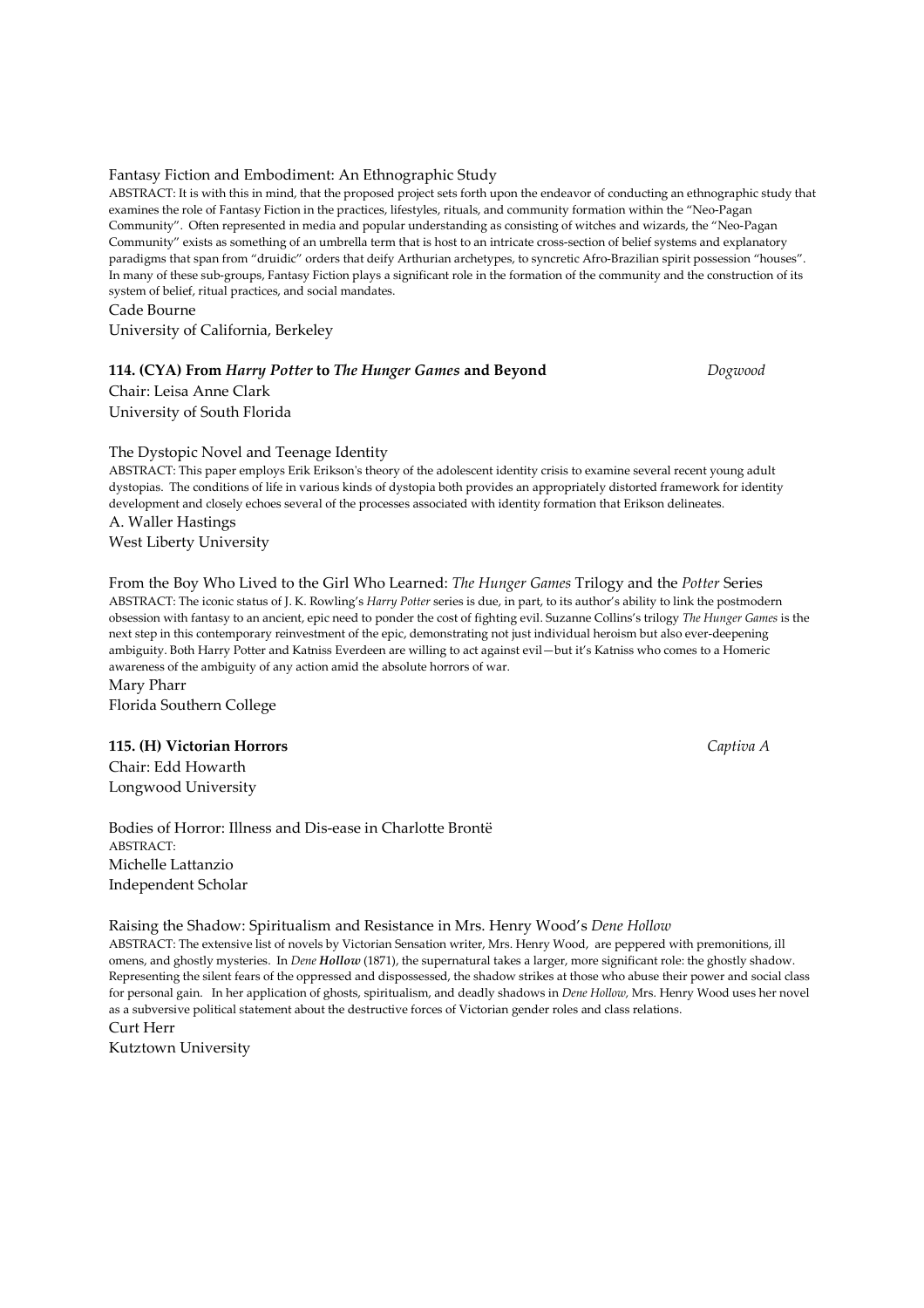Fantasy Fiction and Embodiment: An Ethnographic Study

ABSTRACT: It is with this in mind, that the proposed project sets forth upon the endeavor of conducting an ethnographic study that examines the role of Fantasy Fiction in the practices, lifestyles, rituals, and community formation within the "Neo-Pagan Community". Often represented in media and popular understanding as consisting of witches and wizards, the "Neo-Pagan Community" exists as something of an umbrella term that is host to an intricate cross-section of belief systems and explanatory paradigms that span from "druidic" orders that deify Arthurian archetypes, to syncretic Afro-Brazilian spirit possession "houses". In many of these sub-groups, Fantasy Fiction plays a significant role in the formation of the community and the construction of its system of belief, ritual practices, and social mandates.

Cade Bourne
University of California, Berkeley

**114. (CYA) From *Harry Potter* to *The Hunger Games* and Beyond** *Dogwood*

Chair: Leisa Anne Clark
University of South Florida

The Dystopic Novel and Teenage Identity

ABSTRACT: This paper employs Erik Erikson's theory of the adolescent identity crisis to examine several recent young adult dystopias. The conditions of life in various kinds of dystopia both provides an appropriately distorted framework for identity development and closely echoes several of the processes associated with identity formation that Erikson delineates.

A. Waller Hastings
West Liberty University

From the Boy Who Lived to the Girl Who Learned: *The Hunger Games* Trilogy and the *Potter* Series

ABSTRACT: The iconic status of J. K. Rowling's *Harry Potter* series is due, in part, to its author's ability to link the postmodern obsession with fantasy to an ancient, epic need to ponder the cost of fighting evil. Suzanne Collins's trilogy *The Hunger Games* is the next step in this contemporary reinvestment of the epic, demonstrating not just individual heroism but also ever-deepening ambiguity. Both Harry Potter and Katniss Everdeen are willing to act against evil—but it's Katniss who comes to a Homeric awareness of the ambiguity of any action amid the absolute horrors of war.

Mary Pharr
Florida Southern College

**115. (H) Victorian Horrors** *Captiva A*

Chair: Edd Howarth
Longwood University

Bodies of Horror: Illness and Dis-ease in Charlotte Brontë

ABSTRACT:

Michelle Lattanzio
Independent Scholar

Raising the Shadow: Spiritualism and Resistance in Mrs. Henry Wood's *Dene Hollow*

ABSTRACT: The extensive list of novels by Victorian Sensation writer, Mrs. Henry Wood, are peppered with premonitions, ill omens, and ghostly mysteries. In *Dene **Hollow*** (1871), the supernatural takes a larger, more significant role: the ghostly shadow. Representing the silent fears of the oppressed and dispossessed, the shadow strikes at those who abuse their power and social class for personal gain. In her application of ghosts, spiritualism, and deadly shadows in *Dene Hollow*, Mrs. Henry Wood uses her novel as a subversive political statement about the destructive forces of Victorian gender roles and class relations.

Curt Herr
Kutztown University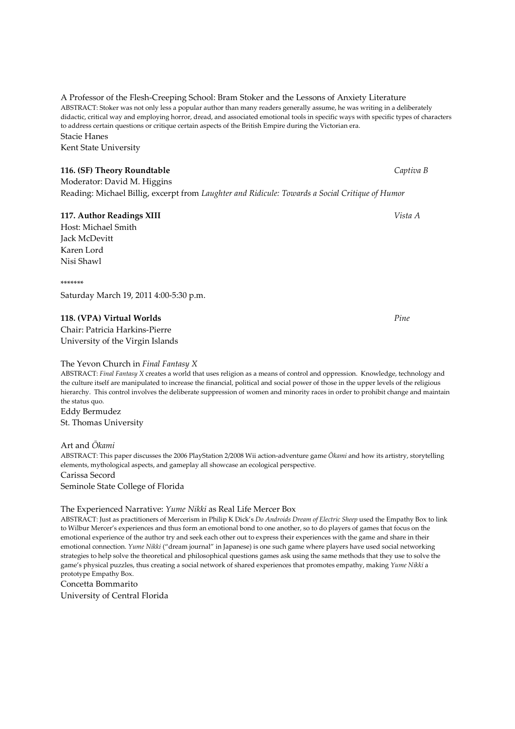A Professor of the Flesh-Creeping School: Bram Stoker and the Lessons of Anxiety Literature

ABSTRACT: Stoker was not only less a popular author than many readers generally assume, he was writing in a deliberately didactic, critical way and employing horror, dread, and associated emotional tools in specific ways with specific types of characters to address certain questions or critique certain aspects of the British Empire during the Victorian era.

Stacie Hanes
Kent State University

**116. (SF) Theory Roundtable** *Captiva B*

Moderator: David M. Higgins
Reading: Michael Billig, excerpt from *Laughter and Ridicule: Towards a Social Critique of Humor*

**117. Author Readings XIII** *Vista A*

Host: Michael Smith
Jack McDevitt
Karen Lord
Nisi Shawl

*******

Saturday March 19, 2011 4:00-5:30 p.m.

**118. (VPA) Virtual Worlds** *Pine*

Chair: Patricia Harkins-Pierre
University of the Virgin Islands

The Yevon Church in *Final Fantasy X*

ABSTRACT: *Final Fantasy X* creates a world that uses religion as a means of control and oppression. Knowledge, technology and the culture itself are manipulated to increase the financial, political and social power of those in the upper levels of the religious hierarchy. This control involves the deliberate suppression of women and minority races in order to prohibit change and maintain the status quo.

Eddy Bermudez
St. Thomas University

Art and *Ōkami*

ABSTRACT: This paper discusses the 2006 PlayStation 2/2008 Wii action-adventure game *Ōkami* and how its artistry, storytelling elements, mythological aspects, and gameplay all showcase an ecological perspective.

Carissa Secord
Seminole State College of Florida

The Experienced Narrative: *Yume Nikki* as Real Life Mercer Box

ABSTRACT: Just as practitioners of Mercerism in Philip K Dick's *Do Androids Dream of Electric Sheep* used the Empathy Box to link to Wilbur Mercer's experiences and thus form an emotional bond to one another, so to do players of games that focus on the emotional experience of the author try and seek each other out to express their experiences with the game and share in their emotional connection. *Yume Nikki* ("dream journal" in Japanese) is one such game where players have used social networking strategies to help solve the theoretical and philosophical questions games ask using the same methods that they use to solve the game's physical puzzles, thus creating a social network of shared experiences that promotes empathy, making *Yume Nikki* a prototype Empathy Box.

Concetta Bommarito
University of Central Florida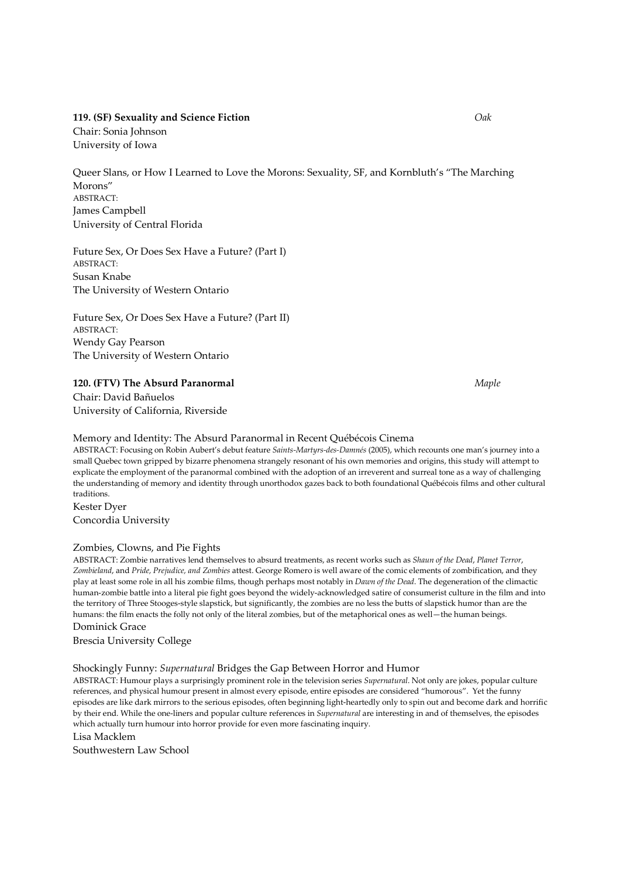**119. (SF) Sexuality and Science Fiction** *Oak*

Chair: Sonia Johnson
University of Iowa

Queer Slans, or How I Learned to Love the Morons: Sexuality, SF, and Kornbluth's "The Marching Morons"
ABSTRACT:
James Campbell
University of Central Florida

Future Sex, Or Does Sex Have a Future? (Part I)
ABSTRACT:
Susan Knabe
The University of Western Ontario

Future Sex, Or Does Sex Have a Future? (Part II)
ABSTRACT:
Wendy Gay Pearson
The University of Western Ontario

**120. (FTV) The Absurd Paranormal** *Maple*

Chair: David Bañuelos
University of California, Riverside

Memory and Identity: The Absurd Paranormal in Recent Québécois Cinema
ABSTRACT: Focusing on Robin Aubert's debut feature *Saints-Martyrs-des-Damnés* (2005), which recounts one man's journey into a small Quebec town gripped by bizarre phenomena strangely resonant of his own memories and origins, this study will attempt to explicate the employment of the paranormal combined with the adoption of an irreverent and surreal tone as a way of challenging the understanding of memory and identity through unorthodox gazes back to both foundational Québécois films and other cultural traditions.
Kester Dyer
Concordia University

Zombies, Clowns, and Pie Fights
ABSTRACT: Zombie narratives lend themselves to absurd treatments, as recent works such as *Shaun of the Dead*, *Planet Terror*, *Zombieland*, and *Pride, Prejudice, and Zombies* attest. George Romero is well aware of the comic elements of zombification, and they play at least some role in all his zombie films, though perhaps most notably in *Dawn of the Dead*. The degeneration of the climactic human-zombie battle into a literal pie fight goes beyond the widely-acknowledged satire of consumerist culture in the film and into the territory of Three Stooges-style slapstick, but significantly, the zombies are no less the butts of slapstick humor than are the humans: the film enacts the folly not only of the literal zombies, but of the metaphorical ones as well—the human beings.
Dominick Grace
Brescia University College

Shockingly Funny: *Supernatural* Bridges the Gap Between Horror and Humor
ABSTRACT: Humour plays a surprisingly prominent role in the television series *Supernatural*. Not only are jokes, popular culture references, and physical humour present in almost every episode, entire episodes are considered "humorous". Yet the funny episodes are like dark mirrors to the serious episodes, often beginning light-heartedly only to spin out and become dark and horrific by their end. While the one-liners and popular culture references in *Supernatural* are interesting in and of themselves, the episodes which actually turn humour into horror provide for even more fascinating inquiry.
Lisa Macklem
Southwestern Law School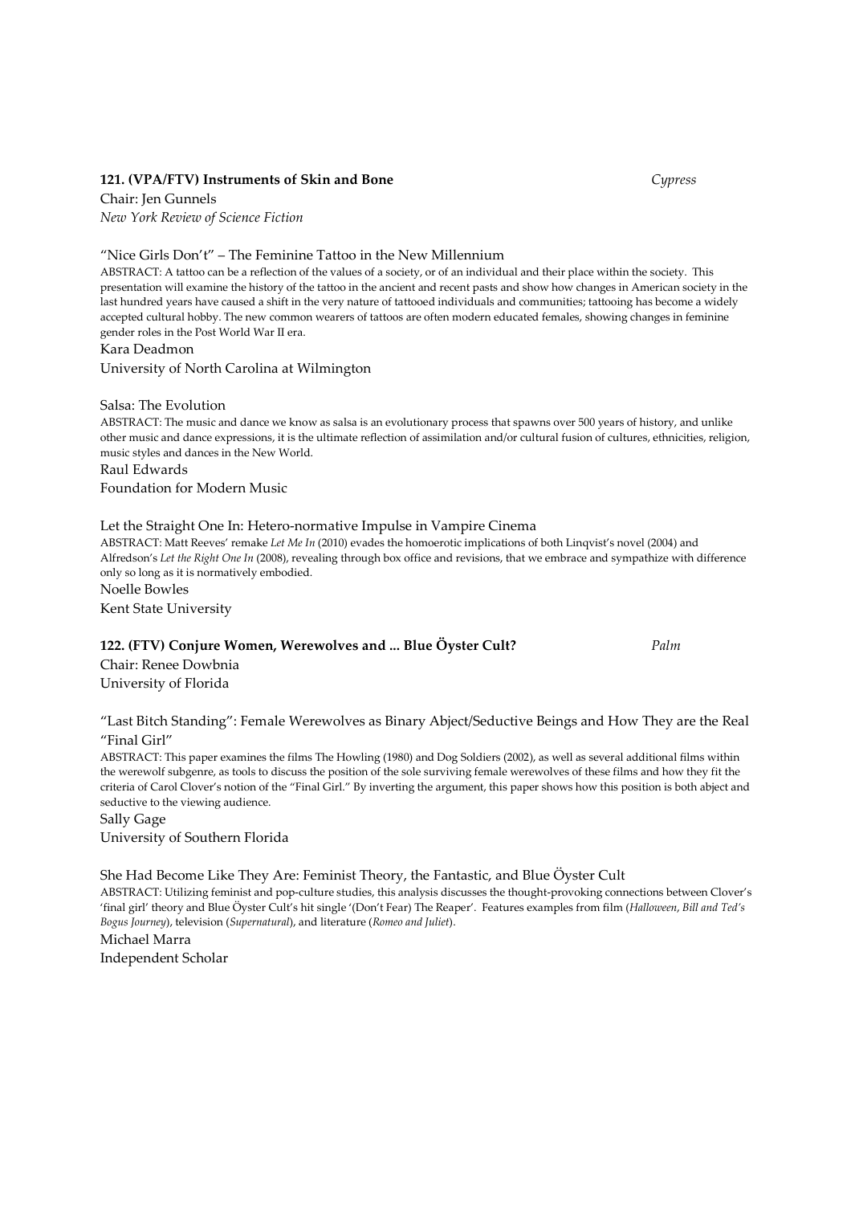**121. (VPA/FTV) Instruments of Skin and Bone** *Cypress*

Chair: Jen Gunnels
*New York Review of Science Fiction*

"Nice Girls Don't" – The Feminine Tattoo in the New Millennium

ABSTRACT: A tattoo can be a reflection of the values of a society, or of an individual and their place within the society. This presentation will examine the history of the tattoo in the ancient and recent pasts and show how changes in American society in the last hundred years have caused a shift in the very nature of tattooed individuals and communities; tattooing has become a widely accepted cultural hobby. The new common wearers of tattoos are often modern educated females, showing changes in feminine gender roles in the Post World War II era.

Kara Deadmon
University of North Carolina at Wilmington

Salsa: The Evolution

ABSTRACT: The music and dance we know as salsa is an evolutionary process that spawns over 500 years of history, and unlike other music and dance expressions, it is the ultimate reflection of assimilation and/or cultural fusion of cultures, ethnicities, religion, music styles and dances in the New World.

Raul Edwards
Foundation for Modern Music

Let the Straight One In: Hetero-normative Impulse in Vampire Cinema

ABSTRACT: Matt Reeves' remake *Let Me In* (2010) evades the homoerotic implications of both Linqvist's novel (2004) and Alfredson's *Let the Right One In* (2008), revealing through box office and revisions, that we embrace and sympathize with difference only so long as it is normatively embodied.

Noelle Bowles
Kent State University

**122. (FTV) Conjure Women, Werewolves and ... Blue Öyster Cult?** *Palm*

Chair: Renee Dowbnia
University of Florida

"Last Bitch Standing": Female Werewolves as Binary Abject/Seductive Beings and How They are the Real "Final Girl"

ABSTRACT: This paper examines the films The Howling (1980) and Dog Soldiers (2002), as well as several additional films within the werewolf subgenre, as tools to discuss the position of the sole surviving female werewolves of these films and how they fit the criteria of Carol Clover's notion of the "Final Girl." By inverting the argument, this paper shows how this position is both abject and seductive to the viewing audience.

Sally Gage
University of Southern Florida

She Had Become Like They Are: Feminist Theory, the Fantastic, and Blue Öyster Cult

ABSTRACT: Utilizing feminist and pop-culture studies, this analysis discusses the thought-provoking connections between Clover's 'final girl' theory and Blue Öyster Cult's hit single '(Don't Fear) The Reaper'. Features examples from film (*Halloween*, *Bill and Ted's Bogus Journey*), television (*Supernatural*), and literature (*Romeo and Juliet*).

Michael Marra
Independent Scholar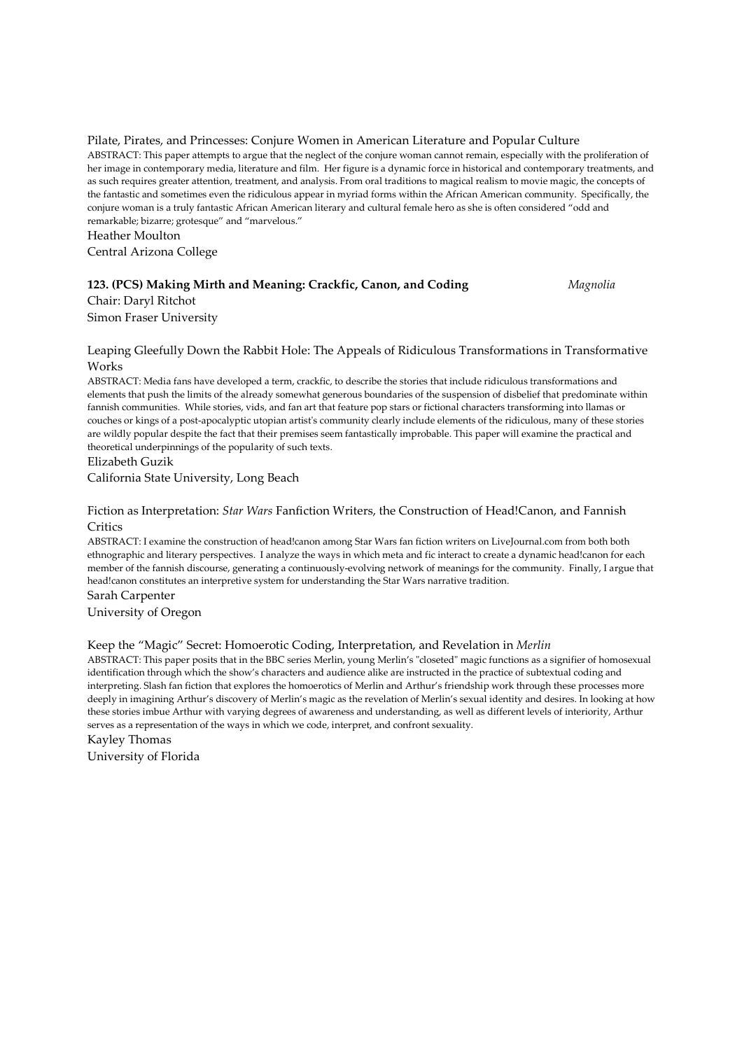Pilate, Pirates, and Princesses: Conjure Women in American Literature and Popular Culture

ABSTRACT: This paper attempts to argue that the neglect of the conjure woman cannot remain, especially with the proliferation of her image in contemporary media, literature and film. Her figure is a dynamic force in historical and contemporary treatments, and as such requires greater attention, treatment, and analysis. From oral traditions to magical realism to movie magic, the concepts of the fantastic and sometimes even the ridiculous appear in myriad forms within the African American community. Specifically, the conjure woman is a truly fantastic African American literary and cultural female hero as she is often considered "odd and remarkable; bizarre; grotesque" and "marvelous."

Heather Moulton
Central Arizona College

**123. (PCS) Making Mirth and Meaning: Crackfic, Canon, and Coding** *Magnolia*

Chair: Daryl Ritchot
Simon Fraser University

Leaping Gleefully Down the Rabbit Hole: The Appeals of Ridiculous Transformations in Transformative Works

ABSTRACT: Media fans have developed a term, crackfic, to describe the stories that include ridiculous transformations and elements that push the limits of the already somewhat generous boundaries of the suspension of disbelief that predominate within fannish communities. While stories, vids, and fan art that feature pop stars or fictional characters transforming into llamas or couches or kings of a post-apocalyptic utopian artist's community clearly include elements of the ridiculous, many of these stories are wildly popular despite the fact that their premises seem fantastically improbable. This paper will examine the practical and theoretical underpinnings of the popularity of such texts.

Elizabeth Guzik
California State University, Long Beach

Fiction as Interpretation: *Star Wars* Fanfiction Writers, the Construction of Head!Canon, and Fannish Critics

ABSTRACT: I examine the construction of head!canon among Star Wars fan fiction writers on LiveJournal.com from both both ethnographic and literary perspectives. I analyze the ways in which meta and fic interact to create a dynamic head!canon for each member of the fannish discourse, generating a continuously-evolving network of meanings for the community. Finally, I argue that head!canon constitutes an interpretive system for understanding the Star Wars narrative tradition.

Sarah Carpenter
University of Oregon

Keep the "Magic" Secret: Homoerotic Coding, Interpretation, and Revelation in *Merlin*

ABSTRACT: This paper posits that in the BBC series Merlin, young Merlin's "closeted" magic functions as a signifier of homosexual identification through which the show's characters and audience alike are instructed in the practice of subtextual coding and interpreting. Slash fan fiction that explores the homoerotics of Merlin and Arthur's friendship work through these processes more deeply in imagining Arthur's discovery of Merlin's magic as the revelation of Merlin's sexual identity and desires. In looking at how these stories imbue Arthur with varying degrees of awareness and understanding, as well as different levels of interiority, Arthur serves as a representation of the ways in which we code, interpret, and confront sexuality.

Kayley Thomas
University of Florida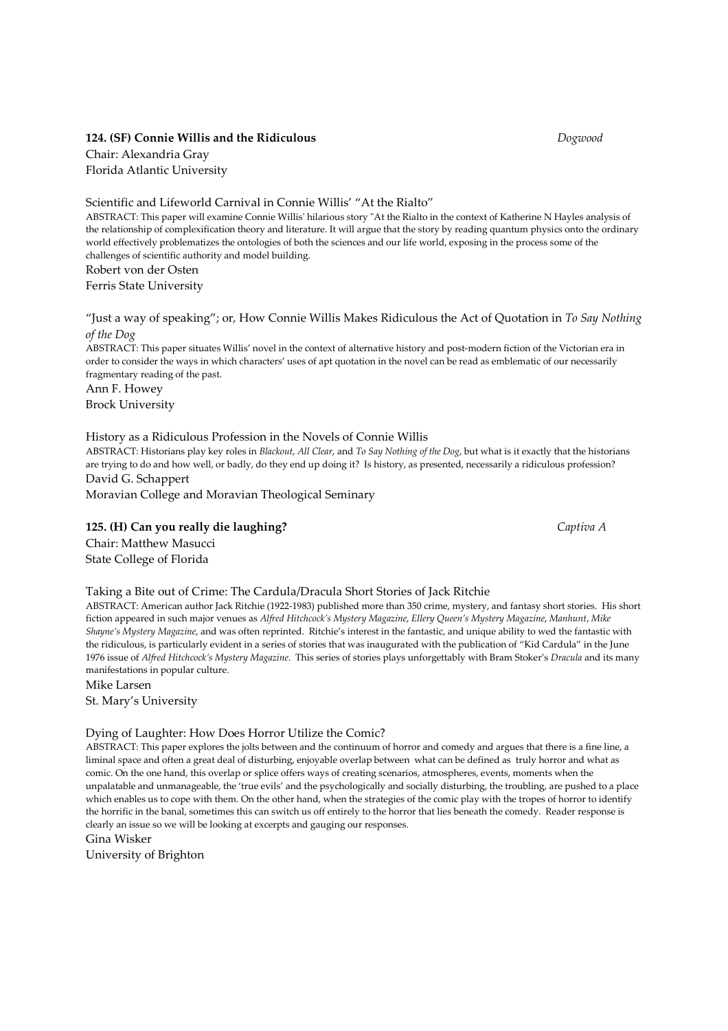**124. (SF) Connie Willis and the Ridiculous** *Dogwood*

Chair: Alexandria Gray
Florida Atlantic University

Scientific and Lifeworld Carnival in Connie Willis' "At the Rialto"

ABSTRACT: This paper will examine Connie Willis' hilarious story "At the Rialto in the context of Katherine N Hayles analysis of the relationship of complexification theory and literature. It will argue that the story by reading quantum physics onto the ordinary world effectively problematizes the ontologies of both the sciences and our life world, exposing in the process some of the challenges of scientific authority and model building.

Robert von der Osten
Ferris State University

"Just a way of speaking"; or, How Connie Willis Makes Ridiculous the Act of Quotation in *To Say Nothing of the Dog*

ABSTRACT: This paper situates Willis' novel in the context of alternative history and post-modern fiction of the Victorian era in order to consider the ways in which characters' uses of apt quotation in the novel can be read as emblematic of our necessarily fragmentary reading of the past.

Ann F. Howey
Brock University

History as a Ridiculous Profession in the Novels of Connie Willis

ABSTRACT: Historians play key roles in *Blackout*, *All Clear*, and *To Say Nothing of the Dog*, but what is it exactly that the historians are trying to do and how well, or badly, do they end up doing it? Is history, as presented, necessarily a ridiculous profession?

David G. Schappert
Moravian College and Moravian Theological Seminary

**125. (H) Can you really die laughing?** *Captiva A*

Chair: Matthew Masucci
State College of Florida

Taking a Bite out of Crime: The Cardula/Dracula Short Stories of Jack Ritchie

ABSTRACT: American author Jack Ritchie (1922-1983) published more than 350 crime, mystery, and fantasy short stories. His short fiction appeared in such major venues as *Alfred Hitchcock's Mystery Magazine*, *Ellery Queen's Mystery Magazine*, *Manhunt*, *Mike Shayne's Mystery Magazine*, and was often reprinted. Ritchie's interest in the fantastic, and unique ability to wed the fantastic with the ridiculous, is particularly evident in a series of stories that was inaugurated with the publication of "Kid Cardula" in the June 1976 issue of *Alfred Hitchcock's Mystery Magazine*. This series of stories plays unforgettably with Bram Stoker's *Dracula* and its many manifestations in popular culture.

Mike Larsen
St. Mary's University

Dying of Laughter: How Does Horror Utilize the Comic?

ABSTRACT: This paper explores the jolts between and the continuum of horror and comedy and argues that there is a fine line, a liminal space and often a great deal of disturbing, enjoyable overlap between what can be defined as truly horror and what as comic. On the one hand, this overlap or splice offers ways of creating scenarios, atmospheres, events, moments when the unpalatable and unmanageable, the 'true evils' and the psychologically and socially disturbing, the troubling, are pushed to a place which enables us to cope with them. On the other hand, when the strategies of the comic play with the tropes of horror to identify the horrific in the banal, sometimes this can switch us off entirely to the horror that lies beneath the comedy. Reader response is clearly an issue so we will be looking at excerpts and gauging our responses.

Gina Wisker
University of Brighton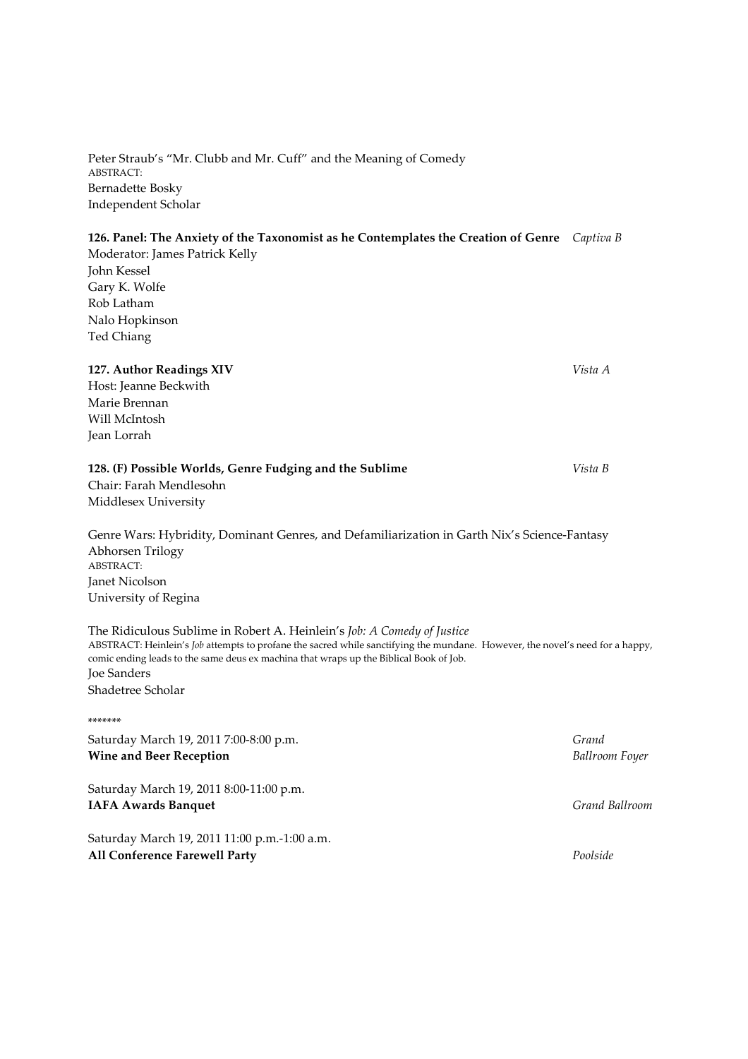Peter Straub's "Mr. Clubb and Mr. Cuff" and the Meaning of Comedy
ABSTRACT:
Bernadette Bosky
Independent Scholar

**126. Panel: The Anxiety of the Taxonomist as he Contemplates the Creation of Genre** *Captiva B*
Moderator: James Patrick Kelly
John Kessel
Gary K. Wolfe
Rob Latham
Nalo Hopkinson
Ted Chiang

**127. Author Readings XIV** *Vista A*
Host: Jeanne Beckwith
Marie Brennan
Will McIntosh
Jean Lorrah

**128. (F) Possible Worlds, Genre Fudging and the Sublime** *Vista B*
Chair: Farah Mendlesohn
Middlesex University

Genre Wars: Hybridity, Dominant Genres, and Defamiliarization in Garth Nix's Science-Fantasy Abhorsen Trilogy
ABSTRACT:
Janet Nicolson
University of Regina

The Ridiculous Sublime in Robert A. Heinlein's *Job: A Comedy of Justice*
ABSTRACT: Heinlein's *Job* attempts to profane the sacred while sanctifying the mundane. However, the novel's need for a happy, comic ending leads to the same deus ex machina that wraps up the Biblical Book of Job.
Joe Sanders
Shadetree Scholar

*******

Saturday March 19, 2011 7:00-8:00 p.m. *Grand Ballroom Foyer*
**Wine and Beer Reception**

Saturday March 19, 2011 8:00-11:00 p.m. *Grand Ballroom*
**IAFA Awards Banquet**

Saturday March 19, 2011 11:00 p.m.-1:00 a.m. *Poolside*
**All Conference Farewell Party**